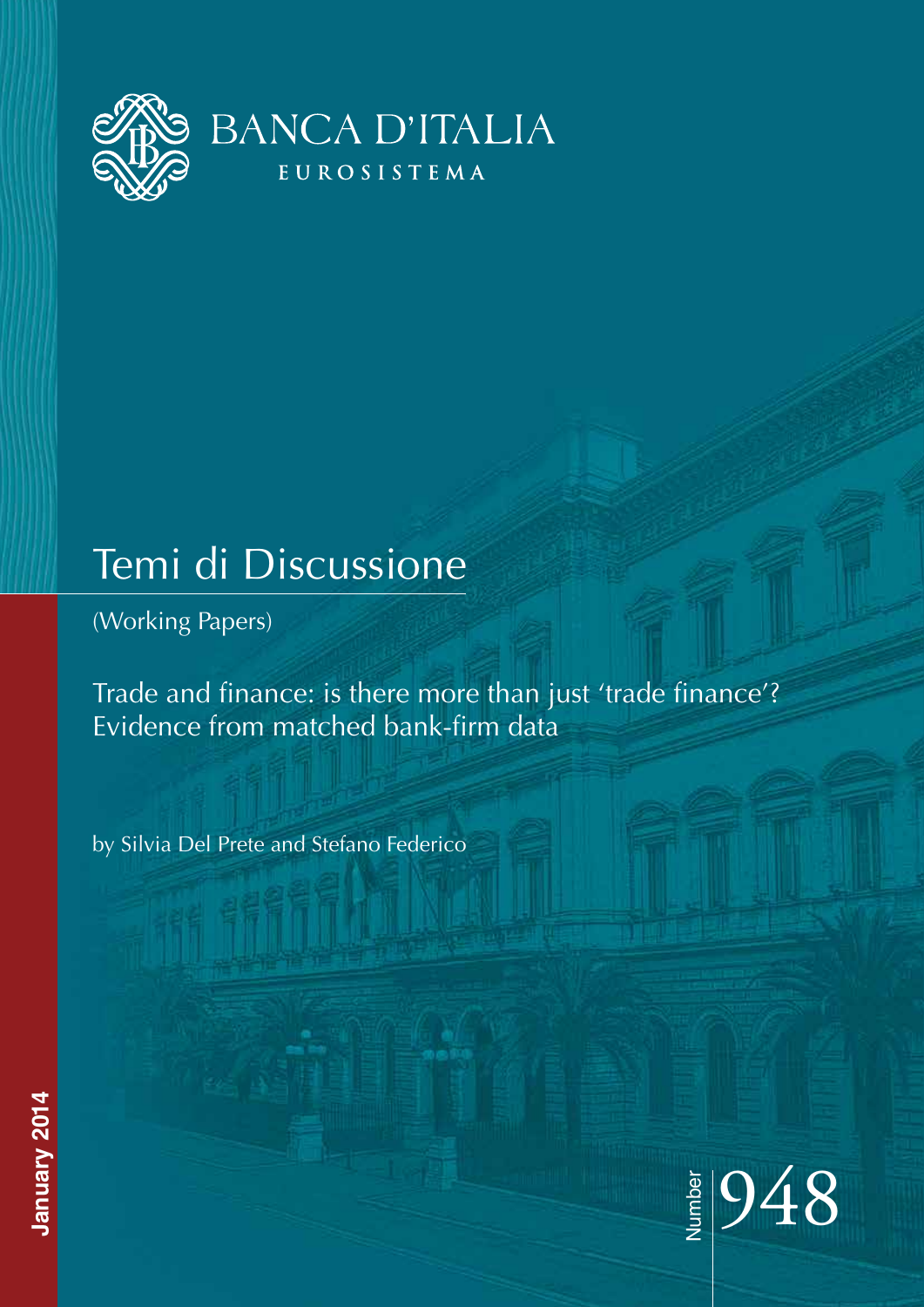BANCA D'ITALIA

EUROSISTEMA

# Temi di Discussione

(Working Papers)

Trade and finance: is there more than just 'trade finance'? Evidence from matched bank-firm data

by Silvia Del Prete and Stefano Federico

January 2014

Number 948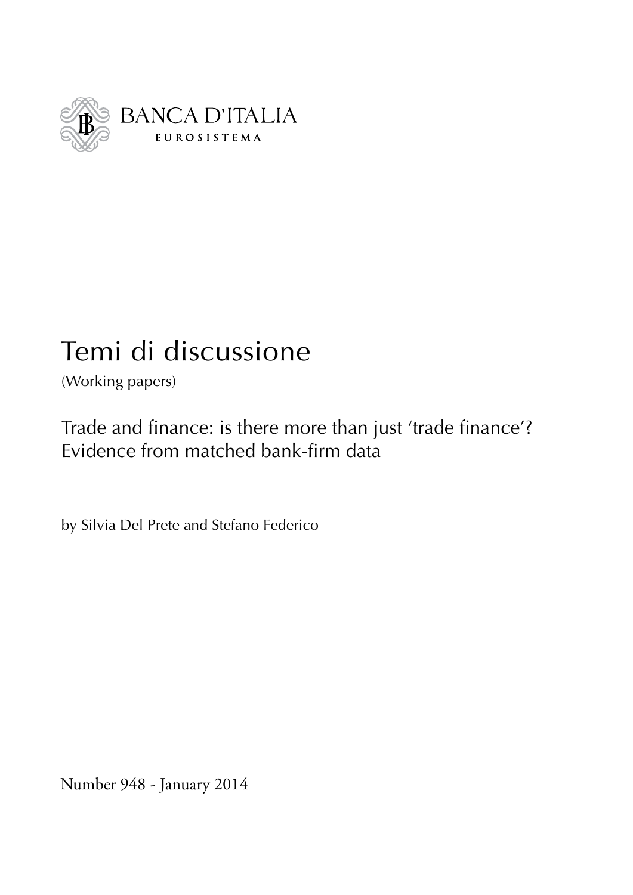BANCA D'ITALIA

EUROSISTEMA

# Temi di discussione

(Working papers)

## Trade and finance: is there more than just 'trade finance'? Evidence from matched bank-firm data

by Silvia Del Prete and Stefano Federico

Number 948 - January 2014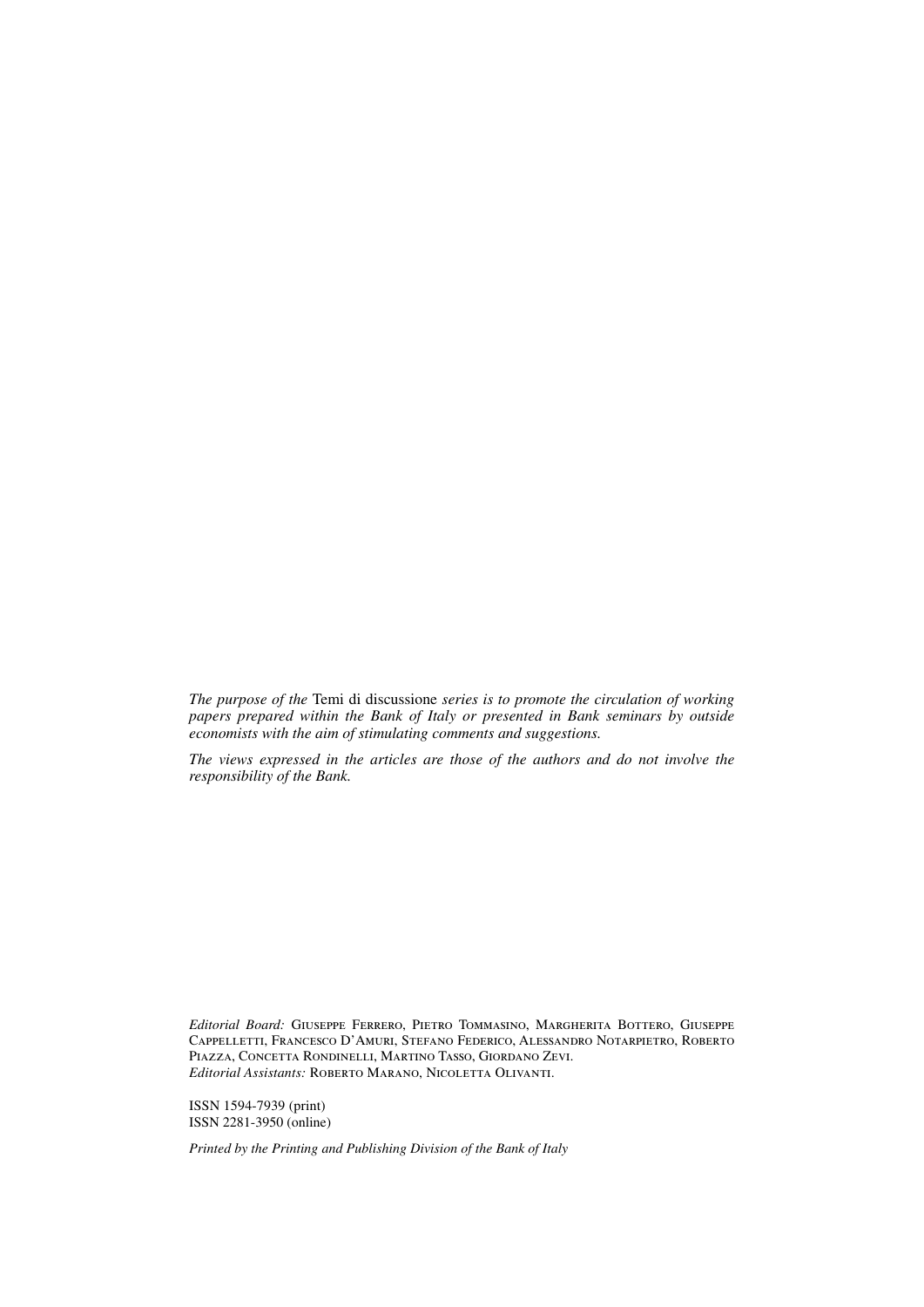*The purpose of the* Temi di discussione *series is to promote the circulation of working papers prepared within the Bank of Italy or presented in Bank seminars by outside economists with the aim of stimulating comments and suggestions.*

*The views expressed in the articles are those of the authors and do not involve the responsibility of the Bank.*

*Editorial Board:* Giuseppe Ferrero, Pietro Tommasino, Margherita Bottero, Giuseppe Cappelletti, Francesco D'Amuri, Stefano Federico, Alessandro Notarpietro, Roberto Piazza, Concetta Rondinelli, Martino Tasso, Giordano Zevi.
*Editorial Assistants:* Roberto Marano, Nicoletta Olivanti.

ISSN 1594-7939 (print)
ISSN 2281-3950 (online)

*Printed by the Printing and Publishing Division of the Bank of Italy*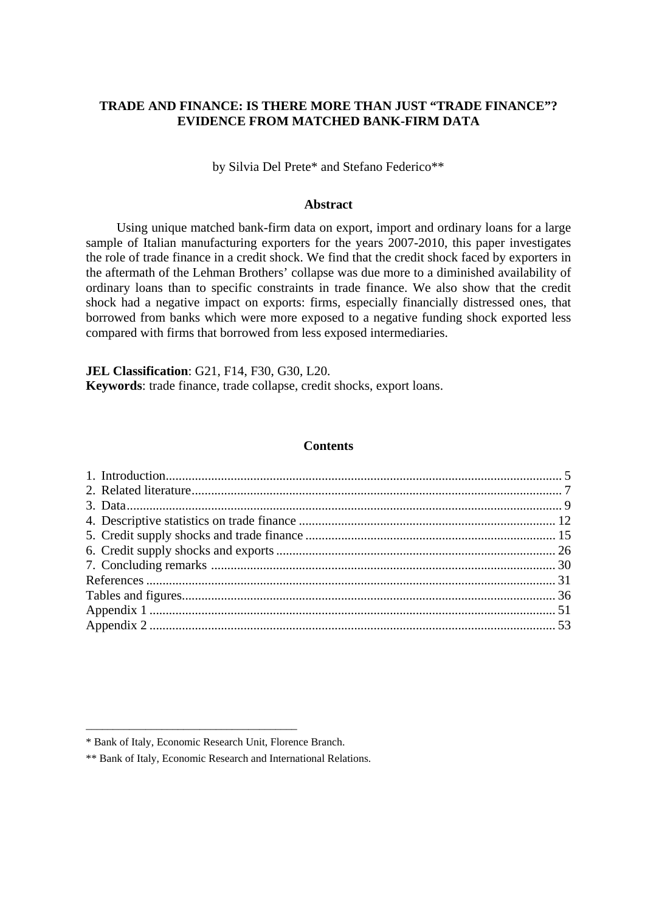# TRADE AND FINANCE: IS THERE MORE THAN JUST "TRADE FINANCE"? EVIDENCE FROM MATCHED BANK-FIRM DATA

by Silvia Del Prete* and Stefano Federico**

## Abstract

Using unique matched bank-firm data on export, import and ordinary loans for a large sample of Italian manufacturing exporters for the years 2007-2010, this paper investigates the role of trade finance in a credit shock. We find that the credit shock faced by exporters in the aftermath of the Lehman Brothers' collapse was due more to a diminished availability of ordinary loans than to specific constraints in trade finance. We also show that the credit shock had a negative impact on exports: firms, especially financially distressed ones, that borrowed from banks which were more exposed to a negative funding shock exported less compared with firms that borrowed from less exposed intermediaries.

**JEL Classification**: G21, F14, F30, G30, L20.
**Keywords**: trade finance, trade collapse, credit shocks, export loans.

## Contents

1. Introduction ........ 5
2. Related literature ........ 7
3. Data ........ 9
4. Descriptive statistics on trade finance ........ 12
5. Credit supply shocks and trade finance ........ 15
6. Credit supply shocks and exports ........ 26
7. Concluding remarks ........ 30

References ........ 31
Tables and figures ........ 36
Appendix 1 ........ 51
Appendix 2 ........ 53

---

* Bank of Italy, Economic Research Unit, Florence Branch.

** Bank of Italy, Economic Research and International Relations.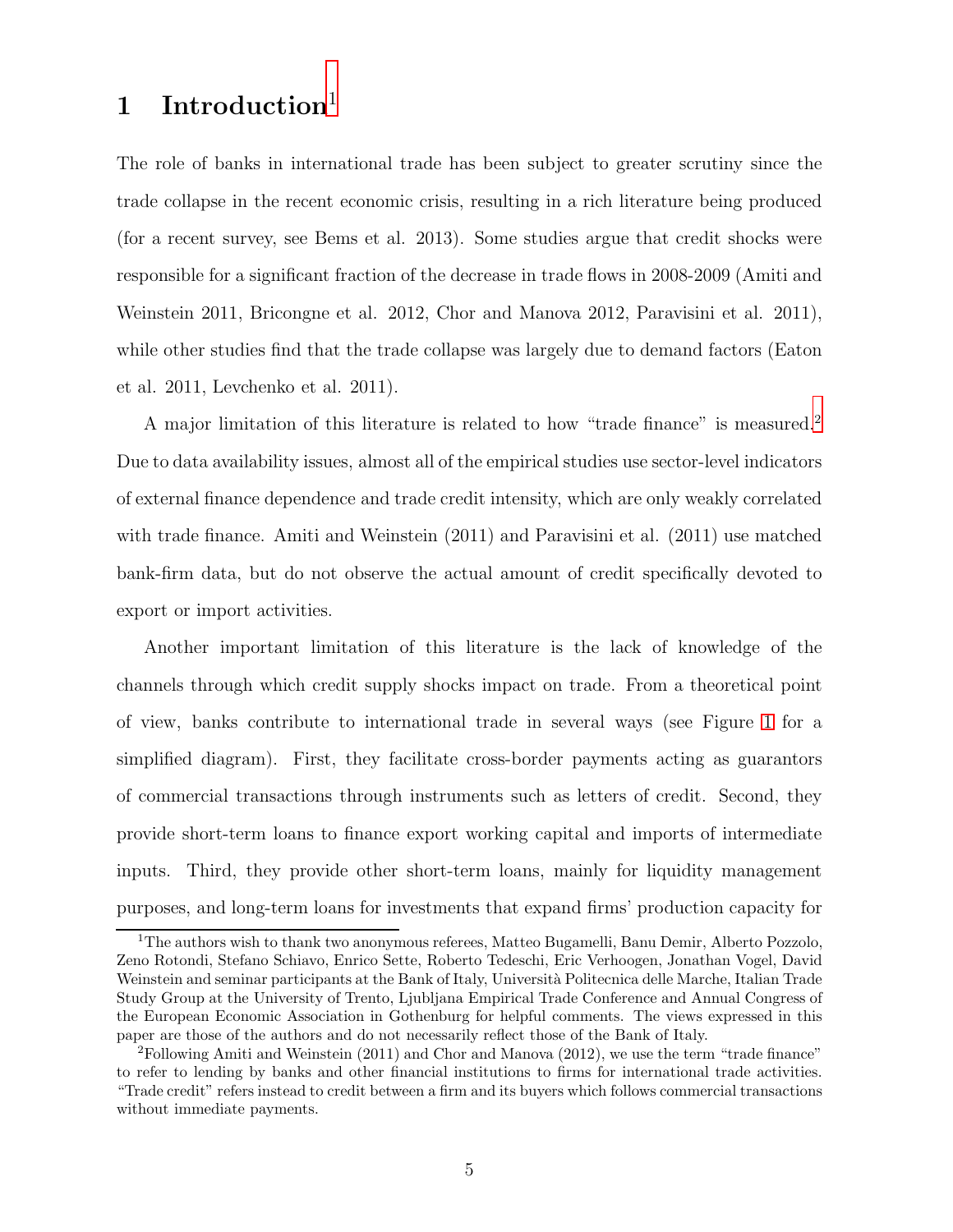# 1 Introduction[1]

The role of banks in international trade has been subject to greater scrutiny since the trade collapse in the recent economic crisis, resulting in a rich literature being produced (for a recent survey, see Bems et al. 2013). Some studies argue that credit shocks were responsible for a significant fraction of the decrease in trade flows in 2008-2009 (Amiti and Weinstein 2011, Bricongne et al. 2012, Chor and Manova 2012, Paravisini et al. 2011), while other studies find that the trade collapse was largely due to demand factors (Eaton et al. 2011, Levchenko et al. 2011).

A major limitation of this literature is related to how "trade finance" is measured.[2] Due to data availability issues, almost all of the empirical studies use sector-level indicators of external finance dependence and trade credit intensity, which are only weakly correlated with trade finance. Amiti and Weinstein (2011) and Paravisini et al. (2011) use matched bank-firm data, but do not observe the actual amount of credit specifically devoted to export or import activities.

Another important limitation of this literature is the lack of knowledge of the channels through which credit supply shocks impact on trade. From a theoretical point of view, banks contribute to international trade in several ways (see Figure 1 for a simplified diagram). First, they facilitate cross-border payments acting as guarantors of commercial transactions through instruments such as letters of credit. Second, they provide short-term loans to finance export working capital and imports of intermediate inputs. Third, they provide other short-term loans, mainly for liquidity management purposes, and long-term loans for investments that expand firms' production capacity for

[1] The authors wish to thank two anonymous referees, Matteo Bugamelli, Banu Demir, Alberto Pozzolo, Zeno Rotondi, Stefano Schiavo, Enrico Sette, Roberto Tedeschi, Eric Verhoogen, Jonathan Vogel, David Weinstein and seminar participants at the Bank of Italy, Università Politecnica delle Marche, Italian Trade Study Group at the University of Trento, Ljubljana Empirical Trade Conference and Annual Congress of the European Economic Association in Gothenburg for helpful comments. The views expressed in this paper are those of the authors and do not necessarily reflect those of the Bank of Italy.

[2] Following Amiti and Weinstein (2011) and Chor and Manova (2012), we use the term "trade finance" to refer to lending by banks and other financial institutions to firms for international trade activities. "Trade credit" refers instead to credit between a firm and its buyers which follows commercial transactions without immediate payments.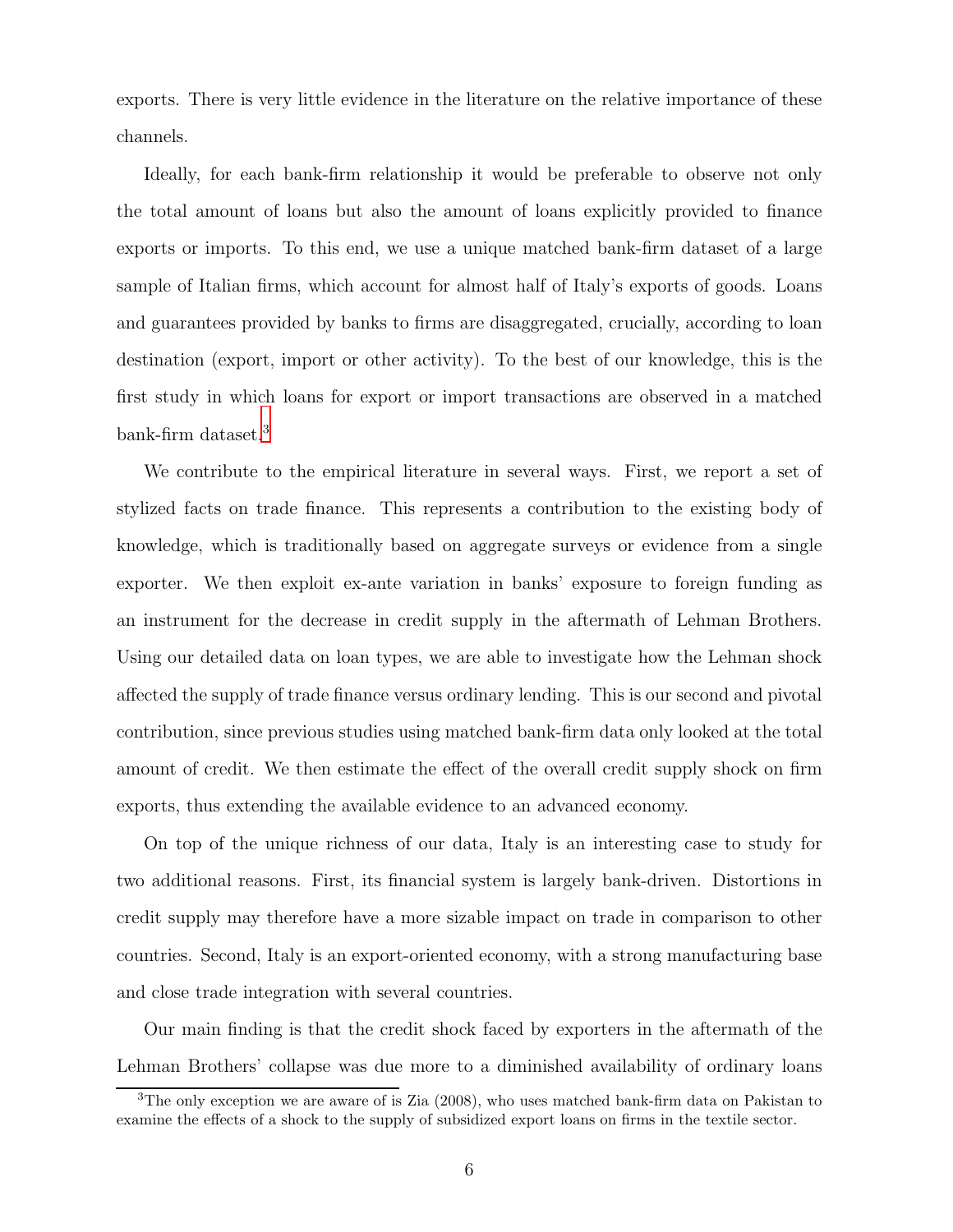exports. There is very little evidence in the literature on the relative importance of these channels.

Ideally, for each bank-firm relationship it would be preferable to observe not only the total amount of loans but also the amount of loans explicitly provided to finance exports or imports. To this end, we use a unique matched bank-firm dataset of a large sample of Italian firms, which account for almost half of Italy's exports of goods. Loans and guarantees provided by banks to firms are disaggregated, crucially, according to loan destination (export, import or other activity). To the best of our knowledge, this is the first study in which loans for export or import transactions are observed in a matched bank-firm dataset.[3]

We contribute to the empirical literature in several ways. First, we report a set of stylized facts on trade finance. This represents a contribution to the existing body of knowledge, which is traditionally based on aggregate surveys or evidence from a single exporter. We then exploit ex-ante variation in banks' exposure to foreign funding as an instrument for the decrease in credit supply in the aftermath of Lehman Brothers. Using our detailed data on loan types, we are able to investigate how the Lehman shock affected the supply of trade finance versus ordinary lending. This is our second and pivotal contribution, since previous studies using matched bank-firm data only looked at the total amount of credit. We then estimate the effect of the overall credit supply shock on firm exports, thus extending the available evidence to an advanced economy.

On top of the unique richness of our data, Italy is an interesting case to study for two additional reasons. First, its financial system is largely bank-driven. Distortions in credit supply may therefore have a more sizable impact on trade in comparison to other countries. Second, Italy is an export-oriented economy, with a strong manufacturing base and close trade integration with several countries.

Our main finding is that the credit shock faced by exporters in the aftermath of the Lehman Brothers' collapse was due more to a diminished availability of ordinary loans

[3] The only exception we are aware of is Zia (2008), who uses matched bank-firm data on Pakistan to examine the effects of a shock to the supply of subsidized export loans on firms in the textile sector.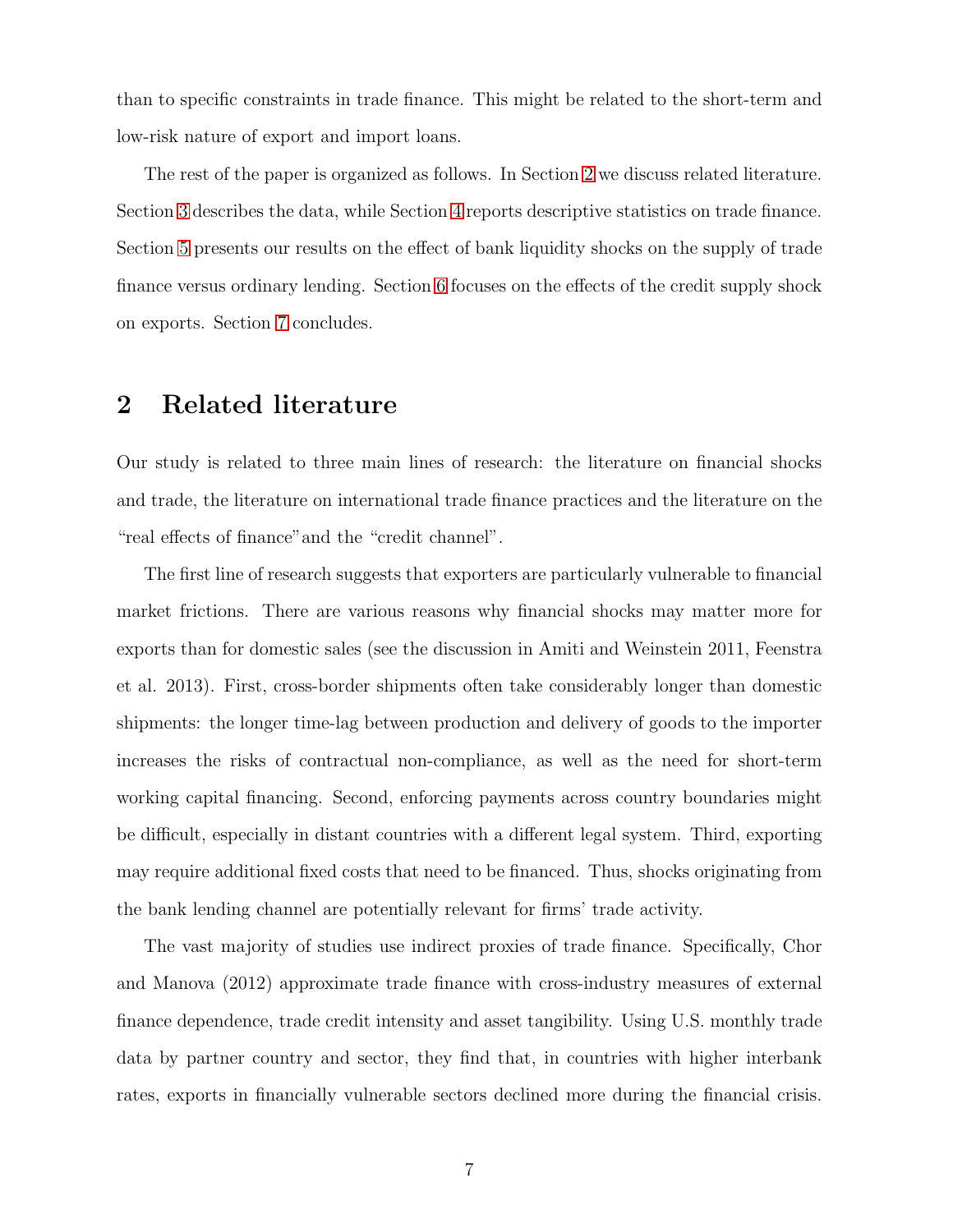than to specific constraints in trade finance. This might be related to the short-term and low-risk nature of export and import loans.

The rest of the paper is organized as follows. In Section 2 we discuss related literature. Section 3 describes the data, while Section 4 reports descriptive statistics on trade finance. Section 5 presents our results on the effect of bank liquidity shocks on the supply of trade finance versus ordinary lending. Section 6 focuses on the effects of the credit supply shock on exports. Section 7 concludes.

## 2 Related literature

Our study is related to three main lines of research: the literature on financial shocks and trade, the literature on international trade finance practices and the literature on the "real effects of finance" and the "credit channel".

The first line of research suggests that exporters are particularly vulnerable to financial market frictions. There are various reasons why financial shocks may matter more for exports than for domestic sales (see the discussion in Amiti and Weinstein 2011, Feenstra et al. 2013). First, cross-border shipments often take considerably longer than domestic shipments: the longer time-lag between production and delivery of goods to the importer increases the risks of contractual non-compliance, as well as the need for short-term working capital financing. Second, enforcing payments across country boundaries might be difficult, especially in distant countries with a different legal system. Third, exporting may require additional fixed costs that need to be financed. Thus, shocks originating from the bank lending channel are potentially relevant for firms' trade activity.

The vast majority of studies use indirect proxies of trade finance. Specifically, Chor and Manova (2012) approximate trade finance with cross-industry measures of external finance dependence, trade credit intensity and asset tangibility. Using U.S. monthly trade data by partner country and sector, they find that, in countries with higher interbank rates, exports in financially vulnerable sectors declined more during the financial crisis.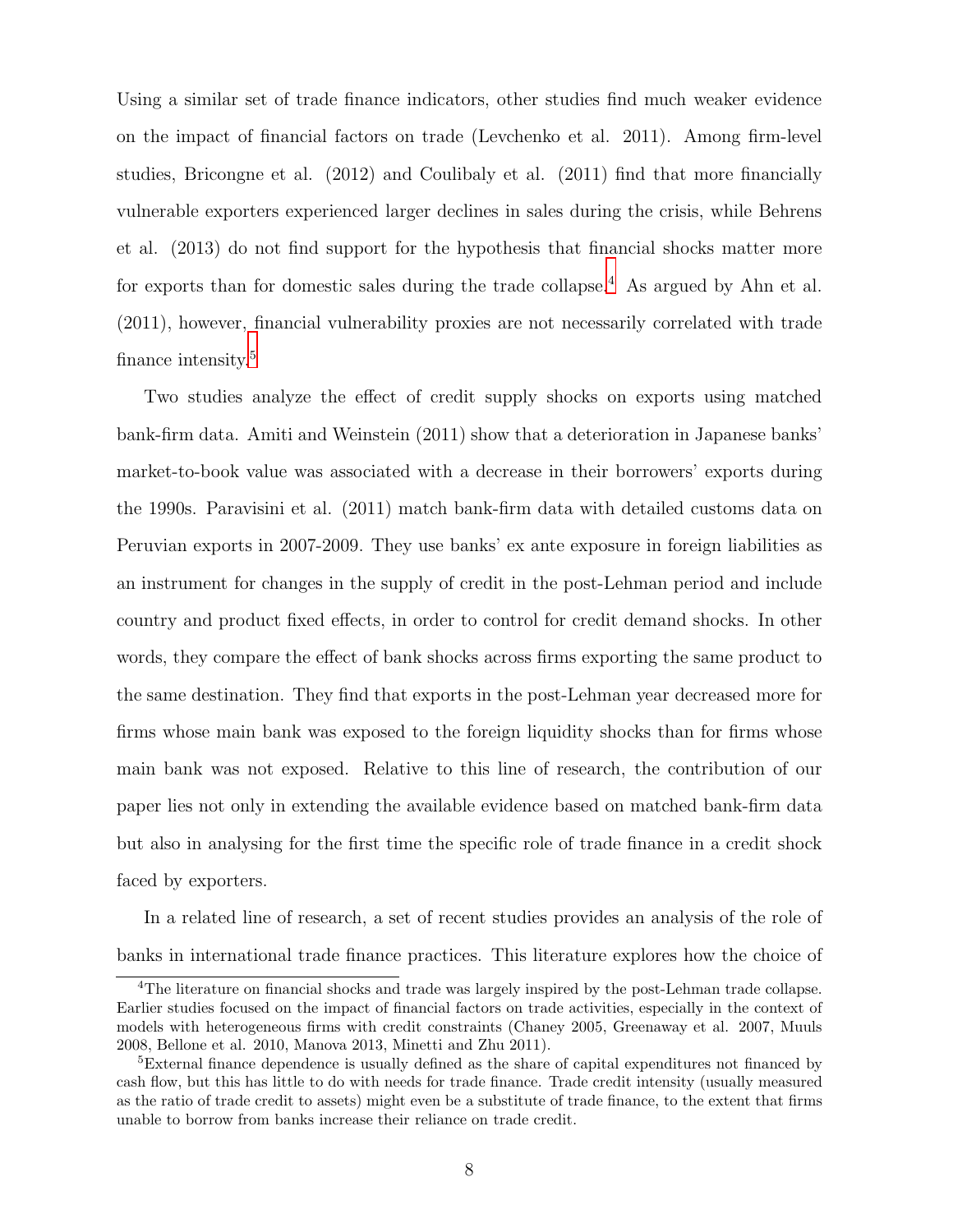Using a similar set of trade finance indicators, other studies find much weaker evidence on the impact of financial factors on trade (Levchenko et al. 2011). Among firm-level studies, Bricongne et al. (2012) and Coulibaly et al. (2011) find that more financially vulnerable exporters experienced larger declines in sales during the crisis, while Behrens et al. (2013) do not find support for the hypothesis that financial shocks matter more for exports than for domestic sales during the trade collapse.[4] As argued by Ahn et al. (2011), however, financial vulnerability proxies are not necessarily correlated with trade finance intensity.[5]

Two studies analyze the effect of credit supply shocks on exports using matched bank-firm data. Amiti and Weinstein (2011) show that a deterioration in Japanese banks' market-to-book value was associated with a decrease in their borrowers' exports during the 1990s. Paravisini et al. (2011) match bank-firm data with detailed customs data on Peruvian exports in 2007-2009. They use banks' ex ante exposure in foreign liabilities as an instrument for changes in the supply of credit in the post-Lehman period and include country and product fixed effects, in order to control for credit demand shocks. In other words, they compare the effect of bank shocks across firms exporting the same product to the same destination. They find that exports in the post-Lehman year decreased more for firms whose main bank was exposed to the foreign liquidity shocks than for firms whose main bank was not exposed. Relative to this line of research, the contribution of our paper lies not only in extending the available evidence based on matched bank-firm data but also in analysing for the first time the specific role of trade finance in a credit shock faced by exporters.

In a related line of research, a set of recent studies provides an analysis of the role of banks in international trade finance practices. This literature explores how the choice of

[4] The literature on financial shocks and trade was largely inspired by the post-Lehman trade collapse. Earlier studies focused on the impact of financial factors on trade activities, especially in the context of models with heterogeneous firms with credit constraints (Chaney 2005, Greenaway et al. 2007, Muuls 2008, Bellone et al. 2010, Manova 2013, Minetti and Zhu 2011).

[5] External finance dependence is usually defined as the share of capital expenditures not financed by cash flow, but this has little to do with needs for trade finance. Trade credit intensity (usually measured as the ratio of trade credit to assets) might even be a substitute of trade finance, to the extent that firms unable to borrow from banks increase their reliance on trade credit.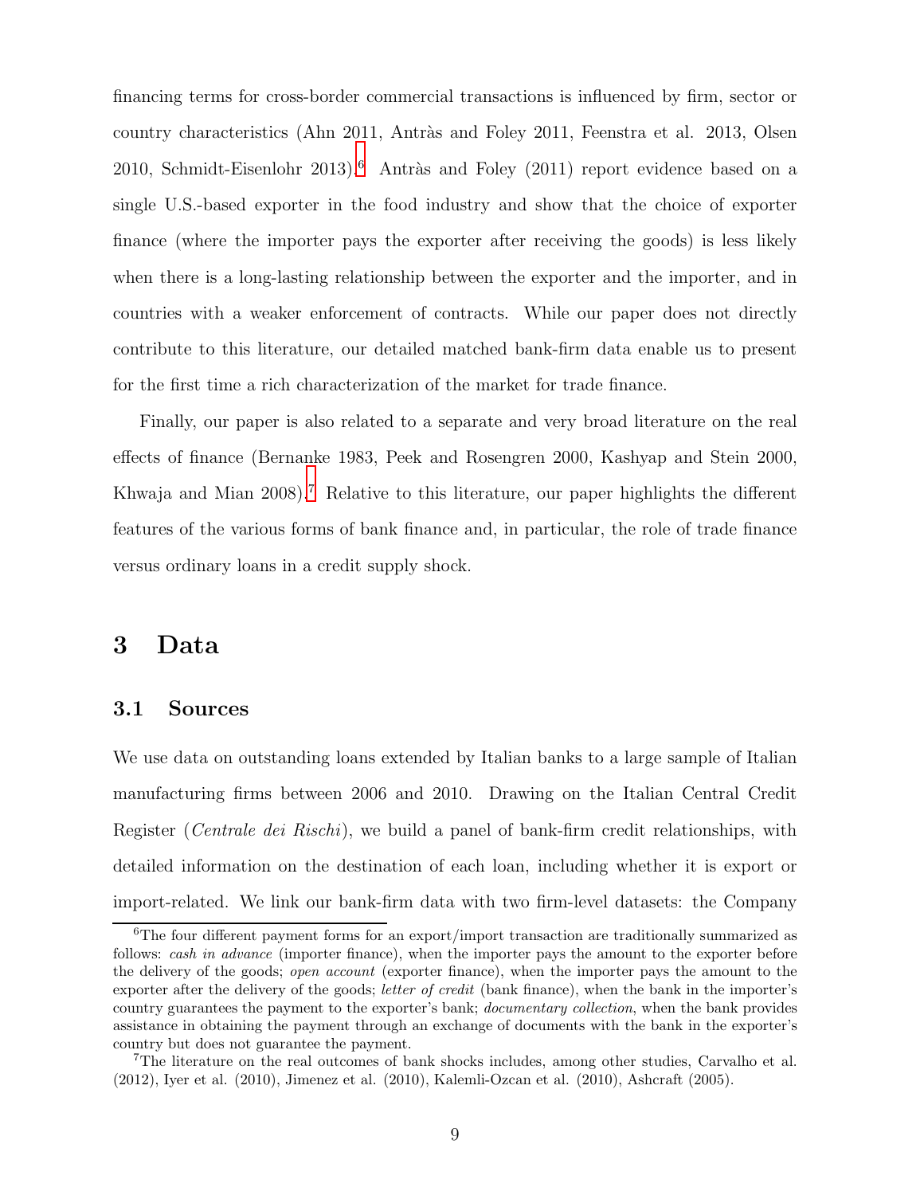financing terms for cross-border commercial transactions is influenced by firm, sector or country characteristics (Ahn 2011, Antràs and Foley 2011, Feenstra et al. 2013, Olsen 2010, Schmidt-Eisenlohr 2013).[6] Antràs and Foley (2011) report evidence based on a single U.S.-based exporter in the food industry and show that the choice of exporter finance (where the importer pays the exporter after receiving the goods) is less likely when there is a long-lasting relationship between the exporter and the importer, and in countries with a weaker enforcement of contracts. While our paper does not directly contribute to this literature, our detailed matched bank-firm data enable us to present for the first time a rich characterization of the market for trade finance.

Finally, our paper is also related to a separate and very broad literature on the real effects of finance (Bernanke 1983, Peek and Rosengren 2000, Kashyap and Stein 2000, Khwaja and Mian 2008).[7] Relative to this literature, our paper highlights the different features of the various forms of bank finance and, in particular, the role of trade finance versus ordinary loans in a credit supply shock.

# 3 Data

## 3.1 Sources

We use data on outstanding loans extended by Italian banks to a large sample of Italian manufacturing firms between 2006 and 2010. Drawing on the Italian Central Credit Register (*Centrale dei Rischi*), we build a panel of bank-firm credit relationships, with detailed information on the destination of each loan, including whether it is export or import-related. We link our bank-firm data with two firm-level datasets: the Company

[6] The four different payment forms for an export/import transaction are traditionally summarized as follows: *cash in advance* (importer finance), when the importer pays the amount to the exporter before the delivery of the goods; *open account* (exporter finance), when the importer pays the amount to the exporter after the delivery of the goods; *letter of credit* (bank finance), when the bank in the importer's country guarantees the payment to the exporter's bank; *documentary collection*, when the bank provides assistance in obtaining the payment through an exchange of documents with the bank in the exporter's country but does not guarantee the payment.

[7] The literature on the real outcomes of bank shocks includes, among other studies, Carvalho et al. (2012), Iyer et al. (2010), Jimenez et al. (2010), Kalemli-Ozcan et al. (2010), Ashcraft (2005).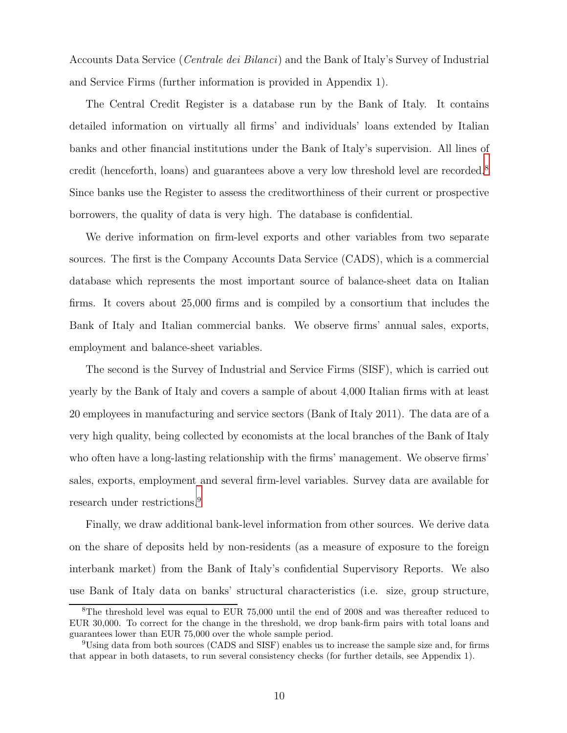Accounts Data Service (*Centrale dei Bilanci*) and the Bank of Italy's Survey of Industrial and Service Firms (further information is provided in Appendix 1).

The Central Credit Register is a database run by the Bank of Italy. It contains detailed information on virtually all firms' and individuals' loans extended by Italian banks and other financial institutions under the Bank of Italy's supervision. All lines of credit (henceforth, loans) and guarantees above a very low threshold level are recorded.[8] Since banks use the Register to assess the creditworthiness of their current or prospective borrowers, the quality of data is very high. The database is confidential.

We derive information on firm-level exports and other variables from two separate sources. The first is the Company Accounts Data Service (CADS), which is a commercial database which represents the most important source of balance-sheet data on Italian firms. It covers about 25,000 firms and is compiled by a consortium that includes the Bank of Italy and Italian commercial banks. We observe firms' annual sales, exports, employment and balance-sheet variables.

The second is the Survey of Industrial and Service Firms (SISF), which is carried out yearly by the Bank of Italy and covers a sample of about 4,000 Italian firms with at least 20 employees in manufacturing and service sectors (Bank of Italy 2011). The data are of a very high quality, being collected by economists at the local branches of the Bank of Italy who often have a long-lasting relationship with the firms' management. We observe firms' sales, exports, employment and several firm-level variables. Survey data are available for research under restrictions.[9]

Finally, we draw additional bank-level information from other sources. We derive data on the share of deposits held by non-residents (as a measure of exposure to the foreign interbank market) from the Bank of Italy's confidential Supervisory Reports. We also use Bank of Italy data on banks' structural characteristics (i.e. size, group structure,

[8] The threshold level was equal to EUR 75,000 until the end of 2008 and was thereafter reduced to EUR 30,000. To correct for the change in the threshold, we drop bank-firm pairs with total loans and guarantees lower than EUR 75,000 over the whole sample period.

[9] Using data from both sources (CADS and SISF) enables us to increase the sample size and, for firms that appear in both datasets, to run several consistency checks (for further details, see Appendix 1).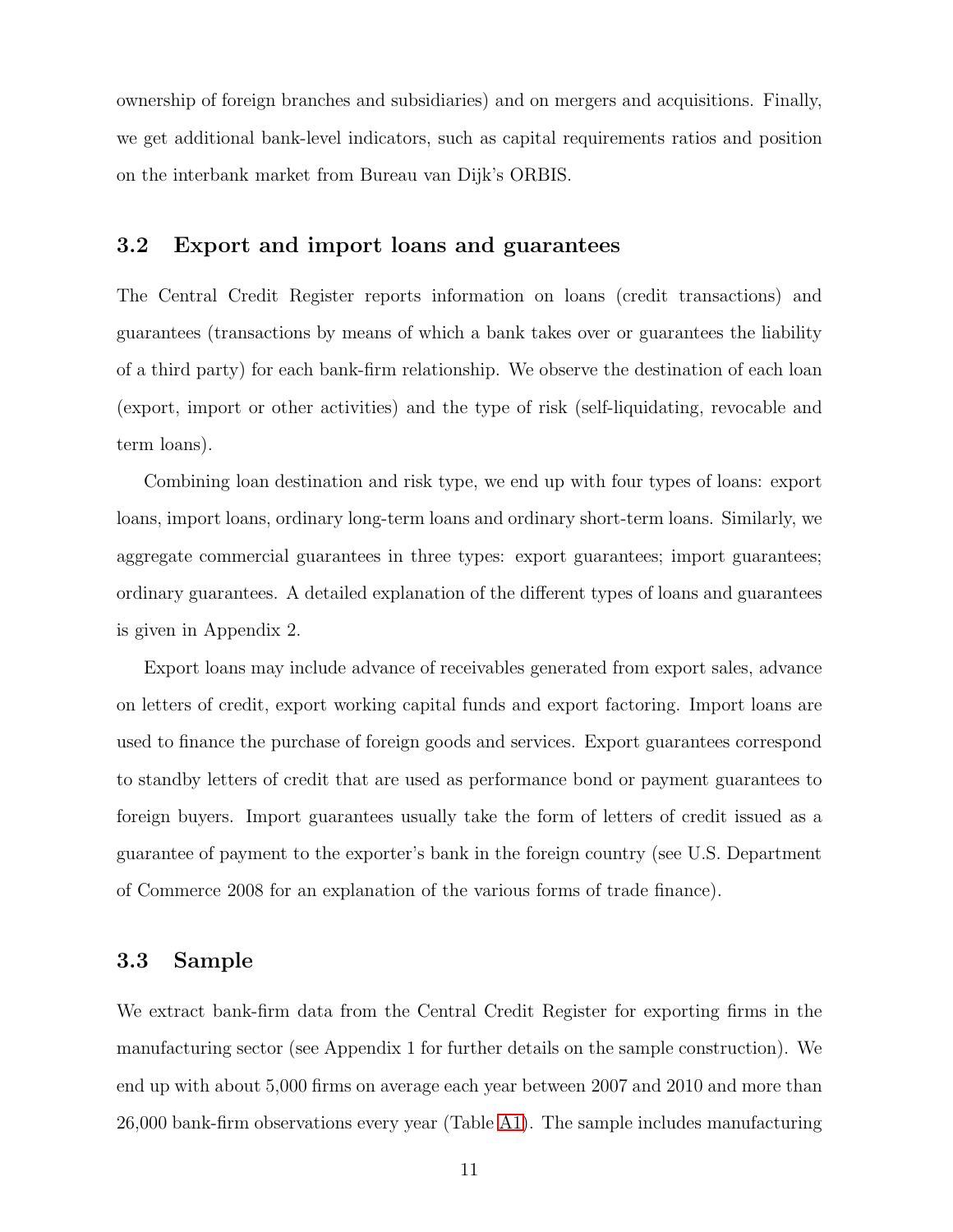ownership of foreign branches and subsidiaries) and on mergers and acquisitions. Finally, we get additional bank-level indicators, such as capital requirements ratios and position on the interbank market from Bureau van Dijk's ORBIS.

## 3.2 Export and import loans and guarantees

The Central Credit Register reports information on loans (credit transactions) and guarantees (transactions by means of which a bank takes over or guarantees the liability of a third party) for each bank-firm relationship. We observe the destination of each loan (export, import or other activities) and the type of risk (self-liquidating, revocable and term loans).

Combining loan destination and risk type, we end up with four types of loans: export loans, import loans, ordinary long-term loans and ordinary short-term loans. Similarly, we aggregate commercial guarantees in three types: export guarantees; import guarantees; ordinary guarantees. A detailed explanation of the different types of loans and guarantees is given in Appendix 2.

Export loans may include advance of receivables generated from export sales, advance on letters of credit, export working capital funds and export factoring. Import loans are used to finance the purchase of foreign goods and services. Export guarantees correspond to standby letters of credit that are used as performance bond or payment guarantees to foreign buyers. Import guarantees usually take the form of letters of credit issued as a guarantee of payment to the exporter's bank in the foreign country (see U.S. Department of Commerce 2008 for an explanation of the various forms of trade finance).

## 3.3 Sample

We extract bank-firm data from the Central Credit Register for exporting firms in the manufacturing sector (see Appendix 1 for further details on the sample construction). We end up with about 5,000 firms on average each year between 2007 and 2010 and more than 26,000 bank-firm observations every year (Table A1). The sample includes manufacturing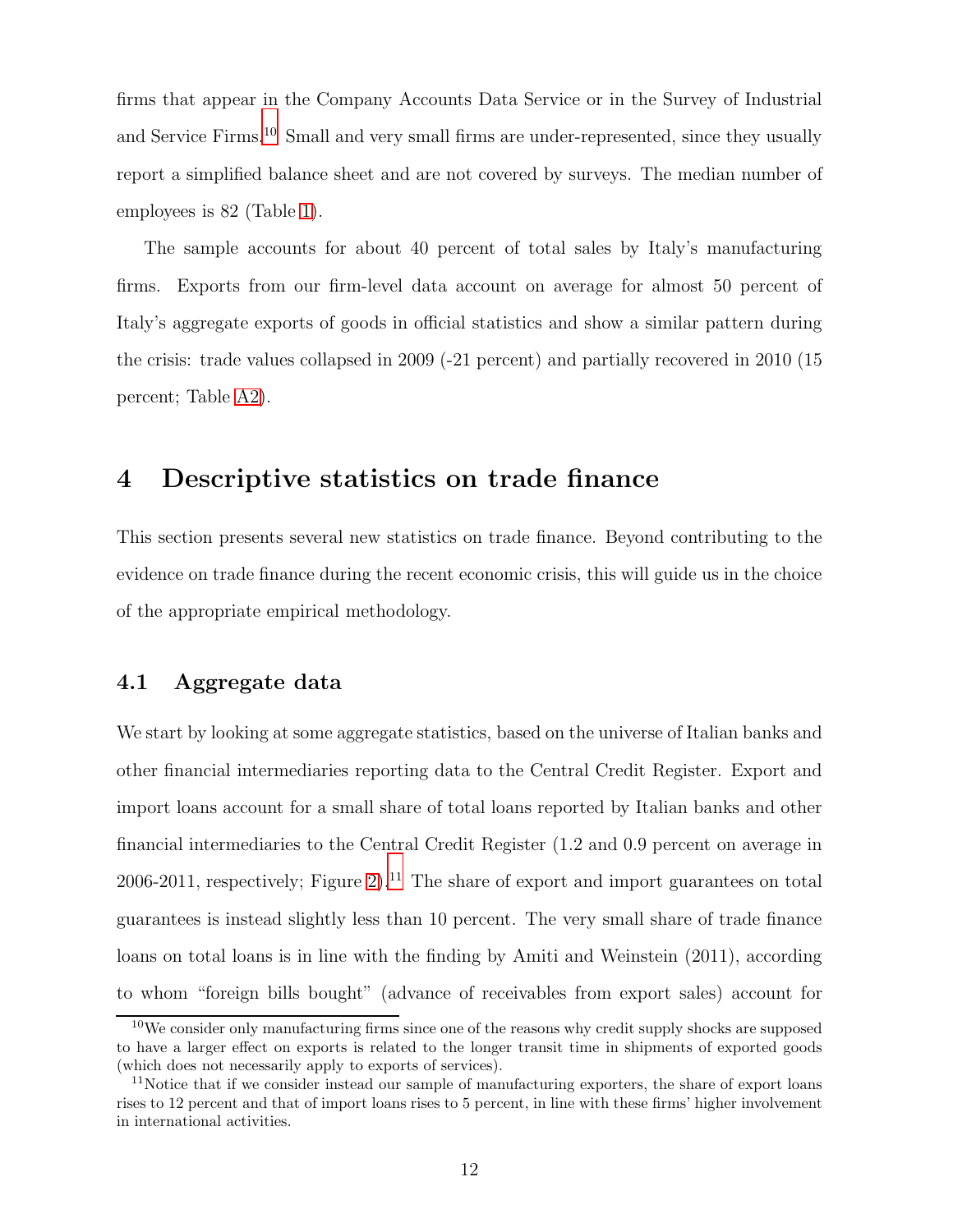firms that appear in the Company Accounts Data Service or in the Survey of Industrial and Service Firms.[10] Small and very small firms are under-represented, since they usually report a simplified balance sheet and are not covered by surveys. The median number of employees is 82 (Table 1).

The sample accounts for about 40 percent of total sales by Italy's manufacturing firms. Exports from our firm-level data account on average for almost 50 percent of Italy's aggregate exports of goods in official statistics and show a similar pattern during the crisis: trade values collapsed in 2009 (-21 percent) and partially recovered in 2010 (15 percent; Table A2).

## 4 Descriptive statistics on trade finance

This section presents several new statistics on trade finance. Beyond contributing to the evidence on trade finance during the recent economic crisis, this will guide us in the choice of the appropriate empirical methodology.

### 4.1 Aggregate data

We start by looking at some aggregate statistics, based on the universe of Italian banks and other financial intermediaries reporting data to the Central Credit Register. Export and import loans account for a small share of total loans reported by Italian banks and other financial intermediaries to the Central Credit Register (1.2 and 0.9 percent on average in 2006-2011, respectively; Figure 2).[11] The share of export and import guarantees on total guarantees is instead slightly less than 10 percent. The very small share of trade finance loans on total loans is in line with the finding by Amiti and Weinstein (2011), according to whom "foreign bills bought" (advance of receivables from export sales) account for

[10] We consider only manufacturing firms since one of the reasons why credit supply shocks are supposed to have a larger effect on exports is related to the longer transit time in shipments of exported goods (which does not necessarily apply to exports of services).

[11] Notice that if we consider instead our sample of manufacturing exporters, the share of export loans rises to 12 percent and that of import loans rises to 5 percent, in line with these firms' higher involvement in international activities.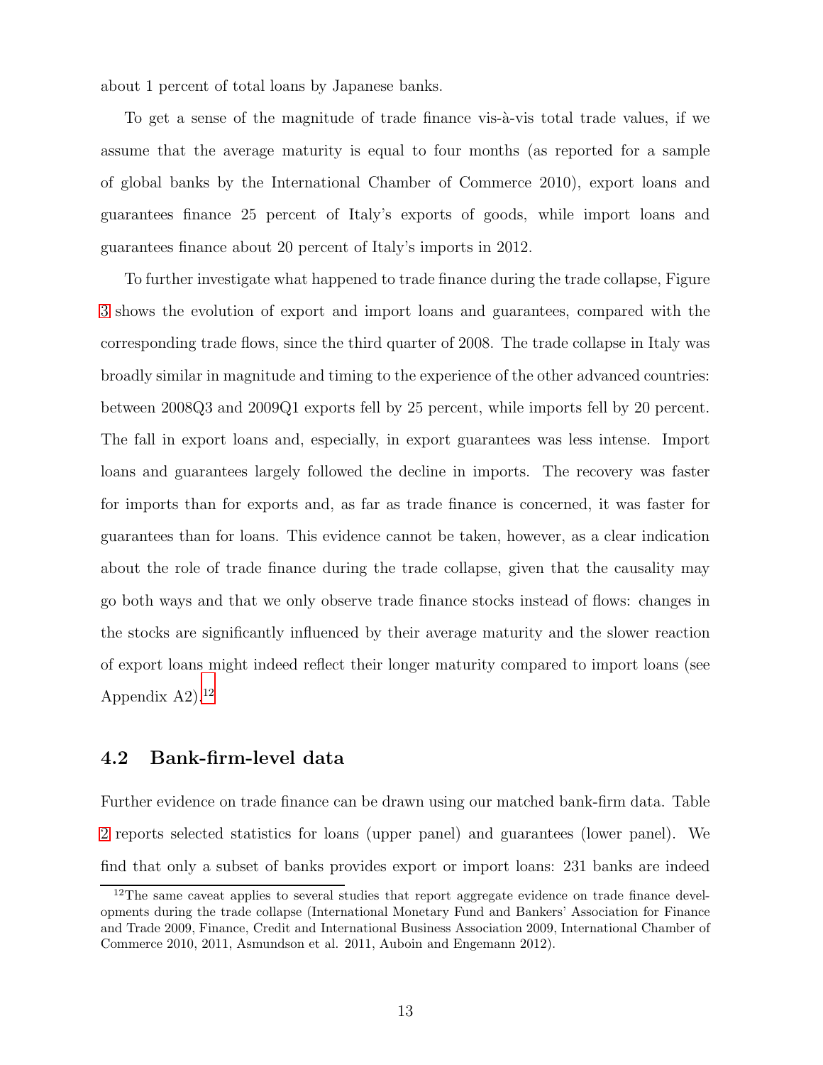about 1 percent of total loans by Japanese banks.

To get a sense of the magnitude of trade finance vis-à-vis total trade values, if we assume that the average maturity is equal to four months (as reported for a sample of global banks by the International Chamber of Commerce 2010), export loans and guarantees finance 25 percent of Italy's exports of goods, while import loans and guarantees finance about 20 percent of Italy's imports in 2012.

To further investigate what happened to trade finance during the trade collapse, Figure 3 shows the evolution of export and import loans and guarantees, compared with the corresponding trade flows, since the third quarter of 2008. The trade collapse in Italy was broadly similar in magnitude and timing to the experience of the other advanced countries: between 2008Q3 and 2009Q1 exports fell by 25 percent, while imports fell by 20 percent. The fall in export loans and, especially, in export guarantees was less intense. Import loans and guarantees largely followed the decline in imports. The recovery was faster for imports than for exports and, as far as trade finance is concerned, it was faster for guarantees than for loans. This evidence cannot be taken, however, as a clear indication about the role of trade finance during the trade collapse, given that the causality may go both ways and that we only observe trade finance stocks instead of flows: changes in the stocks are significantly influenced by their average maturity and the slower reaction of export loans might indeed reflect their longer maturity compared to import loans (see Appendix A2).[12]

## 4.2 Bank-firm-level data

Further evidence on trade finance can be drawn using our matched bank-firm data. Table 2 reports selected statistics for loans (upper panel) and guarantees (lower panel). We find that only a subset of banks provides export or import loans: 231 banks are indeed

[12] The same caveat applies to several studies that report aggregate evidence on trade finance developments during the trade collapse (International Monetary Fund and Bankers' Association for Finance and Trade 2009, Finance, Credit and International Business Association 2009, International Chamber of Commerce 2010, 2011, Asmundson et al. 2011, Auboin and Engemann 2012).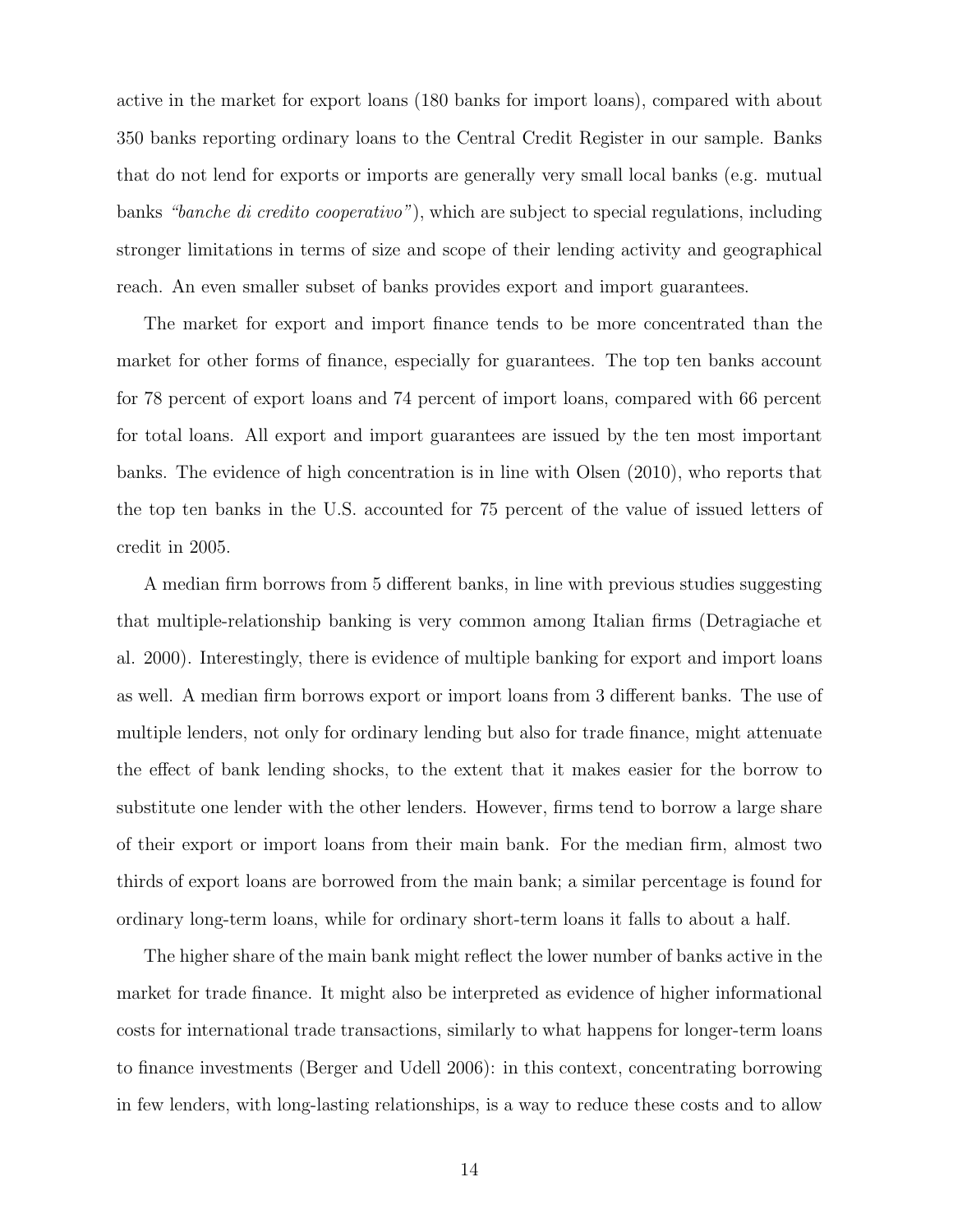active in the market for export loans (180 banks for import loans), compared with about 350 banks reporting ordinary loans to the Central Credit Register in our sample. Banks that do not lend for exports or imports are generally very small local banks (e.g. mutual banks *"banche di credito cooperativo"*), which are subject to special regulations, including stronger limitations in terms of size and scope of their lending activity and geographical reach. An even smaller subset of banks provides export and import guarantees.

The market for export and import finance tends to be more concentrated than the market for other forms of finance, especially for guarantees. The top ten banks account for 78 percent of export loans and 74 percent of import loans, compared with 66 percent for total loans. All export and import guarantees are issued by the ten most important banks. The evidence of high concentration is in line with Olsen (2010), who reports that the top ten banks in the U.S. accounted for 75 percent of the value of issued letters of credit in 2005.

A median firm borrows from 5 different banks, in line with previous studies suggesting that multiple-relationship banking is very common among Italian firms (Detragiache et al. 2000). Interestingly, there is evidence of multiple banking for export and import loans as well. A median firm borrows export or import loans from 3 different banks. The use of multiple lenders, not only for ordinary lending but also for trade finance, might attenuate the effect of bank lending shocks, to the extent that it makes easier for the borrow to substitute one lender with the other lenders. However, firms tend to borrow a large share of their export or import loans from their main bank. For the median firm, almost two thirds of export loans are borrowed from the main bank; a similar percentage is found for ordinary long-term loans, while for ordinary short-term loans it falls to about a half.

The higher share of the main bank might reflect the lower number of banks active in the market for trade finance. It might also be interpreted as evidence of higher informational costs for international trade transactions, similarly to what happens for longer-term loans to finance investments (Berger and Udell 2006): in this context, concentrating borrowing in few lenders, with long-lasting relationships, is a way to reduce these costs and to allow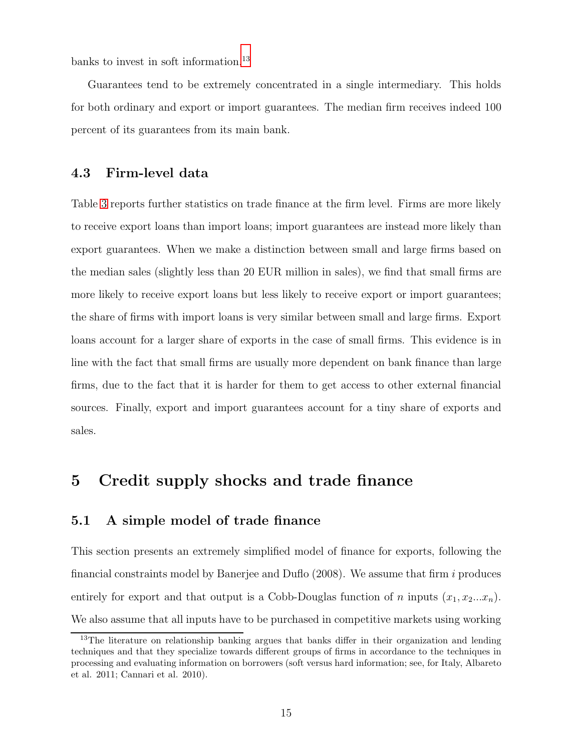banks to invest in soft information.[13]

Guarantees tend to be extremely concentrated in a single intermediary. This holds for both ordinary and export or import guarantees. The median firm receives indeed 100 percent of its guarantees from its main bank.

### 4.3 Firm-level data

Table 3 reports further statistics on trade finance at the firm level. Firms are more likely to receive export loans than import loans; import guarantees are instead more likely than export guarantees. When we make a distinction between small and large firms based on the median sales (slightly less than 20 EUR million in sales), we find that small firms are more likely to receive export loans but less likely to receive export or import guarantees; the share of firms with import loans is very similar between small and large firms. Export loans account for a larger share of exports in the case of small firms. This evidence is in line with the fact that small firms are usually more dependent on bank finance than large firms, due to the fact that it is harder for them to get access to other external financial sources. Finally, export and import guarantees account for a tiny share of exports and sales.

## 5 Credit supply shocks and trade finance

### 5.1 A simple model of trade finance

This section presents an extremely simplified model of finance for exports, following the financial constraints model by Banerjee and Duflo (2008). We assume that firm $i$ produces entirely for export and that output is a Cobb-Douglas function of $n$ inputs $(x_1, x_2 ... x_n)$. We also assume that all inputs have to be purchased in competitive markets using working

[13] The literature on relationship banking argues that banks differ in their organization and lending techniques and that they specialize towards different groups of firms in accordance to the techniques in processing and evaluating information on borrowers (soft versus hard information; see, for Italy, Albareto et al. 2011; Cannari et al. 2010).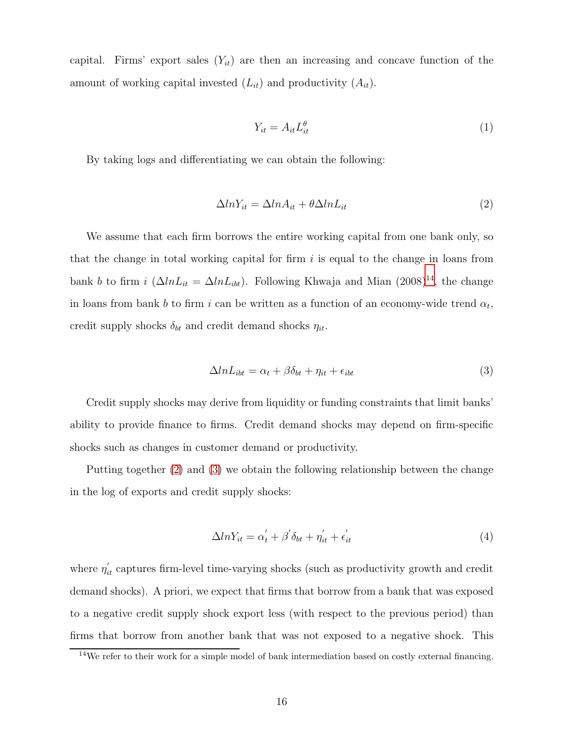capital. Firms' export sales ($Y_{it}$) are then an increasing and concave function of the amount of working capital invested ($L_{it}$) and productivity ($A_{it}$).

$$Y_{it} = A_{it} L_{it}^{\theta} \tag{1}$$

By taking logs and differentiating we can obtain the following:

$$\Delta lnY_{it} = \Delta lnA_{it} + \theta \Delta lnL_{it} \tag{2}$$

We assume that each firm borrows the entire working capital from one bank only, so that the change in total working capital for firm $i$ is equal to the change in loans from bank $b$ to firm $i$ ($\Delta lnL_{it} = \Delta lnL_{ibt}$). Following Khwaja and Mian (2008)[14], the change in loans from bank $b$ to firm $i$ can be written as a function of an economy-wide trend $\alpha_t$, credit supply shocks $\delta_{bt}$ and credit demand shocks $\eta_{it}$.

$$\Delta lnL_{ibt} = \alpha_t + \beta \delta_{bt} + \eta_{it} + \epsilon_{ibt} \tag{3}$$

Credit supply shocks may derive from liquidity or funding constraints that limit banks' ability to provide finance to firms. Credit demand shocks may depend on firm-specific shocks such as changes in customer demand or productivity.

Putting together (2) and (3) we obtain the following relationship between the change in the log of exports and credit supply shocks:

$$\Delta lnY_{it} = \alpha_t^{'} + \beta^{'} \delta_{bt} + \eta_{it}^{'} + \epsilon_{it}^{'} \tag{4}$$

where $\eta_{it}^{'}$ captures firm-level time-varying shocks (such as productivity growth and credit demand shocks). A priori, we expect that firms that borrow from a bank that was exposed to a negative credit supply shock export less (with respect to the previous period) than firms that borrow from another bank that was not exposed to a negative shock. This

[14] We refer to their work for a simple model of bank intermediation based on costly external financing.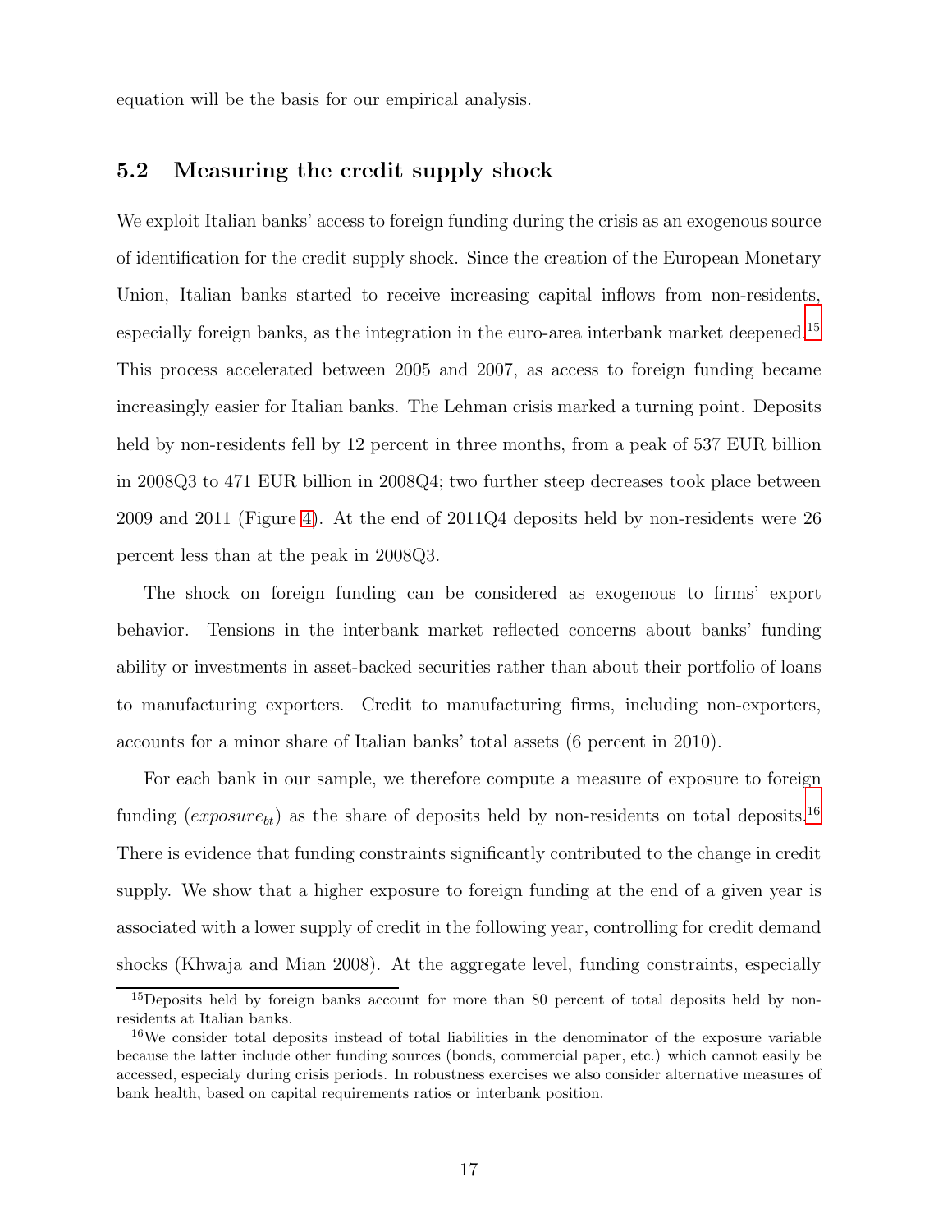equation will be the basis for our empirical analysis.

## 5.2 Measuring the credit supply shock

We exploit Italian banks' access to foreign funding during the crisis as an exogenous source of identification for the credit supply shock. Since the creation of the European Monetary Union, Italian banks started to receive increasing capital inflows from non-residents, especially foreign banks, as the integration in the euro-area interbank market deepened.[15] This process accelerated between 2005 and 2007, as access to foreign funding became increasingly easier for Italian banks. The Lehman crisis marked a turning point. Deposits held by non-residents fell by 12 percent in three months, from a peak of 537 EUR billion in 2008Q3 to 471 EUR billion in 2008Q4; two further steep decreases took place between 2009 and 2011 (Figure 4). At the end of 2011Q4 deposits held by non-residents were 26 percent less than at the peak in 2008Q3.

The shock on foreign funding can be considered as exogenous to firms' export behavior. Tensions in the interbank market reflected concerns about banks' funding ability or investments in asset-backed securities rather than about their portfolio of loans to manufacturing exporters. Credit to manufacturing firms, including non-exporters, accounts for a minor share of Italian banks' total assets (6 percent in 2010).

For each bank in our sample, we therefore compute a measure of exposure to foreign funding ($exposure_{bt}$) as the share of deposits held by non-residents on total deposits.[16] There is evidence that funding constraints significantly contributed to the change in credit supply. We show that a higher exposure to foreign funding at the end of a given year is associated with a lower supply of credit in the following year, controlling for credit demand shocks (Khwaja and Mian 2008). At the aggregate level, funding constraints, especially

[15] Deposits held by foreign banks account for more than 80 percent of total deposits held by non-residents at Italian banks.

[16] We consider total deposits instead of total liabilities in the denominator of the exposure variable because the latter include other funding sources (bonds, commercial paper, etc.) which cannot easily be accessed, especialy during crisis periods. In robustness exercises we also consider alternative measures of bank health, based on capital requirements ratios or interbank position.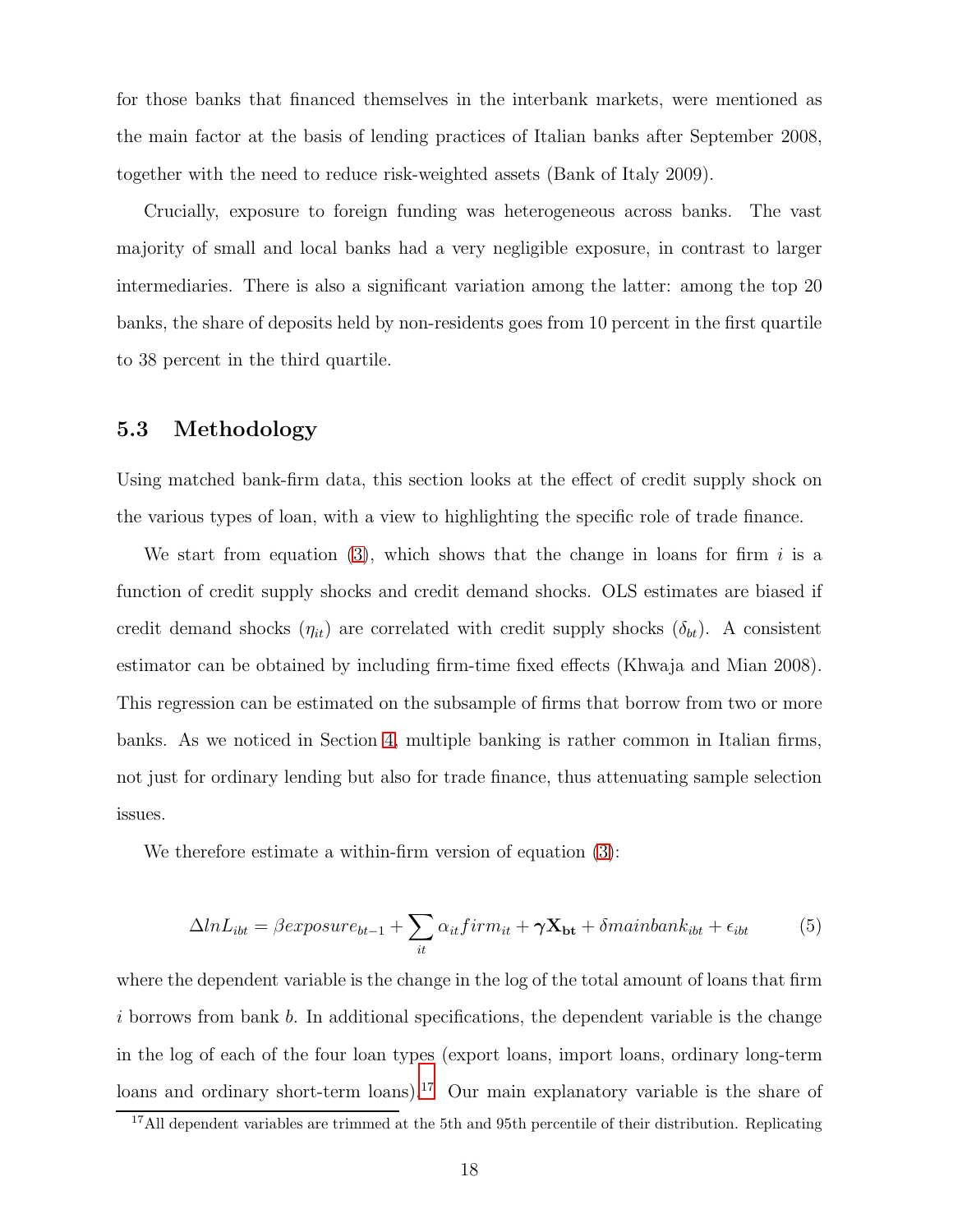for those banks that financed themselves in the interbank markets, were mentioned as the main factor at the basis of lending practices of Italian banks after September 2008, together with the need to reduce risk-weighted assets (Bank of Italy 2009).

Crucially, exposure to foreign funding was heterogeneous across banks. The vast majority of small and local banks had a very negligible exposure, in contrast to larger intermediaries. There is also a significant variation among the latter: among the top 20 banks, the share of deposits held by non-residents goes from 10 percent in the first quartile to 38 percent in the third quartile.

### 5.3 Methodology

Using matched bank-firm data, this section looks at the effect of credit supply shock on the various types of loan, with a view to highlighting the specific role of trade finance.

We start from equation (3), which shows that the change in loans for firm $i$ is a function of credit supply shocks and credit demand shocks. OLS estimates are biased if credit demand shocks ($\eta_{it}$) are correlated with credit supply shocks ($\delta_{bt}$). A consistent estimator can be obtained by including firm-time fixed effects (Khwaja and Mian 2008). This regression can be estimated on the subsample of firms that borrow from two or more banks. As we noticed in Section 4, multiple banking is rather common in Italian firms, not just for ordinary lending but also for trade finance, thus attenuating sample selection issues.

We therefore estimate a within-firm version of equation (3):

$$\Delta lnL_{ibt} = \beta exposure_{bt-1} + \sum_{it} \alpha_{it} firm_{it} + \boldsymbol{\gamma}\mathbf{X_{bt}} + \delta mainbank_{ibt} + \epsilon_{ibt} \tag{5}$$

where the dependent variable is the change in the log of the total amount of loans that firm $i$ borrows from bank $b$. In additional specifications, the dependent variable is the change in the log of each of the four loan types (export loans, import loans, ordinary long-term loans and ordinary short-term loans).[17] Our main explanatory variable is the share of

[17] All dependent variables are trimmed at the 5th and 95th percentile of their distribution. Replicating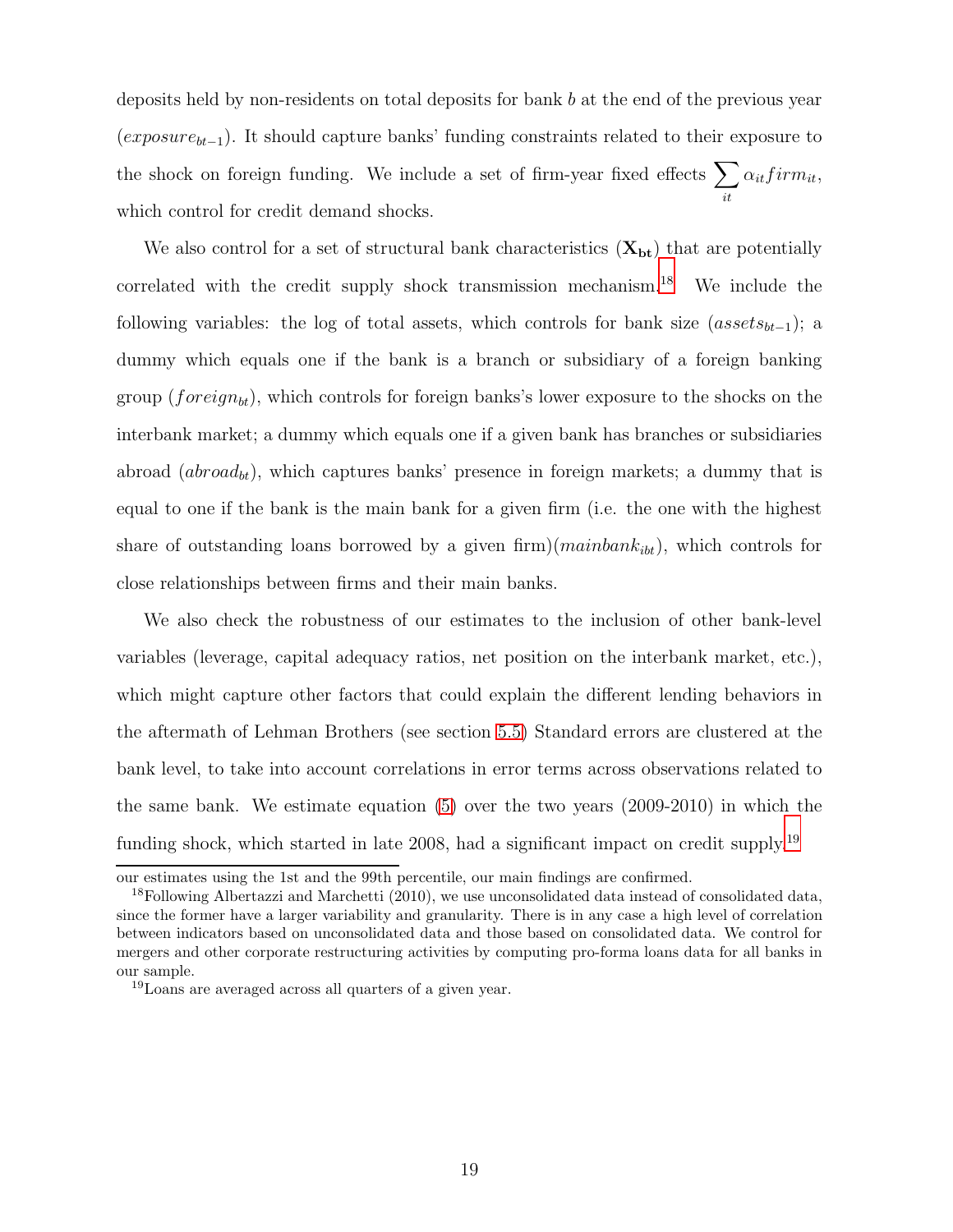deposits held by non-residents on total deposits for bank $b$ at the end of the previous year ($exposure_{bt-1}$). It should capture banks' funding constraints related to their exposure to the shock on foreign funding. We include a set of firm-year fixed effects $\sum_{it} \alpha_{it} firm_{it}$, which control for credit demand shocks.

We also control for a set of structural bank characteristics ($\mathbf{X_{bt}}$) that are potentially correlated with the credit supply shock transmission mechanism.[18] We include the following variables: the log of total assets, which controls for bank size ($assets_{bt-1}$); a dummy which equals one if the bank is a branch or subsidiary of a foreign banking group ($foreign_{bt}$), which controls for foreign banks's lower exposure to the shocks on the interbank market; a dummy which equals one if a given bank has branches or subsidiaries abroad ($abroad_{bt}$), which captures banks' presence in foreign markets; a dummy that is equal to one if the bank is the main bank for a given firm (i.e. the one with the highest share of outstanding loans borrowed by a given firm)($mainbank_{ibt}$), which controls for close relationships between firms and their main banks.

We also check the robustness of our estimates to the inclusion of other bank-level variables (leverage, capital adequacy ratios, net position on the interbank market, etc.), which might capture other factors that could explain the different lending behaviors in the aftermath of Lehman Brothers (see section 5.5) Standard errors are clustered at the bank level, to take into account correlations in error terms across observations related to the same bank. We estimate equation (5) over the two years (2009-2010) in which the funding shock, which started in late 2008, had a significant impact on credit supply.[19]

---

our estimates using the 1st and the 99th percentile, our main findings are confirmed.

[18] Following Albertazzi and Marchetti (2010), we use unconsolidated data instead of consolidated data, since the former have a larger variability and granularity. There is in any case a high level of correlation between indicators based on unconsolidated data and those based on consolidated data. We control for mergers and other corporate restructuring activities by computing pro-forma loans data for all banks in our sample.

[19] Loans are averaged across all quarters of a given year.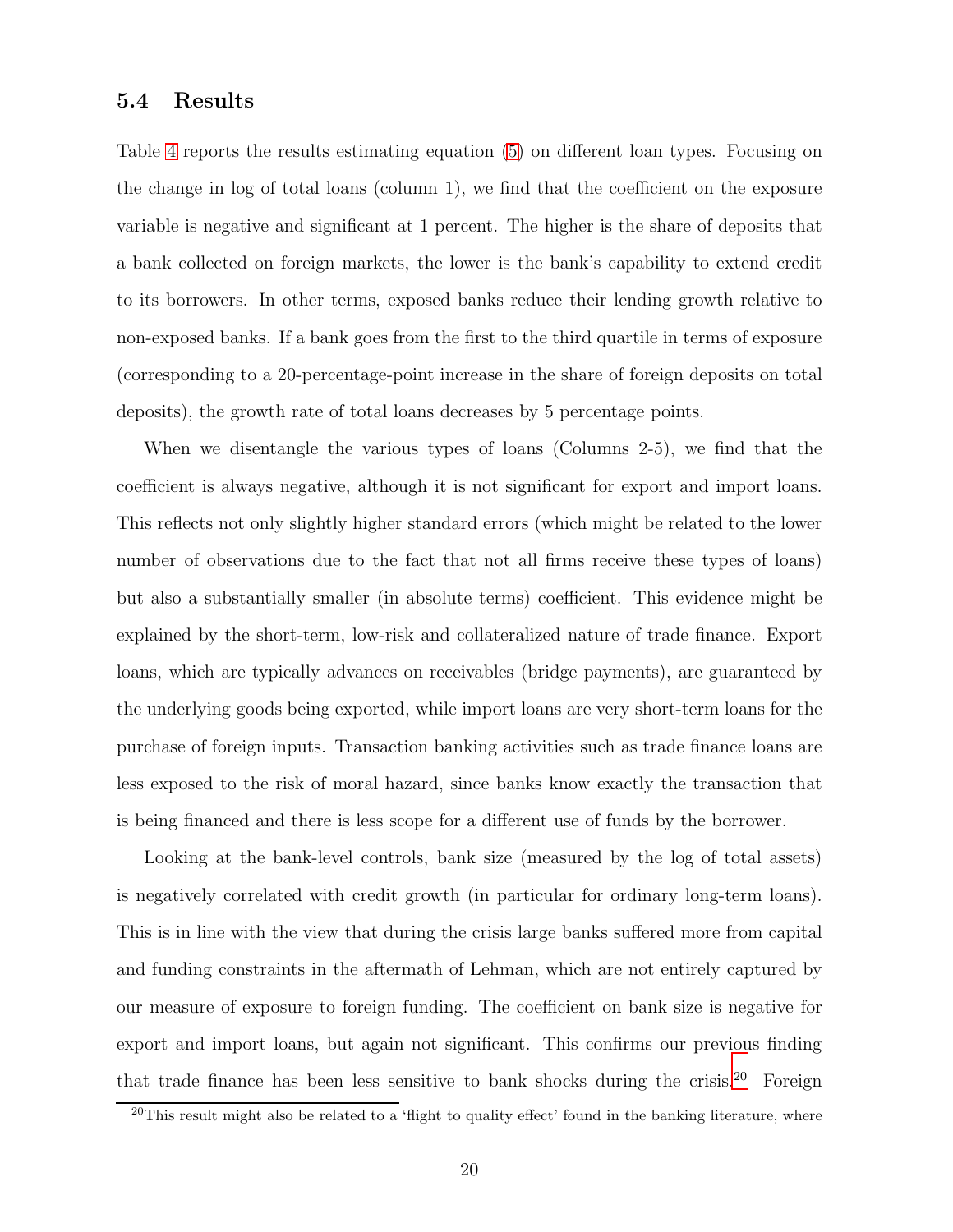### 5.4 Results

Table 4 reports the results estimating equation (5) on different loan types. Focusing on the change in log of total loans (column 1), we find that the coefficient on the exposure variable is negative and significant at 1 percent. The higher is the share of deposits that a bank collected on foreign markets, the lower is the bank's capability to extend credit to its borrowers. In other terms, exposed banks reduce their lending growth relative to non-exposed banks. If a bank goes from the first to the third quartile in terms of exposure (corresponding to a 20-percentage-point increase in the share of foreign deposits on total deposits), the growth rate of total loans decreases by 5 percentage points.

When we disentangle the various types of loans (Columns 2-5), we find that the coefficient is always negative, although it is not significant for export and import loans. This reflects not only slightly higher standard errors (which might be related to the lower number of observations due to the fact that not all firms receive these types of loans) but also a substantially smaller (in absolute terms) coefficient. This evidence might be explained by the short-term, low-risk and collateralized nature of trade finance. Export loans, which are typically advances on receivables (bridge payments), are guaranteed by the underlying goods being exported, while import loans are very short-term loans for the purchase of foreign inputs. Transaction banking activities such as trade finance loans are less exposed to the risk of moral hazard, since banks know exactly the transaction that is being financed and there is less scope for a different use of funds by the borrower.

Looking at the bank-level controls, bank size (measured by the log of total assets) is negatively correlated with credit growth (in particular for ordinary long-term loans). This is in line with the view that during the crisis large banks suffered more from capital and funding constraints in the aftermath of Lehman, which are not entirely captured by our measure of exposure to foreign funding. The coefficient on bank size is negative for export and import loans, but again not significant. This confirms our previous finding that trade finance has been less sensitive to bank shocks during the crisis.[20] Foreign

[20] This result might also be related to a 'flight to quality effect' found in the banking literature, where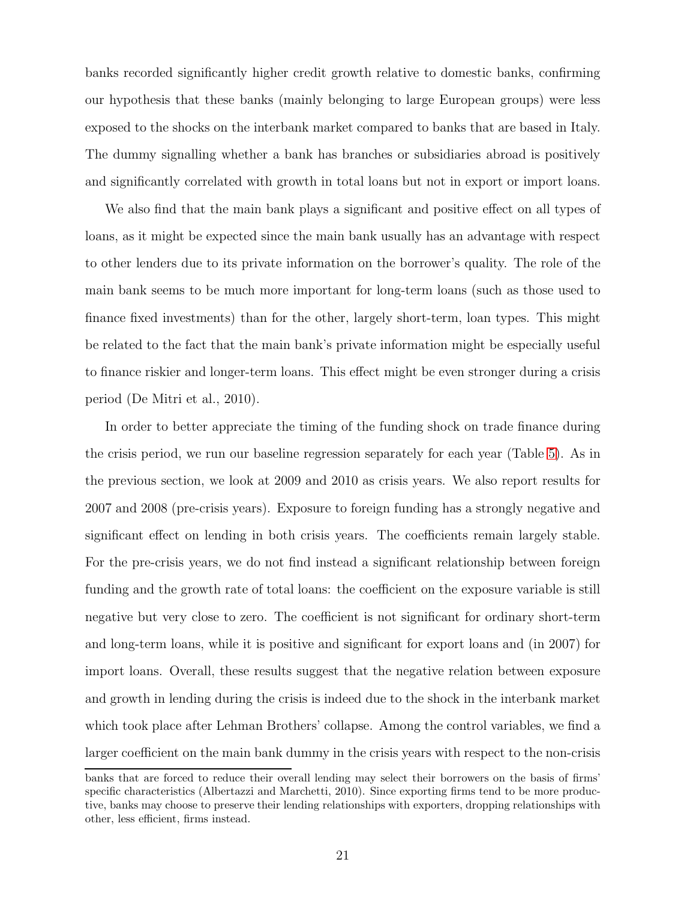banks recorded significantly higher credit growth relative to domestic banks, confirming our hypothesis that these banks (mainly belonging to large European groups) were less exposed to the shocks on the interbank market compared to banks that are based in Italy. The dummy signalling whether a bank has branches or subsidiaries abroad is positively and significantly correlated with growth in total loans but not in export or import loans.

We also find that the main bank plays a significant and positive effect on all types of loans, as it might be expected since the main bank usually has an advantage with respect to other lenders due to its private information on the borrower's quality. The role of the main bank seems to be much more important for long-term loans (such as those used to finance fixed investments) than for the other, largely short-term, loan types. This might be related to the fact that the main bank's private information might be especially useful to finance riskier and longer-term loans. This effect might be even stronger during a crisis period (De Mitri et al., 2010).

In order to better appreciate the timing of the funding shock on trade finance during the crisis period, we run our baseline regression separately for each year (Table 5). As in the previous section, we look at 2009 and 2010 as crisis years. We also report results for 2007 and 2008 (pre-crisis years). Exposure to foreign funding has a strongly negative and significant effect on lending in both crisis years. The coefficients remain largely stable. For the pre-crisis years, we do not find instead a significant relationship between foreign funding and the growth rate of total loans: the coefficient on the exposure variable is still negative but very close to zero. The coefficient is not significant for ordinary short-term and long-term loans, while it is positive and significant for export loans and (in 2007) for import loans. Overall, these results suggest that the negative relation between exposure and growth in lending during the crisis is indeed due to the shock in the interbank market which took place after Lehman Brothers' collapse. Among the control variables, we find a larger coefficient on the main bank dummy in the crisis years with respect to the non-crisis

banks that are forced to reduce their overall lending may select their borrowers on the basis of firms' specific characteristics (Albertazzi and Marchetti, 2010). Since exporting firms tend to be more productive, banks may choose to preserve their lending relationships with exporters, dropping relationships with other, less efficient, firms instead.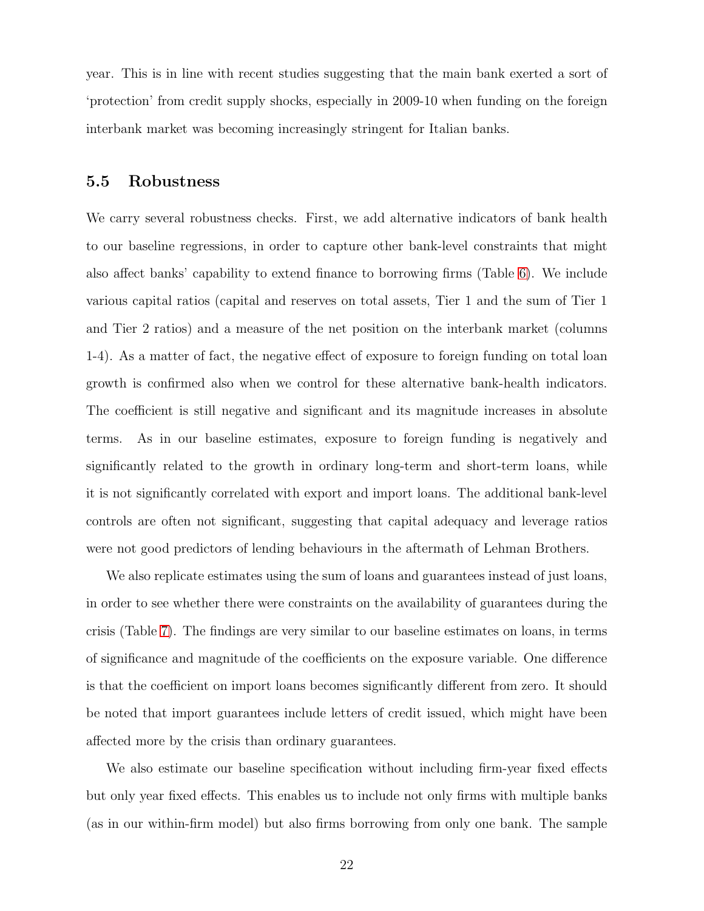year. This is in line with recent studies suggesting that the main bank exerted a sort of 'protection' from credit supply shocks, especially in 2009-10 when funding on the foreign interbank market was becoming increasingly stringent for Italian banks.

### 5.5 Robustness

We carry several robustness checks. First, we add alternative indicators of bank health to our baseline regressions, in order to capture other bank-level constraints that might also affect banks' capability to extend finance to borrowing firms (Table 6). We include various capital ratios (capital and reserves on total assets, Tier 1 and the sum of Tier 1 and Tier 2 ratios) and a measure of the net position on the interbank market (columns 1-4). As a matter of fact, the negative effect of exposure to foreign funding on total loan growth is confirmed also when we control for these alternative bank-health indicators. The coefficient is still negative and significant and its magnitude increases in absolute terms. As in our baseline estimates, exposure to foreign funding is negatively and significantly related to the growth in ordinary long-term and short-term loans, while it is not significantly correlated with export and import loans. The additional bank-level controls are often not significant, suggesting that capital adequacy and leverage ratios were not good predictors of lending behaviours in the aftermath of Lehman Brothers.

We also replicate estimates using the sum of loans and guarantees instead of just loans, in order to see whether there were constraints on the availability of guarantees during the crisis (Table 7). The findings are very similar to our baseline estimates on loans, in terms of significance and magnitude of the coefficients on the exposure variable. One difference is that the coefficient on import loans becomes significantly different from zero. It should be noted that import guarantees include letters of credit issued, which might have been affected more by the crisis than ordinary guarantees.

We also estimate our baseline specification without including firm-year fixed effects but only year fixed effects. This enables us to include not only firms with multiple banks (as in our within-firm model) but also firms borrowing from only one bank. The sample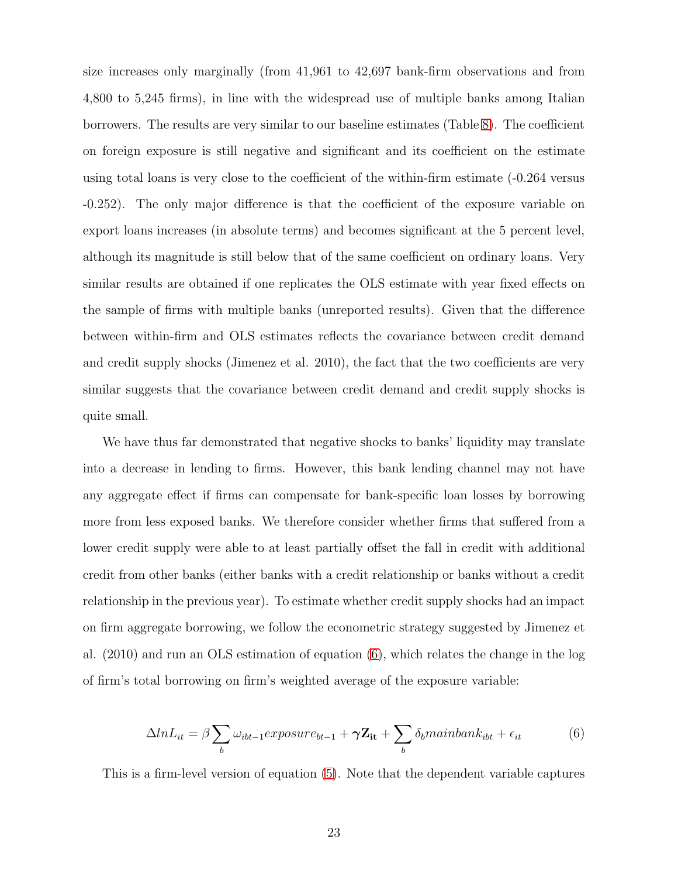size increases only marginally (from 41,961 to 42,697 bank-firm observations and from 4,800 to 5,245 firms), in line with the widespread use of multiple banks among Italian borrowers. The results are very similar to our baseline estimates (Table 8). The coefficient on foreign exposure is still negative and significant and its coefficient on the estimate using total loans is very close to the coefficient of the within-firm estimate (-0.264 versus -0.252). The only major difference is that the coefficient of the exposure variable on export loans increases (in absolute terms) and becomes significant at the 5 percent level, although its magnitude is still below that of the same coefficient on ordinary loans. Very similar results are obtained if one replicates the OLS estimate with year fixed effects on the sample of firms with multiple banks (unreported results). Given that the difference between within-firm and OLS estimates reflects the covariance between credit demand and credit supply shocks (Jimenez et al. 2010), the fact that the two coefficients are very similar suggests that the covariance between credit demand and credit supply shocks is quite small.

We have thus far demonstrated that negative shocks to banks' liquidity may translate into a decrease in lending to firms. However, this bank lending channel may not have any aggregate effect if firms can compensate for bank-specific loan losses by borrowing more from less exposed banks. We therefore consider whether firms that suffered from a lower credit supply were able to at least partially offset the fall in credit with additional credit from other banks (either banks with a credit relationship or banks without a credit relationship in the previous year). To estimate whether credit supply shocks had an impact on firm aggregate borrowing, we follow the econometric strategy suggested by Jimenez et al. (2010) and run an OLS estimation of equation (6), which relates the change in the log of firm's total borrowing on firm's weighted average of the exposure variable:

$$\Delta lnL_{it} = \beta \sum_{b} \omega_{ibt-1} exposure_{bt-1} + \boldsymbol{\gamma} \mathbf{Z_{it}} + \sum_{b} \delta_b mainbank_{ibt} + \epsilon_{it} \tag{6}$$

This is a firm-level version of equation (5). Note that the dependent variable captures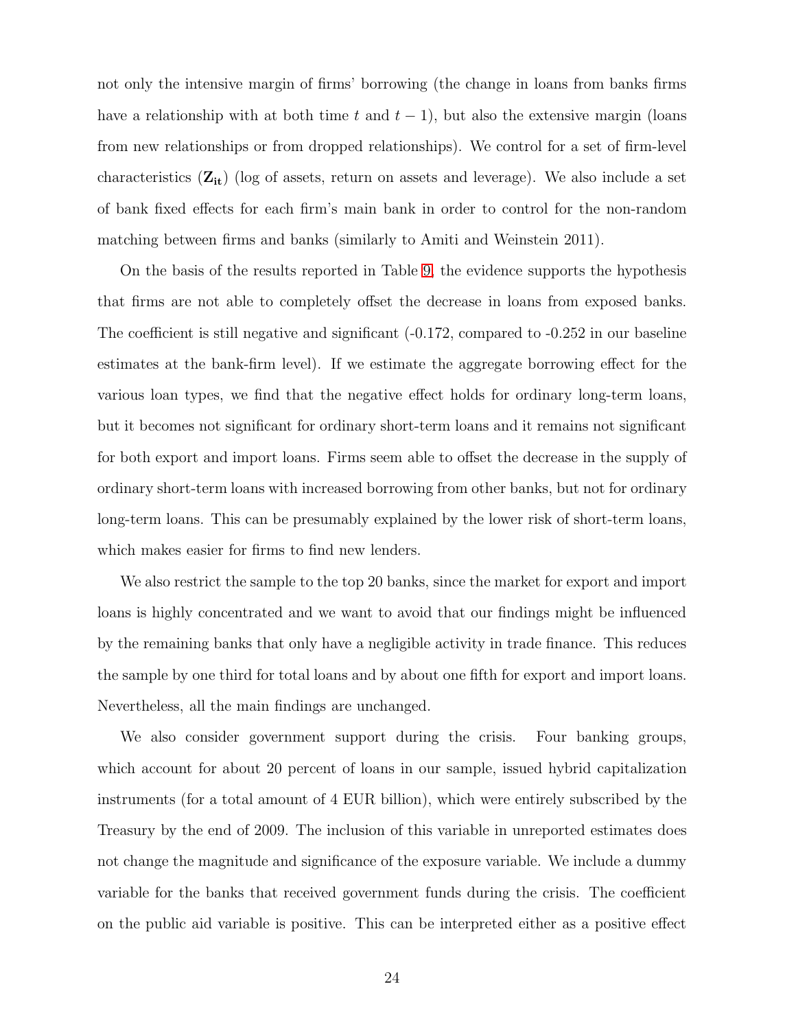not only the intensive margin of firms' borrowing (the change in loans from banks firms have a relationship with at both time $t$ and $t-1$), but also the extensive margin (loans from new relationships or from dropped relationships). We control for a set of firm-level characteristics ($\mathbf{Z_{it}}$) (log of assets, return on assets and leverage). We also include a set of bank fixed effects for each firm's main bank in order to control for the non-random matching between firms and banks (similarly to Amiti and Weinstein 2011).

On the basis of the results reported in Table 9, the evidence supports the hypothesis that firms are not able to completely offset the decrease in loans from exposed banks. The coefficient is still negative and significant (-0.172, compared to -0.252 in our baseline estimates at the bank-firm level). If we estimate the aggregate borrowing effect for the various loan types, we find that the negative effect holds for ordinary long-term loans, but it becomes not significant for ordinary short-term loans and it remains not significant for both export and import loans. Firms seem able to offset the decrease in the supply of ordinary short-term loans with increased borrowing from other banks, but not for ordinary long-term loans. This can be presumably explained by the lower risk of short-term loans, which makes easier for firms to find new lenders.

We also restrict the sample to the top 20 banks, since the market for export and import loans is highly concentrated and we want to avoid that our findings might be influenced by the remaining banks that only have a negligible activity in trade finance. This reduces the sample by one third for total loans and by about one fifth for export and import loans. Nevertheless, all the main findings are unchanged.

We also consider government support during the crisis. Four banking groups, which account for about 20 percent of loans in our sample, issued hybrid capitalization instruments (for a total amount of 4 EUR billion), which were entirely subscribed by the Treasury by the end of 2009. The inclusion of this variable in unreported estimates does not change the magnitude and significance of the exposure variable. We include a dummy variable for the banks that received government funds during the crisis. The coefficient on the public aid variable is positive. This can be interpreted either as a positive effect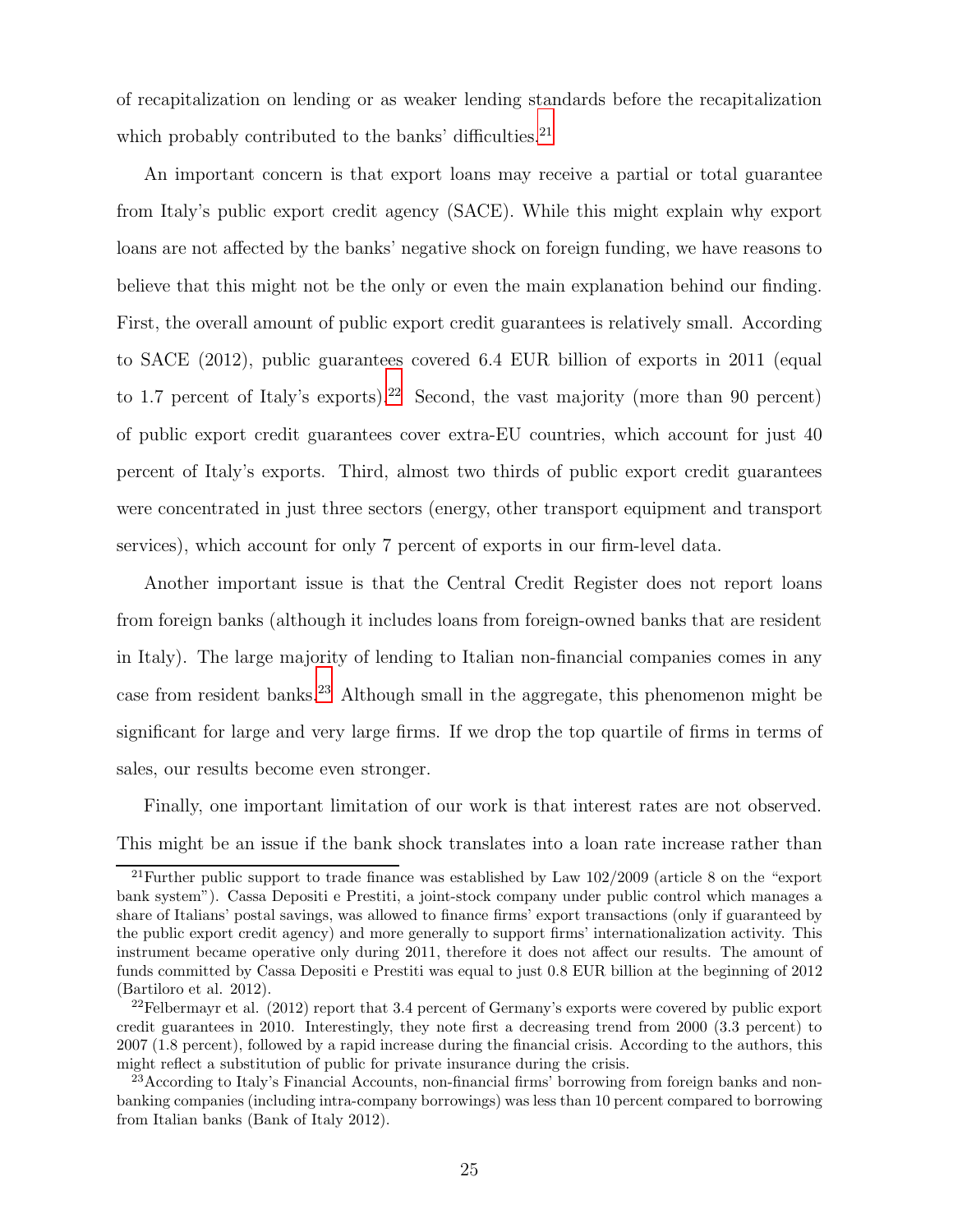of recapitalization on lending or as weaker lending standards before the recapitalization which probably contributed to the banks' difficulties.[21]

An important concern is that export loans may receive a partial or total guarantee from Italy's public export credit agency (SACE). While this might explain why export loans are not affected by the banks' negative shock on foreign funding, we have reasons to believe that this might not be the only or even the main explanation behind our finding. First, the overall amount of public export credit guarantees is relatively small. According to SACE (2012), public guarantees covered 6.4 EUR billion of exports in 2011 (equal to 1.7 percent of Italy's exports).[22] Second, the vast majority (more than 90 percent) of public export credit guarantees cover extra-EU countries, which account for just 40 percent of Italy's exports. Third, almost two thirds of public export credit guarantees were concentrated in just three sectors (energy, other transport equipment and transport services), which account for only 7 percent of exports in our firm-level data.

Another important issue is that the Central Credit Register does not report loans from foreign banks (although it includes loans from foreign-owned banks that are resident in Italy). The large majority of lending to Italian non-financial companies comes in any case from resident banks.[23] Although small in the aggregate, this phenomenon might be significant for large and very large firms. If we drop the top quartile of firms in terms of sales, our results become even stronger.

Finally, one important limitation of our work is that interest rates are not observed. This might be an issue if the bank shock translates into a loan rate increase rather than

[21] Further public support to trade finance was established by Law 102/2009 (article 8 on the "export bank system"). Cassa Depositi e Prestiti, a joint-stock company under public control which manages a share of Italians' postal savings, was allowed to finance firms' export transactions (only if guaranteed by the public export credit agency) and more generally to support firms' internationalization activity. This instrument became operative only during 2011, therefore it does not affect our results. The amount of funds committed by Cassa Depositi e Prestiti was equal to just 0.8 EUR billion at the beginning of 2012 (Bartiloro et al. 2012).

[22] Felbermayr et al. (2012) report that 3.4 percent of Germany's exports were covered by public export credit guarantees in 2010. Interestingly, they note first a decreasing trend from 2000 (3.3 percent) to 2007 (1.8 percent), followed by a rapid increase during the financial crisis. According to the authors, this might reflect a substitution of public for private insurance during the crisis.

[23] According to Italy's Financial Accounts, non-financial firms' borrowing from foreign banks and non-banking companies (including intra-company borrowings) was less than 10 percent compared to borrowing from Italian banks (Bank of Italy 2012).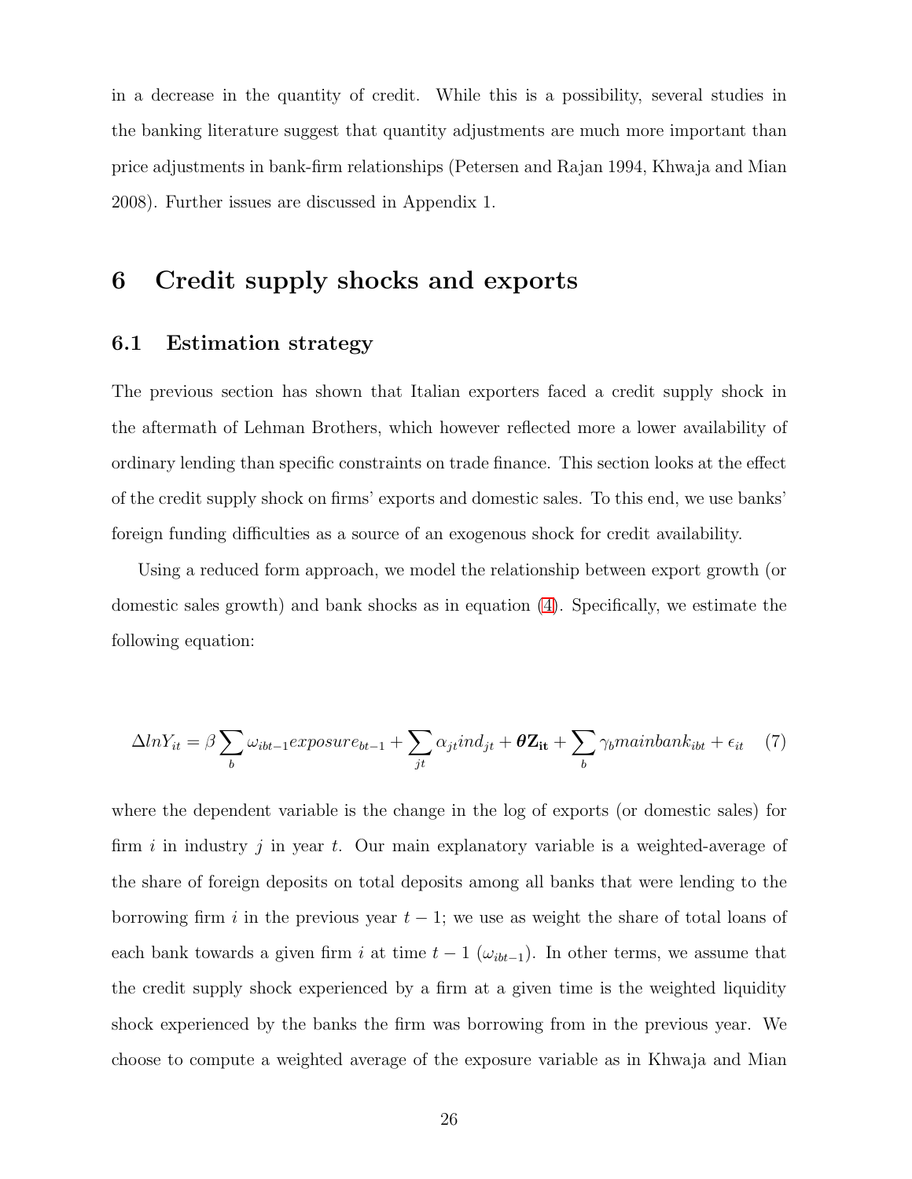in a decrease in the quantity of credit. While this is a possibility, several studies in the banking literature suggest that quantity adjustments are much more important than price adjustments in bank-firm relationships (Petersen and Rajan 1994, Khwaja and Mian 2008). Further issues are discussed in Appendix 1.

## 6 Credit supply shocks and exports

### 6.1 Estimation strategy

The previous section has shown that Italian exporters faced a credit supply shock in the aftermath of Lehman Brothers, which however reflected more a lower availability of ordinary lending than specific constraints on trade finance. This section looks at the effect of the credit supply shock on firms' exports and domestic sales. To this end, we use banks' foreign funding difficulties as a source of an exogenous shock for credit availability.

Using a reduced form approach, we model the relationship between export growth (or domestic sales growth) and bank shocks as in equation (4). Specifically, we estimate the following equation:

$$\Delta lnY_{it} = \beta \sum_{b} \omega_{ibt-1} exposure_{bt-1} + \sum_{jt} \alpha_{jt} ind_{jt} + \boldsymbol{\theta} \mathbf{Z_{it}} + \sum_{b} \gamma_b mainbank_{ibt} + \epsilon_{it} \quad (7)$$

where the dependent variable is the change in the log of exports (or domestic sales) for firm $i$ in industry $j$ in year $t$. Our main explanatory variable is a weighted-average of the share of foreign deposits on total deposits among all banks that were lending to the borrowing firm $i$ in the previous year $t-1$; we use as weight the share of total loans of each bank towards a given firm $i$ at time $t-1$ ($\omega_{ibt-1}$). In other terms, we assume that the credit supply shock experienced by a firm at a given time is the weighted liquidity shock experienced by the banks the firm was borrowing from in the previous year. We choose to compute a weighted average of the exposure variable as in Khwaja and Mian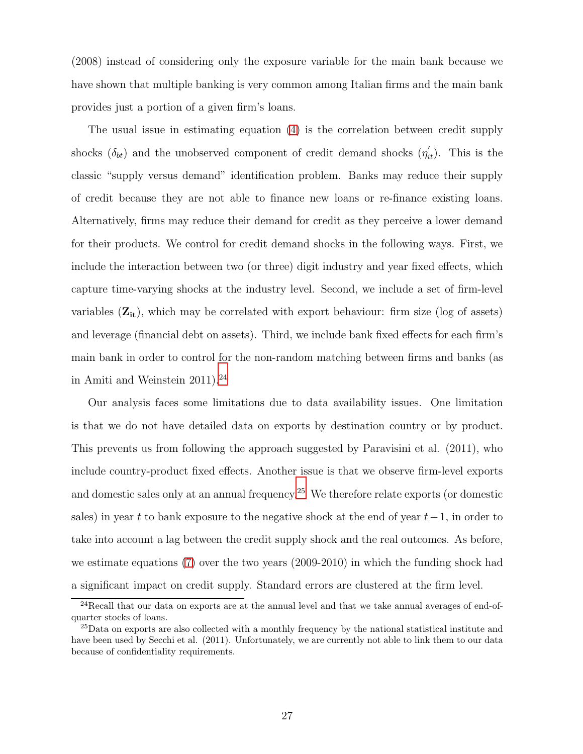(2008) instead of considering only the exposure variable for the main bank because we have shown that multiple banking is very common among Italian firms and the main bank provides just a portion of a given firm's loans.

The usual issue in estimating equation (4) is the correlation between credit supply shocks ($\delta_{bt}$) and the unobserved component of credit demand shocks ($\eta'_{it}$). This is the classic "supply versus demand" identification problem. Banks may reduce their supply of credit because they are not able to finance new loans or re-finance existing loans. Alternatively, firms may reduce their demand for credit as they perceive a lower demand for their products. We control for credit demand shocks in the following ways. First, we include the interaction between two (or three) digit industry and year fixed effects, which capture time-varying shocks at the industry level. Second, we include a set of firm-level variables ($\mathbf{Z_{it}}$), which may be correlated with export behaviour: firm size (log of assets) and leverage (financial debt on assets). Third, we include bank fixed effects for each firm's main bank in order to control for the non-random matching between firms and banks (as in Amiti and Weinstein 2011).[24]

Our analysis faces some limitations due to data availability issues. One limitation is that we do not have detailed data on exports by destination country or by product. This prevents us from following the approach suggested by Paravisini et al. (2011), who include country-product fixed effects. Another issue is that we observe firm-level exports and domestic sales only at an annual frequency.[25] We therefore relate exports (or domestic sales) in year $t$ to bank exposure to the negative shock at the end of year $t-1$, in order to take into account a lag between the credit supply shock and the real outcomes. As before, we estimate equations (7) over the two years (2009-2010) in which the funding shock had a significant impact on credit supply. Standard errors are clustered at the firm level.

[24] Recall that our data on exports are at the annual level and that we take annual averages of end-of-quarter stocks of loans.

[25] Data on exports are also collected with a monthly frequency by the national statistical institute and have been used by Secchi et al. (2011). Unfortunately, we are currently not able to link them to our data because of confidentiality requirements.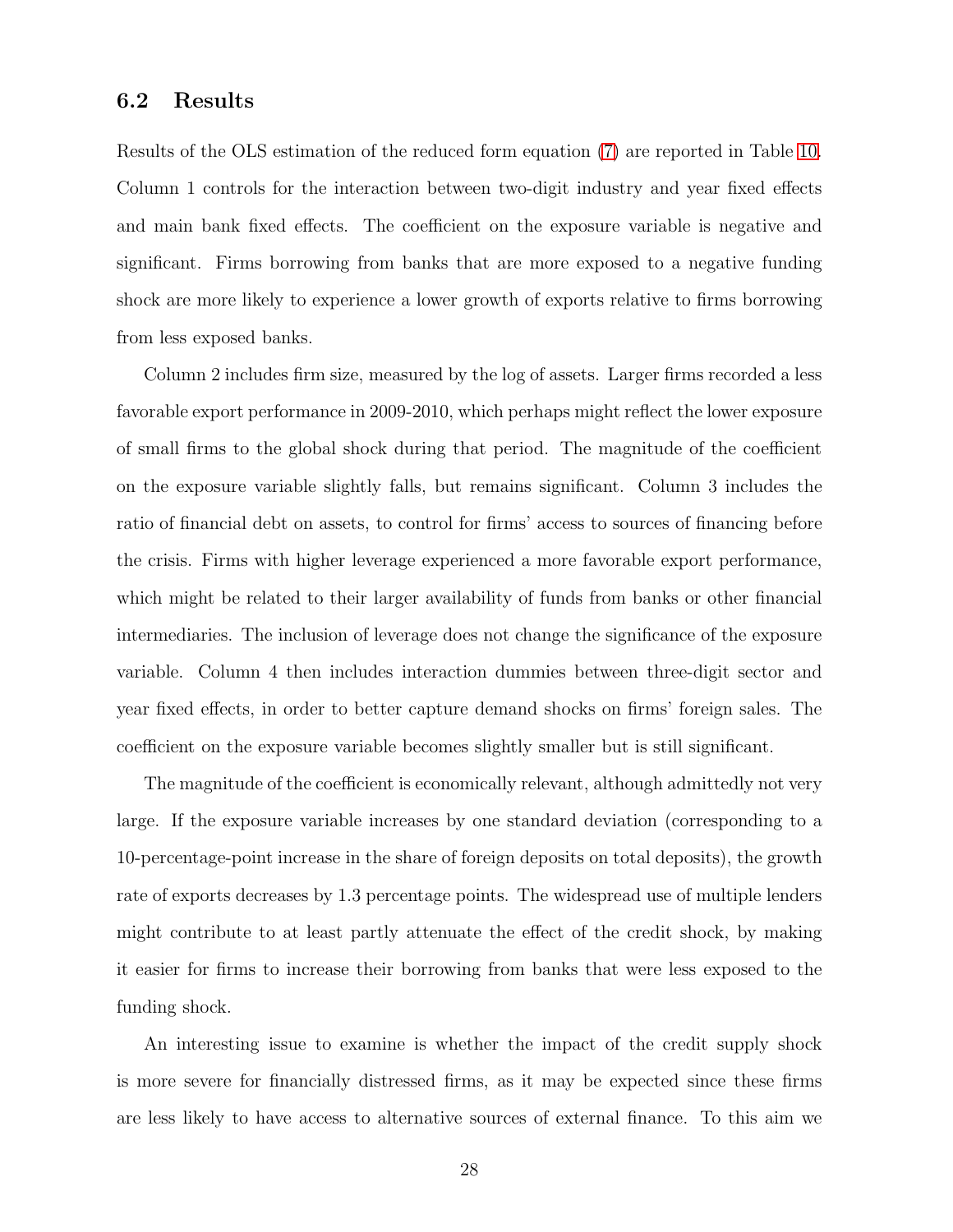### 6.2 Results

Results of the OLS estimation of the reduced form equation (7) are reported in Table 10. Column 1 controls for the interaction between two-digit industry and year fixed effects and main bank fixed effects. The coefficient on the exposure variable is negative and significant. Firms borrowing from banks that are more exposed to a negative funding shock are more likely to experience a lower growth of exports relative to firms borrowing from less exposed banks.

Column 2 includes firm size, measured by the log of assets. Larger firms recorded a less favorable export performance in 2009-2010, which perhaps might reflect the lower exposure of small firms to the global shock during that period. The magnitude of the coefficient on the exposure variable slightly falls, but remains significant. Column 3 includes the ratio of financial debt on assets, to control for firms' access to sources of financing before the crisis. Firms with higher leverage experienced a more favorable export performance, which might be related to their larger availability of funds from banks or other financial intermediaries. The inclusion of leverage does not change the significance of the exposure variable. Column 4 then includes interaction dummies between three-digit sector and year fixed effects, in order to better capture demand shocks on firms' foreign sales. The coefficient on the exposure variable becomes slightly smaller but is still significant.

The magnitude of the coefficient is economically relevant, although admittedly not very large. If the exposure variable increases by one standard deviation (corresponding to a 10-percentage-point increase in the share of foreign deposits on total deposits), the growth rate of exports decreases by 1.3 percentage points. The widespread use of multiple lenders might contribute to at least partly attenuate the effect of the credit shock, by making it easier for firms to increase their borrowing from banks that were less exposed to the funding shock.

An interesting issue to examine is whether the impact of the credit supply shock is more severe for financially distressed firms, as it may be expected since these firms are less likely to have access to alternative sources of external finance. To this aim we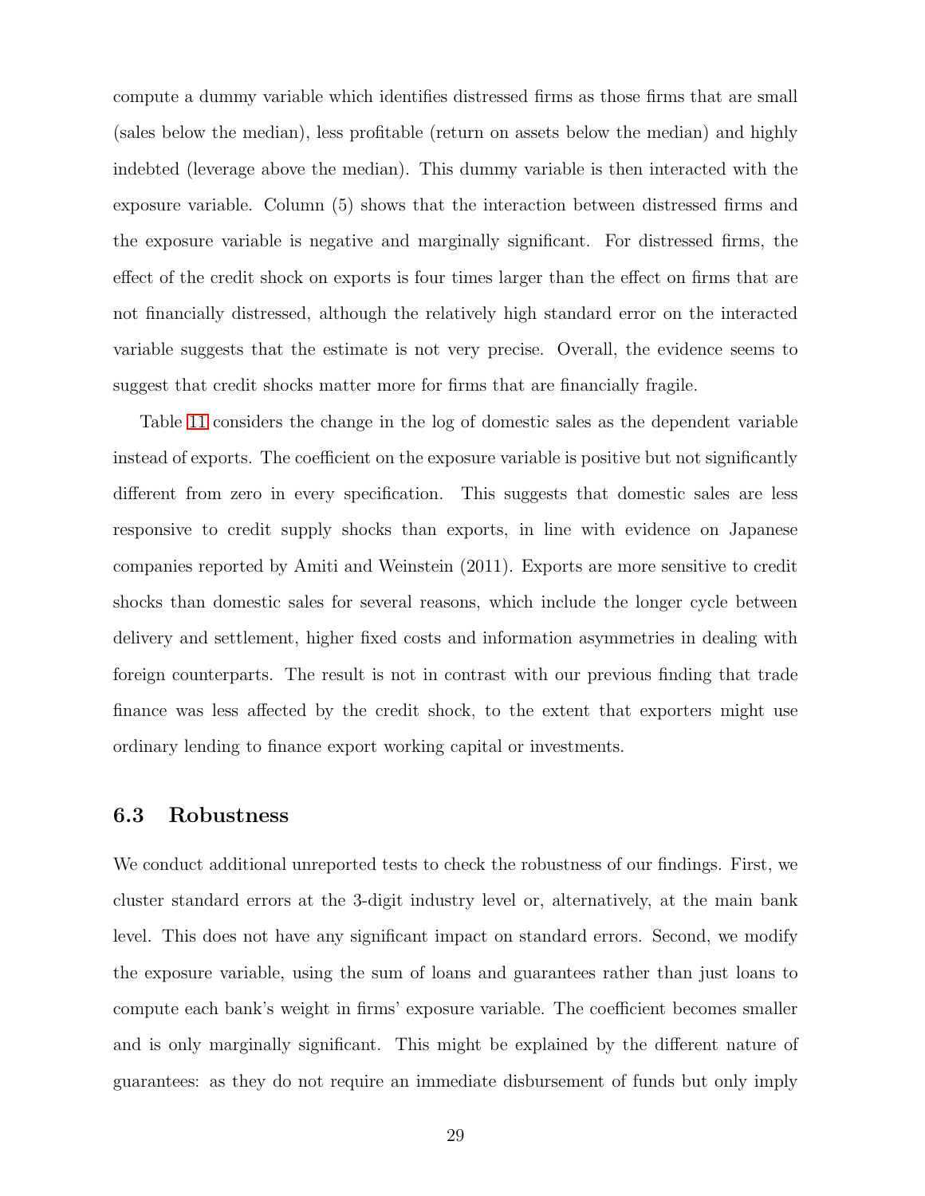compute a dummy variable which identifies distressed firms as those firms that are small (sales below the median), less profitable (return on assets below the median) and highly indebted (leverage above the median). This dummy variable is then interacted with the exposure variable. Column (5) shows that the interaction between distressed firms and the exposure variable is negative and marginally significant. For distressed firms, the effect of the credit shock on exports is four times larger than the effect on firms that are not financially distressed, although the relatively high standard error on the interacted variable suggests that the estimate is not very precise. Overall, the evidence seems to suggest that credit shocks matter more for firms that are financially fragile.

Table 11 considers the change in the log of domestic sales as the dependent variable instead of exports. The coefficient on the exposure variable is positive but not significantly different from zero in every specification. This suggests that domestic sales are less responsive to credit supply shocks than exports, in line with evidence on Japanese companies reported by Amiti and Weinstein (2011). Exports are more sensitive to credit shocks than domestic sales for several reasons, which include the longer cycle between delivery and settlement, higher fixed costs and information asymmetries in dealing with foreign counterparts. The result is not in contrast with our previous finding that trade finance was less affected by the credit shock, to the extent that exporters might use ordinary lending to finance export working capital or investments.

### 6.3 Robustness

We conduct additional unreported tests to check the robustness of our findings. First, we cluster standard errors at the 3-digit industry level or, alternatively, at the main bank level. This does not have any significant impact on standard errors. Second, we modify the exposure variable, using the sum of loans and guarantees rather than just loans to compute each bank's weight in firms' exposure variable. The coefficient becomes smaller and is only marginally significant. This might be explained by the different nature of guarantees: as they do not require an immediate disbursement of funds but only imply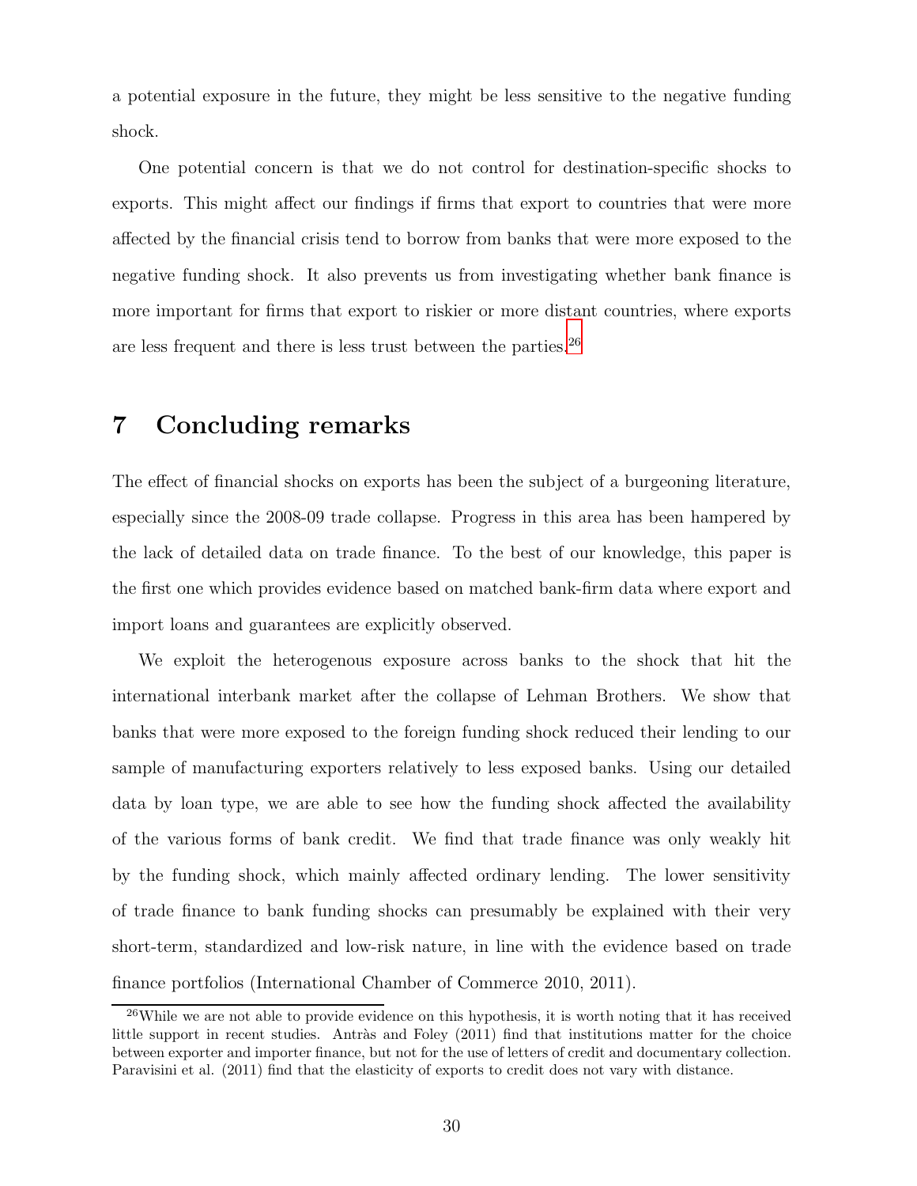a potential exposure in the future, they might be less sensitive to the negative funding shock.

One potential concern is that we do not control for destination-specific shocks to exports. This might affect our findings if firms that export to countries that were more affected by the financial crisis tend to borrow from banks that were more exposed to the negative funding shock. It also prevents us from investigating whether bank finance is more important for firms that export to riskier or more distant countries, where exports are less frequent and there is less trust between the parties.[26]

## 7 Concluding remarks

The effect of financial shocks on exports has been the subject of a burgeoning literature, especially since the 2008-09 trade collapse. Progress in this area has been hampered by the lack of detailed data on trade finance. To the best of our knowledge, this paper is the first one which provides evidence based on matched bank-firm data where export and import loans and guarantees are explicitly observed.

We exploit the heterogenous exposure across banks to the shock that hit the international interbank market after the collapse of Lehman Brothers. We show that banks that were more exposed to the foreign funding shock reduced their lending to our sample of manufacturing exporters relatively to less exposed banks. Using our detailed data by loan type, we are able to see how the funding shock affected the availability of the various forms of bank credit. We find that trade finance was only weakly hit by the funding shock, which mainly affected ordinary lending. The lower sensitivity of trade finance to bank funding shocks can presumably be explained with their very short-term, standardized and low-risk nature, in line with the evidence based on trade finance portfolios (International Chamber of Commerce 2010, 2011).

[26]While we are not able to provide evidence on this hypothesis, it is worth noting that it has received little support in recent studies. Antràs and Foley (2011) find that institutions matter for the choice between exporter and importer finance, but not for the use of letters of credit and documentary collection. Paravisini et al. (2011) find that the elasticity of exports to credit does not vary with distance.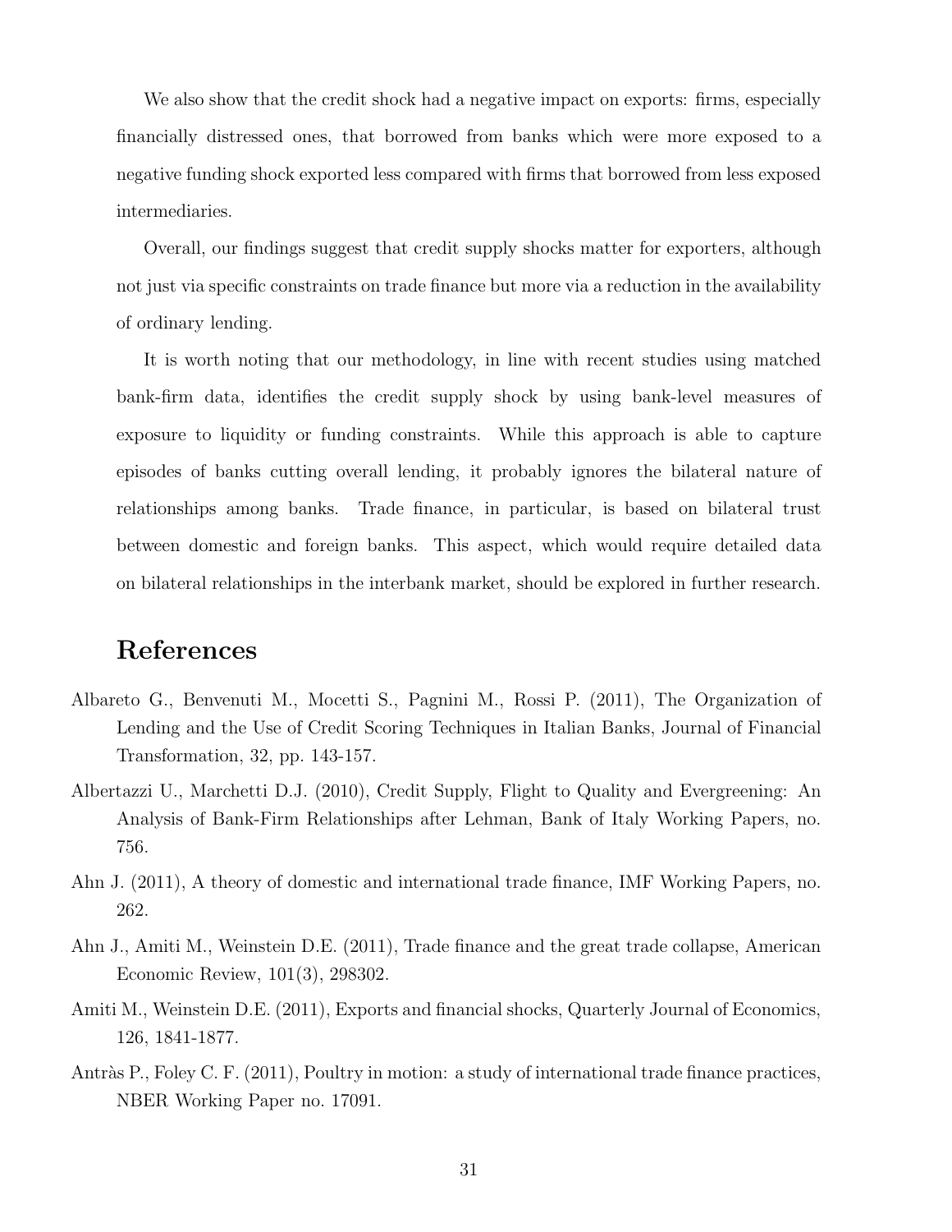We also show that the credit shock had a negative impact on exports: firms, especially financially distressed ones, that borrowed from banks which were more exposed to a negative funding shock exported less compared with firms that borrowed from less exposed intermediaries.

Overall, our findings suggest that credit supply shocks matter for exporters, although not just via specific constraints on trade finance but more via a reduction in the availability of ordinary lending.

It is worth noting that our methodology, in line with recent studies using matched bank-firm data, identifies the credit supply shock by using bank-level measures of exposure to liquidity or funding constraints. While this approach is able to capture episodes of banks cutting overall lending, it probably ignores the bilateral nature of relationships among banks. Trade finance, in particular, is based on bilateral trust between domestic and foreign banks. This aspect, which would require detailed data on bilateral relationships in the interbank market, should be explored in further research.

# References

Albareto G., Benvenuti M., Mocetti S., Pagnini M., Rossi P. (2011), The Organization of Lending and the Use of Credit Scoring Techniques in Italian Banks, Journal of Financial Transformation, 32, pp. 143-157.

Albertazzi U., Marchetti D.J. (2010), Credit Supply, Flight to Quality and Evergreening: An Analysis of Bank-Firm Relationships after Lehman, Bank of Italy Working Papers, no. 756.

Ahn J. (2011), A theory of domestic and international trade finance, IMF Working Papers, no. 262.

Ahn J., Amiti M., Weinstein D.E. (2011), Trade finance and the great trade collapse, American Economic Review, 101(3), 298302.

Amiti M., Weinstein D.E. (2011), Exports and financial shocks, Quarterly Journal of Economics, 126, 1841-1877.

Antràs P., Foley C. F. (2011), Poultry in motion: a study of international trade finance practices, NBER Working Paper no. 17091.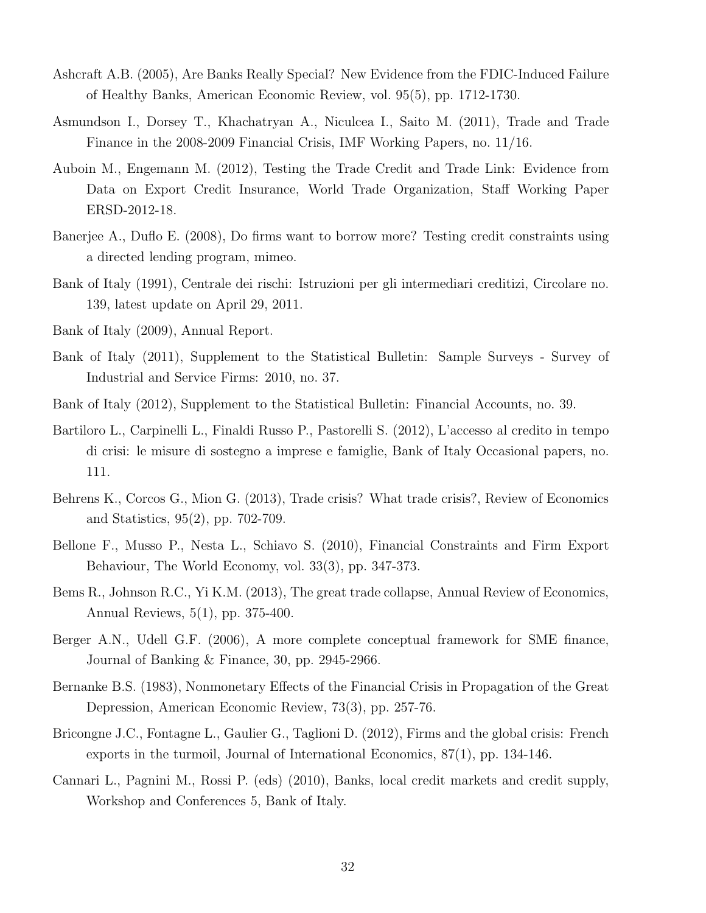Ashcraft A.B. (2005), Are Banks Really Special? New Evidence from the FDIC-Induced Failure of Healthy Banks, American Economic Review, vol. 95(5), pp. 1712-1730.

Asmundson I., Dorsey T., Khachatryan A., Niculcea I., Saito M. (2011), Trade and Trade Finance in the 2008-2009 Financial Crisis, IMF Working Papers, no. 11/16.

Auboin M., Engemann M. (2012), Testing the Trade Credit and Trade Link: Evidence from Data on Export Credit Insurance, World Trade Organization, Staff Working Paper ERSD-2012-18.

Banerjee A., Duflo E. (2008), Do firms want to borrow more? Testing credit constraints using a directed lending program, mimeo.

Bank of Italy (1991), Centrale dei rischi: Istruzioni per gli intermediari creditizi, Circolare no. 139, latest update on April 29, 2011.

Bank of Italy (2009), Annual Report.

Bank of Italy (2011), Supplement to the Statistical Bulletin: Sample Surveys - Survey of Industrial and Service Firms: 2010, no. 37.

Bank of Italy (2012), Supplement to the Statistical Bulletin: Financial Accounts, no. 39.

Bartiloro L., Carpinelli L., Finaldi Russo P., Pastorelli S. (2012), L'accesso al credito in tempo di crisi: le misure di sostegno a imprese e famiglie, Bank of Italy Occasional papers, no. 111.

Behrens K., Corcos G., Mion G. (2013), Trade crisis? What trade crisis?, Review of Economics and Statistics, 95(2), pp. 702-709.

Bellone F., Musso P., Nesta L., Schiavo S. (2010), Financial Constraints and Firm Export Behaviour, The World Economy, vol. 33(3), pp. 347-373.

Bems R., Johnson R.C., Yi K.M. (2013), The great trade collapse, Annual Review of Economics, Annual Reviews, 5(1), pp. 375-400.

Berger A.N., Udell G.F. (2006), A more complete conceptual framework for SME finance, Journal of Banking & Finance, 30, pp. 2945-2966.

Bernanke B.S. (1983), Nonmonetary Effects of the Financial Crisis in Propagation of the Great Depression, American Economic Review, 73(3), pp. 257-76.

Bricongne J.C., Fontagne L., Gaulier G., Taglioni D. (2012), Firms and the global crisis: French exports in the turmoil, Journal of International Economics, 87(1), pp. 134-146.

Cannari L., Pagnini M., Rossi P. (eds) (2010), Banks, local credit markets and credit supply, Workshop and Conferences 5, Bank of Italy.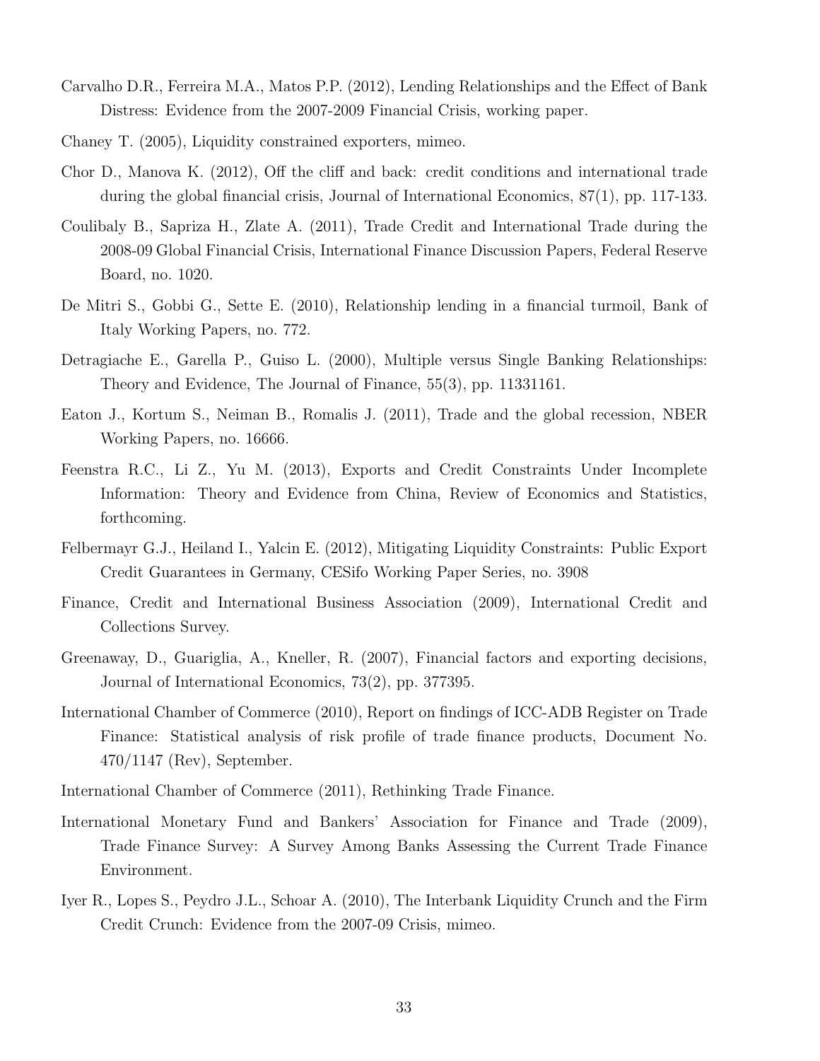Carvalho D.R., Ferreira M.A., Matos P.P. (2012), Lending Relationships and the Effect of Bank Distress: Evidence from the 2007-2009 Financial Crisis, working paper.

Chaney T. (2005), Liquidity constrained exporters, mimeo.

Chor D., Manova K. (2012), Off the cliff and back: credit conditions and international trade during the global financial crisis, Journal of International Economics, 87(1), pp. 117-133.

Coulibaly B., Sapriza H., Zlate A. (2011), Trade Credit and International Trade during the 2008-09 Global Financial Crisis, International Finance Discussion Papers, Federal Reserve Board, no. 1020.

De Mitri S., Gobbi G., Sette E. (2010), Relationship lending in a financial turmoil, Bank of Italy Working Papers, no. 772.

Detragiache E., Garella P., Guiso L. (2000), Multiple versus Single Banking Relationships: Theory and Evidence, The Journal of Finance, 55(3), pp. 11331161.

Eaton J., Kortum S., Neiman B., Romalis J. (2011), Trade and the global recession, NBER Working Papers, no. 16666.

Feenstra R.C., Li Z., Yu M. (2013), Exports and Credit Constraints Under Incomplete Information: Theory and Evidence from China, Review of Economics and Statistics, forthcoming.

Felbermayr G.J., Heiland I., Yalcin E. (2012), Mitigating Liquidity Constraints: Public Export Credit Guarantees in Germany, CESifo Working Paper Series, no. 3908

Finance, Credit and International Business Association (2009), International Credit and Collections Survey.

Greenaway, D., Guariglia, A., Kneller, R. (2007), Financial factors and exporting decisions, Journal of International Economics, 73(2), pp. 377395.

International Chamber of Commerce (2010), Report on findings of ICC-ADB Register on Trade Finance: Statistical analysis of risk profile of trade finance products, Document No. 470/1147 (Rev), September.

International Chamber of Commerce (2011), Rethinking Trade Finance.

International Monetary Fund and Bankers' Association for Finance and Trade (2009), Trade Finance Survey: A Survey Among Banks Assessing the Current Trade Finance Environment.

Iyer R., Lopes S., Peydro J.L., Schoar A. (2010), The Interbank Liquidity Crunch and the Firm Credit Crunch: Evidence from the 2007-09 Crisis, mimeo.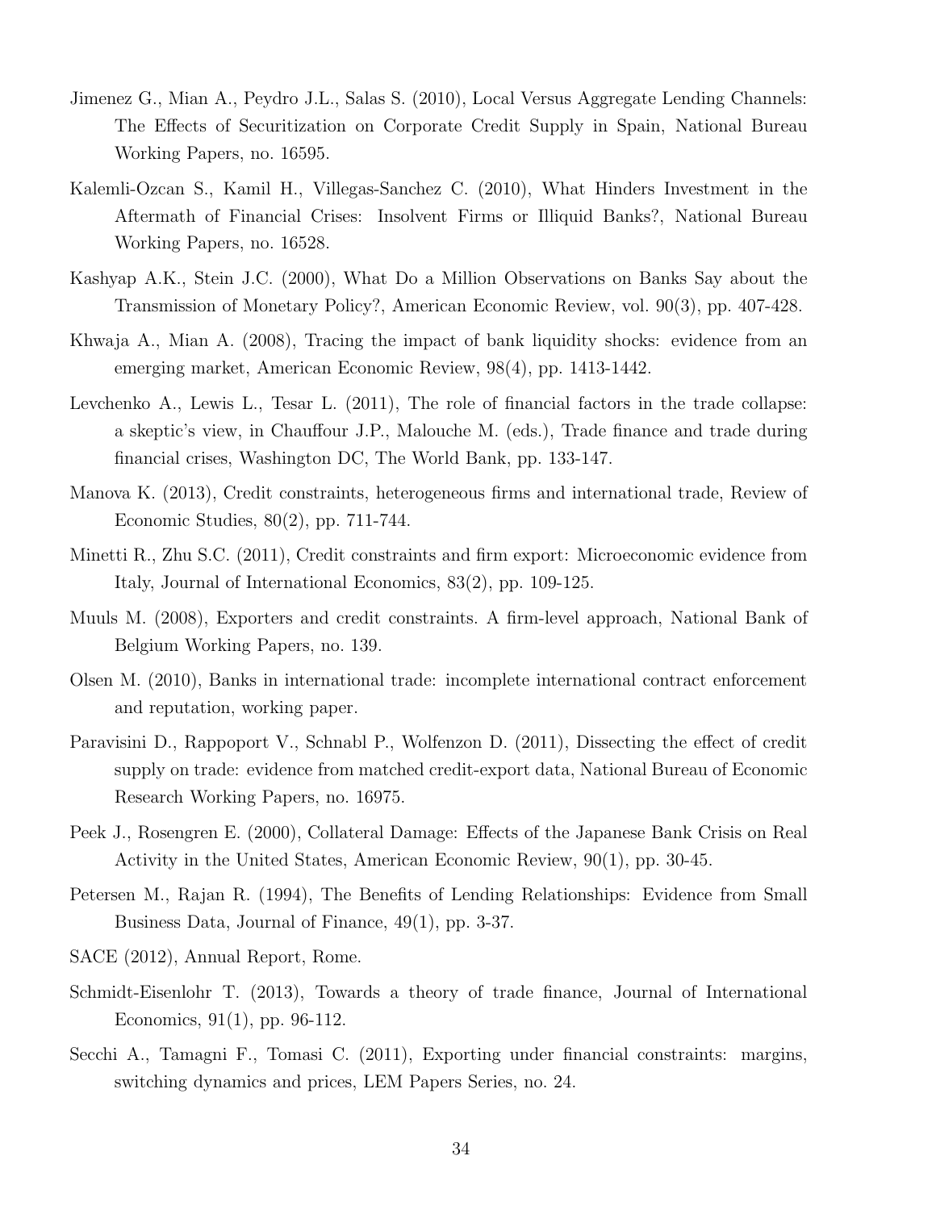Jimenez G., Mian A., Peydro J.L., Salas S. (2010), Local Versus Aggregate Lending Channels: The Effects of Securitization on Corporate Credit Supply in Spain, National Bureau Working Papers, no. 16595.

Kalemli-Ozcan S., Kamil H., Villegas-Sanchez C. (2010), What Hinders Investment in the Aftermath of Financial Crises: Insolvent Firms or Illiquid Banks?, National Bureau Working Papers, no. 16528.

Kashyap A.K., Stein J.C. (2000), What Do a Million Observations on Banks Say about the Transmission of Monetary Policy?, American Economic Review, vol. 90(3), pp. 407-428.

Khwaja A., Mian A. (2008), Tracing the impact of bank liquidity shocks: evidence from an emerging market, American Economic Review, 98(4), pp. 1413-1442.

Levchenko A., Lewis L., Tesar L. (2011), The role of financial factors in the trade collapse: a skeptic's view, in Chauffour J.P., Malouche M. (eds.), Trade finance and trade during financial crises, Washington DC, The World Bank, pp. 133-147.

Manova K. (2013), Credit constraints, heterogeneous firms and international trade, Review of Economic Studies, 80(2), pp. 711-744.

Minetti R., Zhu S.C. (2011), Credit constraints and firm export: Microeconomic evidence from Italy, Journal of International Economics, 83(2), pp. 109-125.

Muuls M. (2008), Exporters and credit constraints. A firm-level approach, National Bank of Belgium Working Papers, no. 139.

Olsen M. (2010), Banks in international trade: incomplete international contract enforcement and reputation, working paper.

Paravisini D., Rappoport V., Schnabl P., Wolfenzon D. (2011), Dissecting the effect of credit supply on trade: evidence from matched credit-export data, National Bureau of Economic Research Working Papers, no. 16975.

Peek J., Rosengren E. (2000), Collateral Damage: Effects of the Japanese Bank Crisis on Real Activity in the United States, American Economic Review, 90(1), pp. 30-45.

Petersen M., Rajan R. (1994), The Benefits of Lending Relationships: Evidence from Small Business Data, Journal of Finance, 49(1), pp. 3-37.

SACE (2012), Annual Report, Rome.

Schmidt-Eisenlohr T. (2013), Towards a theory of trade finance, Journal of International Economics, 91(1), pp. 96-112.

Secchi A., Tamagni F., Tomasi C. (2011), Exporting under financial constraints: margins, switching dynamics and prices, LEM Papers Series, no. 24.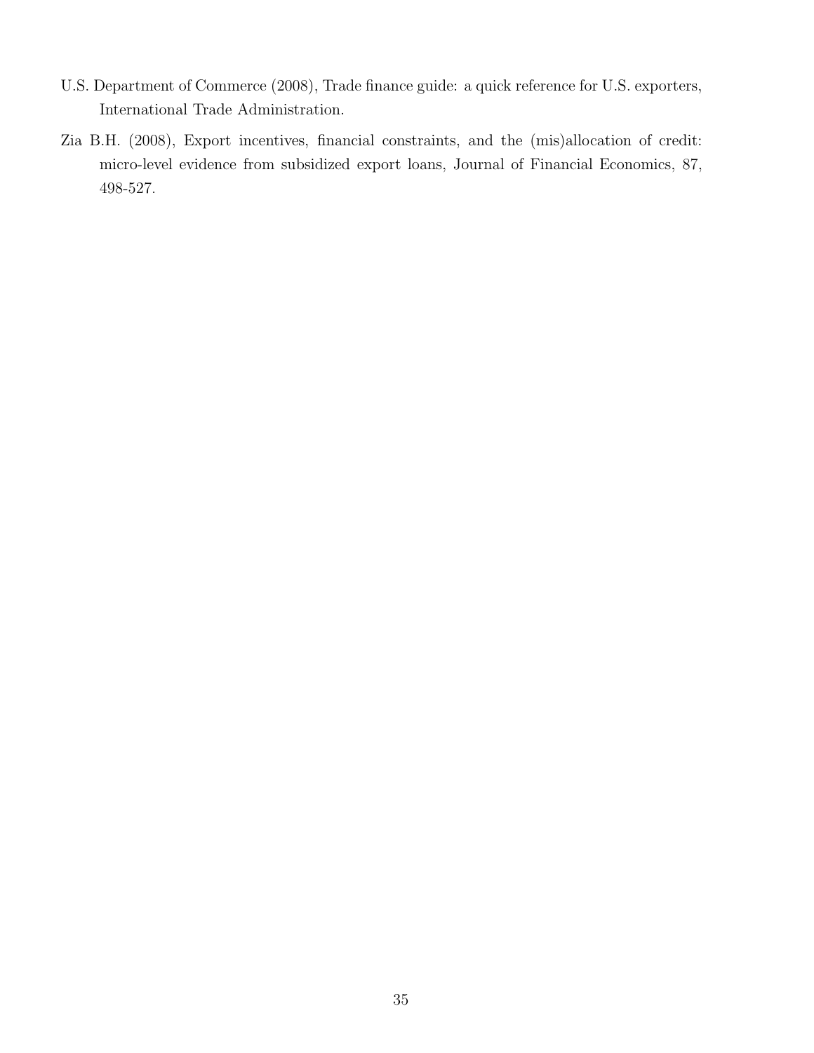U.S. Department of Commerce (2008), Trade finance guide: a quick reference for U.S. exporters, International Trade Administration.

Zia B.H. (2008), Export incentives, financial constraints, and the (mis)allocation of credit: micro-level evidence from subsidized export loans, Journal of Financial Economics, 87, 498-527.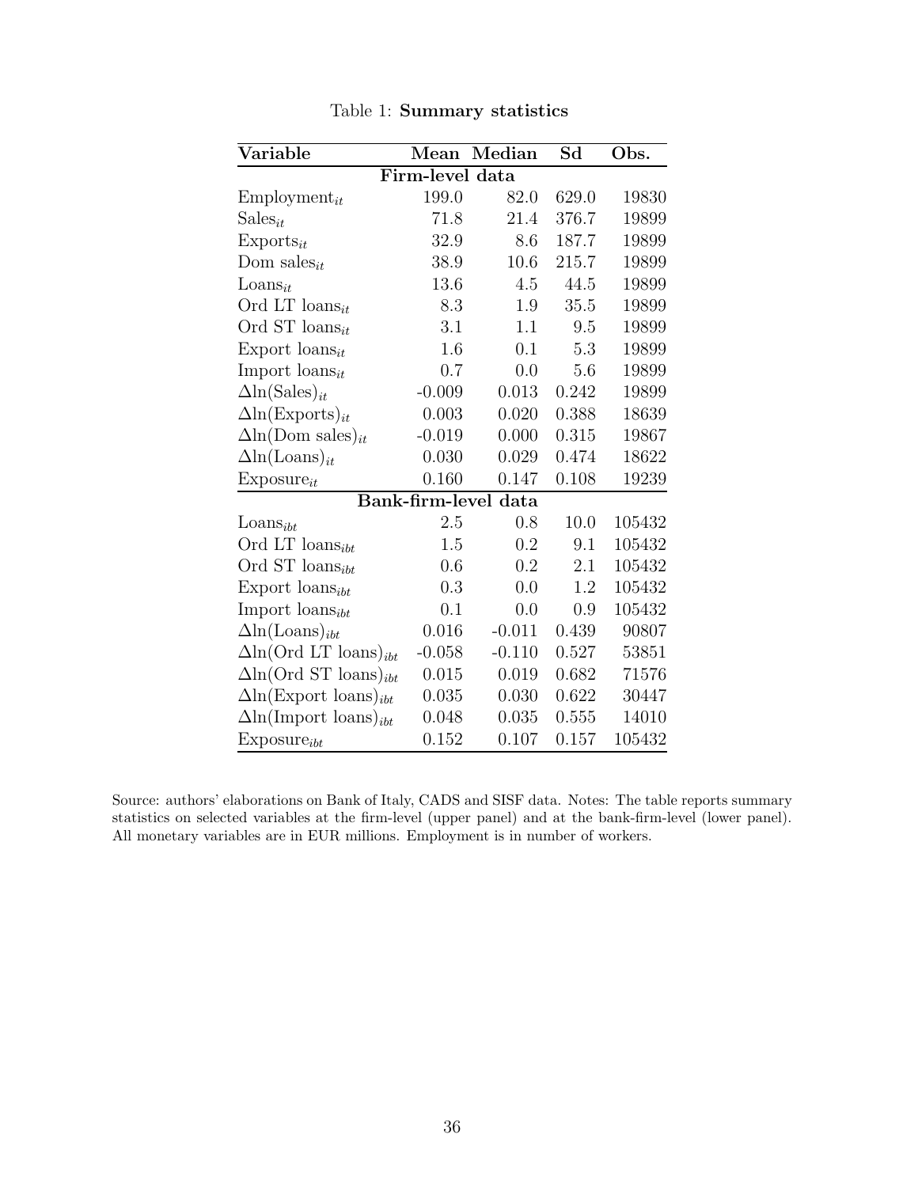Table 1: **Summary statistics**

| Variable | Mean | Median | Sd | Obs. |
|---|---|---|---|---|
| **Firm-level data** | | | | |
| $\text{Employment}_{it}$ | 199.0 | 82.0 | 629.0 | 19830 |
| $\text{Sales}_{it}$ | 71.8 | 21.4 | 376.7 | 19899 |
| $\text{Exports}_{it}$ | 32.9 | 8.6 | 187.7 | 19899 |
| $\text{Dom sales}_{it}$ | 38.9 | 10.6 | 215.7 | 19899 |
| $\text{Loans}_{it}$ | 13.6 | 4.5 | 44.5 | 19899 |
| $\text{Ord LT loans}_{it}$ | 8.3 | 1.9 | 35.5 | 19899 |
| $\text{Ord ST loans}_{it}$ | 3.1 | 1.1 | 9.5 | 19899 |
| $\text{Export loans}_{it}$ | 1.6 | 0.1 | 5.3 | 19899 |
| $\text{Import loans}_{it}$ | 0.7 | 0.0 | 5.6 | 19899 |
| $\Delta\ln(\text{Sales})_{it}$ | -0.009 | 0.013 | 0.242 | 19899 |
| $\Delta\ln(\text{Exports})_{it}$ | 0.003 | 0.020 | 0.388 | 18639 |
| $\Delta\ln(\text{Dom sales})_{it}$ | -0.019 | 0.000 | 0.315 | 19867 |
| $\Delta\ln(\text{Loans})_{it}$ | 0.030 | 0.029 | 0.474 | 18622 |
| $\text{Exposure}_{it}$ | 0.160 | 0.147 | 0.108 | 19239 |
| **Bank-firm-level data** | | | | |
| $\text{Loans}_{ibt}$ | 2.5 | 0.8 | 10.0 | 105432 |
| $\text{Ord LT loans}_{ibt}$ | 1.5 | 0.2 | 9.1 | 105432 |
| $\text{Ord ST loans}_{ibt}$ | 0.6 | 0.2 | 2.1 | 105432 |
| $\text{Export loans}_{ibt}$ | 0.3 | 0.0 | 1.2 | 105432 |
| $\text{Import loans}_{ibt}$ | 0.1 | 0.0 | 0.9 | 105432 |
| $\Delta\ln(\text{Loans})_{ibt}$ | 0.016 | -0.011 | 0.439 | 90807 |
| $\Delta\ln(\text{Ord LT loans})_{ibt}$ | -0.058 | -0.110 | 0.527 | 53851 |
| $\Delta\ln(\text{Ord ST loans})_{ibt}$ | 0.015 | 0.019 | 0.682 | 71576 |
| $\Delta\ln(\text{Export loans})_{ibt}$ | 0.035 | 0.030 | 0.622 | 30447 |
| $\Delta\ln(\text{Import loans})_{ibt}$ | 0.048 | 0.035 | 0.555 | 14010 |
| $\text{Exposure}_{ibt}$ | 0.152 | 0.107 | 0.157 | 105432 |

Source: authors' elaborations on Bank of Italy, CADS and SISF data. Notes: The table reports summary statistics on selected variables at the firm-level (upper panel) and at the bank-firm-level (lower panel). All monetary variables are in EUR millions. Employment is in number of workers.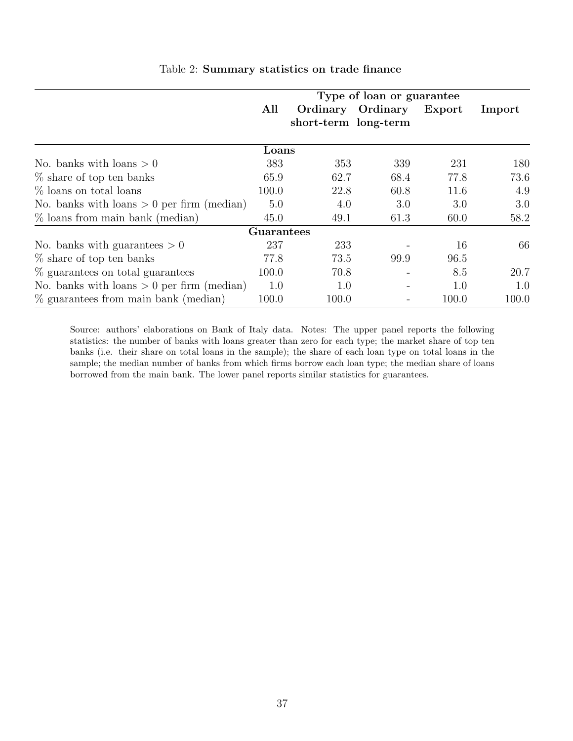Table 2: **Summary statistics on trade finance**

| | Type of loan or guarantee | | | | |
|---|---|---|---|---|---|
| | **All** | **Ordinary short-term** | **Ordinary long-term** | **Export** | **Import** |
| | **Loans** | | | | |
| No. banks with loans > 0 | 383 | 353 | 339 | 231 | 180 |
| % share of top ten banks | 65.9 | 62.7 | 68.4 | 77.8 | 73.6 |
| % loans on total loans | 100.0 | 22.8 | 60.8 | 11.6 | 4.9 |
| No. banks with loans > 0 per firm (median) | 5.0 | 4.0 | 3.0 | 3.0 | 3.0 |
| % loans from main bank (median) | 45.0 | 49.1 | 61.3 | 60.0 | 58.2 |
| | **Guarantees** | | | | |
| No. banks with guarantees > 0 | 237 | 233 | - | 16 | 66 |
| % share of top ten banks | 77.8 | 73.5 | 99.9 | 96.5 | |
| % guarantees on total guarantees | 100.0 | 70.8 | - | 8.5 | 20.7 |
| No. banks with loans > 0 per firm (median) | 1.0 | 1.0 | - | 1.0 | 1.0 |
| % guarantees from main bank (median) | 100.0 | 100.0 | - | 100.0 | 100.0 |

Source: authors' elaborations on Bank of Italy data. Notes: The upper panel reports the following statistics: the number of banks with loans greater than zero for each type; the market share of top ten banks (i.e. their share on total loans in the sample); the share of each loan type on total loans in the sample; the median number of banks from which firms borrow each loan type; the median share of loans borrowed from the main bank. The lower panel reports similar statistics for guarantees.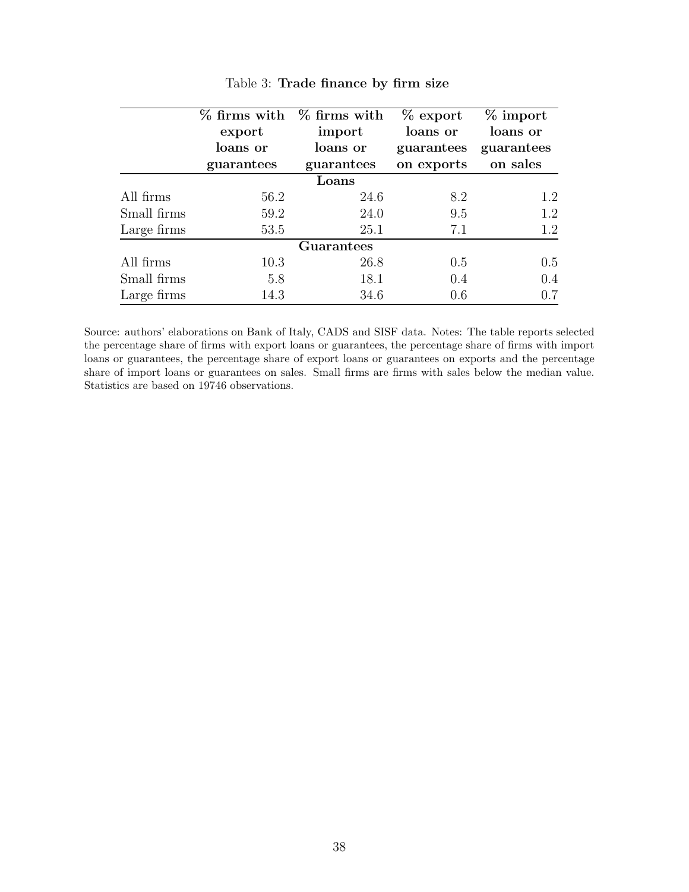Table 3: **Trade finance by firm size**

| | **% firms with export loans or guarantees** | **% firms with import loans or guarantees** | **% export loans or guarantees on exports** | **% import loans or guarantees on sales** |
|---|---|---|---|---|
| | | **Loans** | | |
| All firms | 56.2 | 24.6 | 8.2 | 1.2 |
| Small firms | 59.2 | 24.0 | 9.5 | 1.2 |
| Large firms | 53.5 | 25.1 | 7.1 | 1.2 |
| | | **Guarantees** | | |
| All firms | 10.3 | 26.8 | 0.5 | 0.5 |
| Small firms | 5.8 | 18.1 | 0.4 | 0.4 |
| Large firms | 14.3 | 34.6 | 0.6 | 0.7 |

Source: authors' elaborations on Bank of Italy, CADS and SISF data. Notes: The table reports selected the percentage share of firms with export loans or guarantees, the percentage share of firms with import loans or guarantees, the percentage share of export loans or guarantees on exports and the percentage share of import loans or guarantees on sales. Small firms are firms with sales below the median value. Statistics are based on 19746 observations.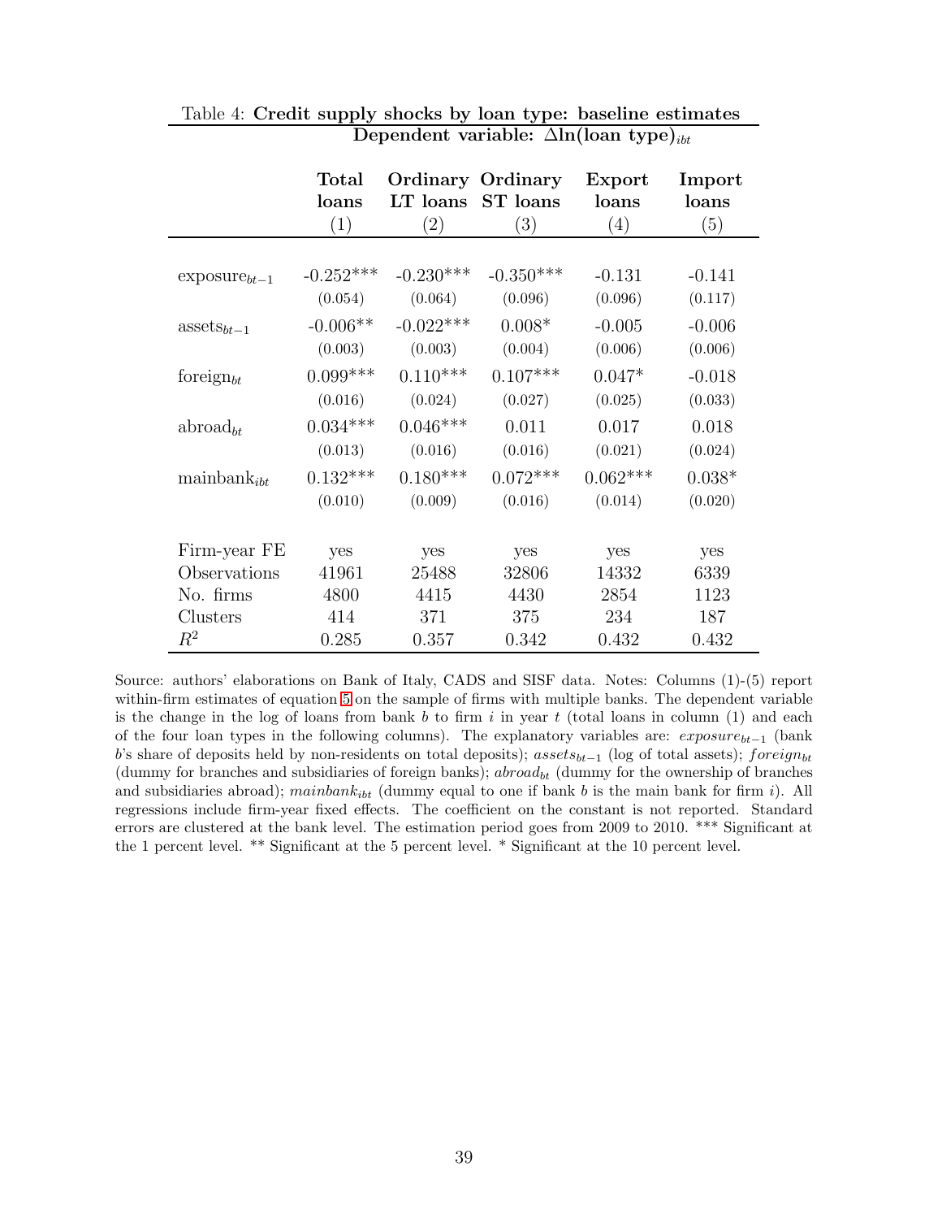Table 4: **Credit supply shocks by loan type: baseline estimates**

| | **Dependent variable: $\Delta$ln(loan type)$_{ibt}$** | | | | |
|---|---|---|---|---|---|
| | **Total loans** | **Ordinary LT loans** | **Ordinary ST loans** | **Export loans** | **Import loans** |
| | (1) | (2) | (3) | (4) | (5) |
| exposure$_{bt-1}$ | -0.252*** | -0.230*** | -0.350*** | -0.131 | -0.141 |
| | (0.054) | (0.064) | (0.096) | (0.096) | (0.117) |
| assets$_{bt-1}$ | -0.006** | -0.022*** | 0.008* | -0.005 | -0.006 |
| | (0.003) | (0.003) | (0.004) | (0.006) | (0.006) |
| foreign$_{bt}$ | 0.099*** | 0.110*** | 0.107*** | 0.047* | -0.018 |
| | (0.016) | (0.024) | (0.027) | (0.025) | (0.033) |
| abroad$_{bt}$ | 0.034*** | 0.046*** | 0.011 | 0.017 | 0.018 |
| | (0.013) | (0.016) | (0.016) | (0.021) | (0.024) |
| mainbank$_{ibt}$ | 0.132*** | 0.180*** | 0.072*** | 0.062*** | 0.038* |
| | (0.010) | (0.009) | (0.016) | (0.014) | (0.020) |
| Firm-year FE | yes | yes | yes | yes | yes |
| Observations | 41961 | 25488 | 32806 | 14332 | 6339 |
| No. firms | 4800 | 4415 | 4430 | 2854 | 1123 |
| Clusters | 414 | 371 | 375 | 234 | 187 |
| $R^2$ | 0.285 | 0.357 | 0.342 | 0.432 | 0.432 |

Source: authors' elaborations on Bank of Italy, CADS and SISF data. Notes: Columns (1)-(5) report within-firm estimates of equation 5 on the sample of firms with multiple banks. The dependent variable is the change in the log of loans from bank $b$ to firm $i$ in year $t$ (total loans in column (1) and each of the four loan types in the following columns). The explanatory variables are: $exposure_{bt-1}$ (bank $b$'s share of deposits held by non-residents on total deposits); $assets_{bt-1}$ (log of total assets); $foreign_{bt}$ (dummy for branches and subsidiaries of foreign banks); $abroad_{bt}$ (dummy for the ownership of branches and subsidiaries abroad); $mainbank_{ibt}$ (dummy equal to one if bank $b$ is the main bank for firm $i$). All regressions include firm-year fixed effects. The coefficient on the constant is not reported. Standard errors are clustered at the bank level. The estimation period goes from 2009 to 2010. *** Significant at the 1 percent level. ** Significant at the 5 percent level. * Significant at the 10 percent level.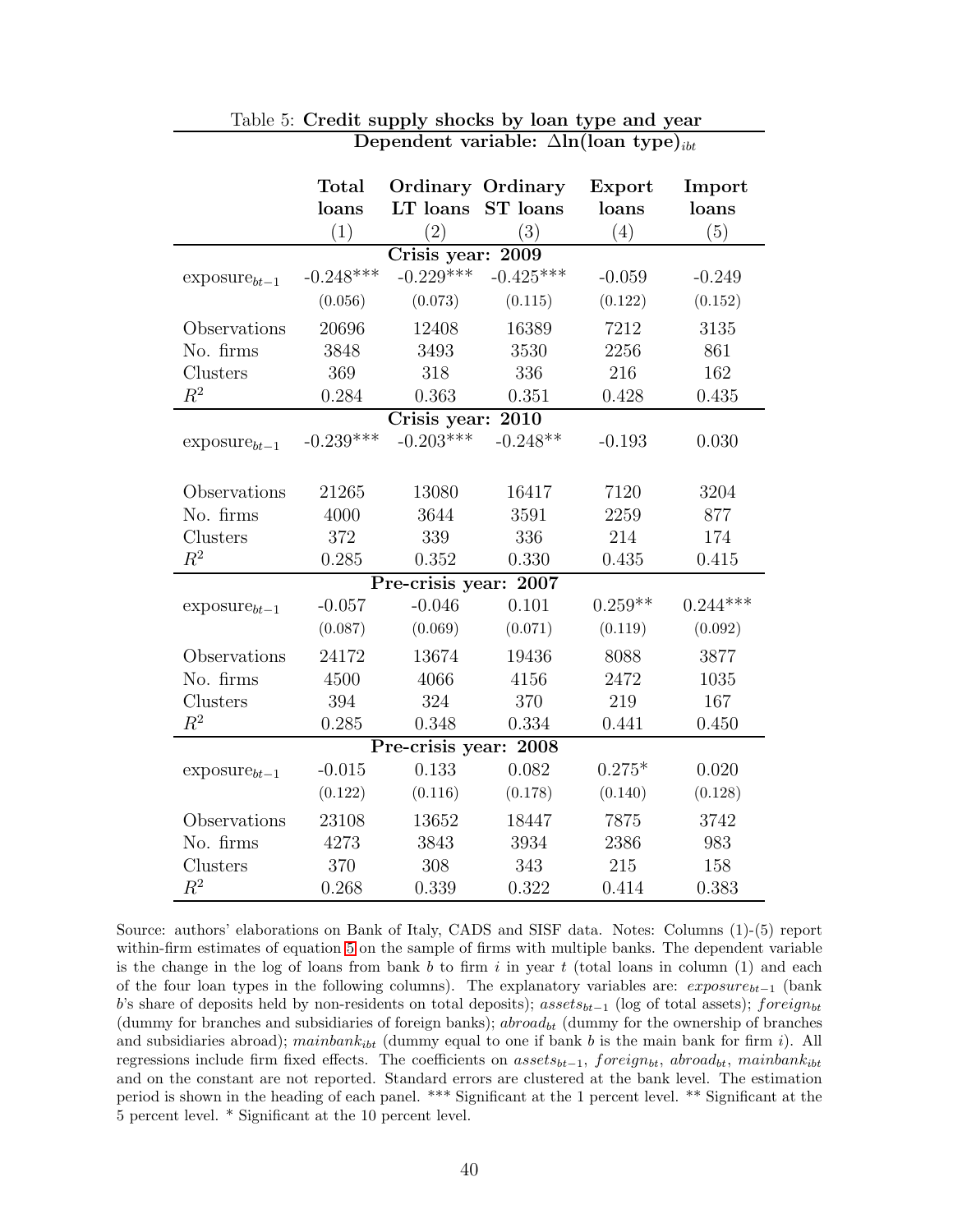Table 5: **Credit supply shocks by loan type and year**

| | **Dependent variable: $\Delta$ln(loan type)$_{ibt}$** | | | | |
|---|---|---|---|---|---|
| | **Total loans** | **Ordinary LT loans** | **Ordinary ST loans** | **Export loans** | **Import loans** |
| | (1) | (2) | (3) | (4) | (5) |
| **Crisis year: 2009** | | | | | |
| exposure$_{bt-1}$ | -0.248*** | -0.229*** | -0.425*** | -0.059 | -0.249 |
| | (0.056) | (0.073) | (0.115) | (0.122) | (0.152) |
| Observations | 20696 | 12408 | 16389 | 7212 | 3135 |
| No. firms | 3848 | 3493 | 3530 | 2256 | 861 |
| Clusters | 369 | 318 | 336 | 216 | 162 |
| $R^2$ | 0.284 | 0.363 | 0.351 | 0.428 | 0.435 |
| **Crisis year: 2010** | | | | | |
| exposure$_{bt-1}$ | -0.239*** | -0.203*** | -0.248** | -0.193 | 0.030 |
| Observations | 21265 | 13080 | 16417 | 7120 | 3204 |
| No. firms | 4000 | 3644 | 3591 | 2259 | 877 |
| Clusters | 372 | 339 | 336 | 214 | 174 |
| $R^2$ | 0.285 | 0.352 | 0.330 | 0.435 | 0.415 |
| **Pre-crisis year: 2007** | | | | | |
| exposure$_{bt-1}$ | -0.057 | -0.046 | 0.101 | 0.259** | 0.244*** |
| | (0.087) | (0.069) | (0.071) | (0.119) | (0.092) |
| Observations | 24172 | 13674 | 19436 | 8088 | 3877 |
| No. firms | 4500 | 4066 | 4156 | 2472 | 1035 |
| Clusters | 394 | 324 | 370 | 219 | 167 |
| $R^2$ | 0.285 | 0.348 | 0.334 | 0.441 | 0.450 |
| **Pre-crisis year: 2008** | | | | | |
| exposure$_{bt-1}$ | -0.015 | 0.133 | 0.082 | 0.275* | 0.020 |
| | (0.122) | (0.116) | (0.178) | (0.140) | (0.128) |
| Observations | 23108 | 13652 | 18447 | 7875 | 3742 |
| No. firms | 4273 | 3843 | 3934 | 2386 | 983 |
| Clusters | 370 | 308 | 343 | 215 | 158 |
| $R^2$ | 0.268 | 0.339 | 0.322 | 0.414 | 0.383 |

Source: authors' elaborations on Bank of Italy, CADS and SISF data. Notes: Columns (1)-(5) report within-firm estimates of equation 5 on the sample of firms with multiple banks. The dependent variable is the change in the log of loans from bank $b$ to firm $i$ in year $t$ (total loans in column (1) and each of the four loan types in the following columns). The explanatory variables are: $exposure_{bt-1}$ (bank $b$'s share of deposits held by non-residents on total deposits); $assets_{bt-1}$ (log of total assets); $foreign_{bt}$ (dummy for branches and subsidiaries of foreign banks); $abroad_{bt}$ (dummy for the ownership of branches and subsidiaries abroad); $mainbank_{ibt}$ (dummy equal to one if bank $b$ is the main bank for firm $i$). All regressions include firm fixed effects. The coefficients on $assets_{bt-1}$, $foreign_{bt}$, $abroad_{bt}$, $mainbank_{ibt}$ and on the constant are not reported. Standard errors are clustered at the bank level. The estimation period is shown in the heading of each panel. *** Significant at the 1 percent level. ** Significant at the 5 percent level. * Significant at the 10 percent level.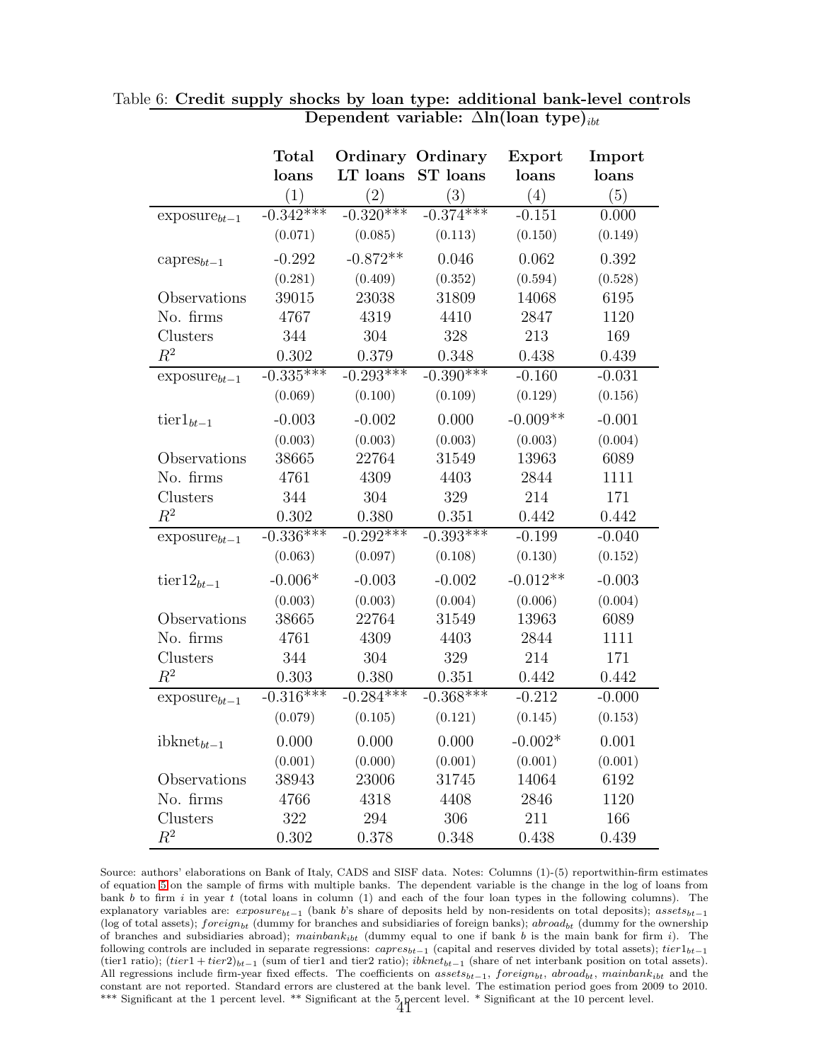Table 6: **Credit supply shocks by loan type: additional bank-level controls**

| | **Dependent variable: $\Delta$ln(loan type)$_{ibt}$** | | | | |
|---|---|---|---|---|---|
| | **Total loans** | **Ordinary LT loans** | **Ordinary ST loans** | **Export loans** | **Import loans** |
| | (1) | (2) | (3) | (4) | (5) |
| exposure$_{bt-1}$ | -0.342*** | -0.320*** | -0.374*** | -0.151 | 0.000 |
| | (0.071) | (0.085) | (0.113) | (0.150) | (0.149) |
| capres$_{bt-1}$ | -0.292 | -0.872** | 0.046 | 0.062 | 0.392 |
| | (0.281) | (0.409) | (0.352) | (0.594) | (0.528) |
| Observations | 39015 | 23038 | 31809 | 14068 | 6195 |
| No. firms | 4767 | 4319 | 4410 | 2847 | 1120 |
| Clusters | 344 | 304 | 328 | 213 | 169 |
| $R^2$ | 0.302 | 0.379 | 0.348 | 0.438 | 0.439 |
| exposure$_{bt-1}$ | -0.335*** | -0.293*** | -0.390*** | -0.160 | -0.031 |
| | (0.069) | (0.100) | (0.109) | (0.129) | (0.156) |
| tier1$_{bt-1}$ | -0.003 | -0.002 | 0.000 | -0.009** | -0.001 |
| | (0.003) | (0.003) | (0.003) | (0.003) | (0.004) |
| Observations | 38665 | 22764 | 31549 | 13963 | 6089 |
| No. firms | 4761 | 4309 | 4403 | 2844 | 1111 |
| Clusters | 344 | 304 | 329 | 214 | 171 |
| $R^2$ | 0.302 | 0.380 | 0.351 | 0.442 | 0.442 |
| exposure$_{bt-1}$ | -0.336*** | -0.292*** | -0.393*** | -0.199 | -0.040 |
| | (0.063) | (0.097) | (0.108) | (0.130) | (0.152) |
| tier12$_{bt-1}$ | -0.006* | -0.003 | -0.002 | -0.012** | -0.003 |
| | (0.003) | (0.003) | (0.004) | (0.006) | (0.004) |
| Observations | 38665 | 22764 | 31549 | 13963 | 6089 |
| No. firms | 4761 | 4309 | 4403 | 2844 | 1111 |
| Clusters | 344 | 304 | 329 | 214 | 171 |
| $R^2$ | 0.303 | 0.380 | 0.351 | 0.442 | 0.442 |
| exposure$_{bt-1}$ | -0.316*** | -0.284*** | -0.368*** | -0.212 | -0.000 |
| | (0.079) | (0.105) | (0.121) | (0.145) | (0.153) |
| ibknet$_{bt-1}$ | 0.000 | 0.000 | 0.000 | -0.002* | 0.001 |
| | (0.001) | (0.000) | (0.001) | (0.001) | (0.001) |
| Observations | 38943 | 23006 | 31745 | 14064 | 6192 |
| No. firms | 4766 | 4318 | 4408 | 2846 | 1120 |
| Clusters | 322 | 294 | 306 | 211 | 166 |
| $R^2$ | 0.302 | 0.378 | 0.348 | 0.438 | 0.439 |

Source: authors' elaborations on Bank of Italy, CADS and SISF data. Notes: Columns (1)-(5) reportwithin-firm estimates of equation 5 on the sample of firms with multiple banks. The dependent variable is the change in the log of loans from bank $b$ to firm $i$ in year $t$ (total loans in column (1) and each of the four loan types in the following columns). The explanatory variables are: $exposure_{bt-1}$ (bank $b$'s share of deposits held by non-residents on total deposits); $assets_{bt-1}$ (log of total assets); $foreign_{bt}$ (dummy for branches and subsidiaries of foreign banks); $abroad_{bt}$ (dummy for the ownership of branches and subsidiaries abroad); $mainbank_{ibt}$ (dummy equal to one if bank $b$ is the main bank for firm $i$). The following controls are included in separate regressions: $capres_{bt-1}$ (capital and reserves divided by total assets); $tier1_{bt-1}$ (tier1 ratio); $(tier1 + tier2)_{bt-1}$ (sum of tier1 and tier2 ratio); $ibknet_{bt-1}$ (share of net interbank position on total assets). All regressions include firm-year fixed effects. The coefficients on $assets_{bt-1}$, $foreign_{bt}$, $abroad_{bt}$, $mainbank_{ibt}$ and the constant are not reported. Standard errors are clustered at the bank level. The estimation period goes from 2009 to 2010. *** Significant at the 1 percent level. ** Significant at the 5 percent level. * Significant at the 10 percent level.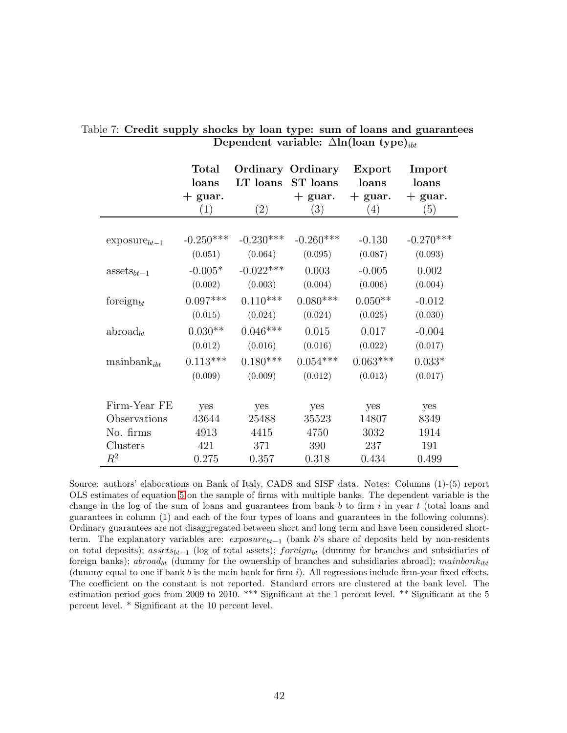Table 7: **Credit supply shocks by loan type: sum of loans and guarantees**

**Dependent variable: $\Delta$ln(loan type)$_{ibt}$**

| | **Total loans + guar.** (1) | **Ordinary LT loans** (2) | **Ordinary ST loans + guar.** (3) | **Export loans + guar.** (4) | **Import loans + guar.** (5) |
|---|---|---|---|---|---|
| exposure$_{bt-1}$ | -0.250*** | -0.230*** | -0.260*** | -0.130 | -0.270*** |
| | (0.051) | (0.064) | (0.095) | (0.087) | (0.093) |
| assets$_{bt-1}$ | -0.005* | -0.022*** | 0.003 | -0.005 | 0.002 |
| | (0.002) | (0.003) | (0.004) | (0.006) | (0.004) |
| foreign$_{bt}$ | 0.097*** | 0.110*** | 0.080*** | 0.050** | -0.012 |
| | (0.015) | (0.024) | (0.024) | (0.025) | (0.030) |
| abroad$_{bt}$ | 0.030** | 0.046*** | 0.015 | 0.017 | -0.004 |
| | (0.012) | (0.016) | (0.016) | (0.022) | (0.017) |
| mainbank$_{ibt}$ | 0.113*** | 0.180*** | 0.054*** | 0.063*** | 0.033* |
| | (0.009) | (0.009) | (0.012) | (0.013) | (0.017) |
| Firm-Year FE | yes | yes | yes | yes | yes |
| Observations | 43644 | 25488 | 35523 | 14807 | 8349 |
| No. firms | 4913 | 4415 | 4750 | 3032 | 1914 |
| Clusters | 421 | 371 | 390 | 237 | 191 |
| $R^2$ | 0.275 | 0.357 | 0.318 | 0.434 | 0.499 |

Source: authors' elaborations on Bank of Italy, CADS and SISF data. Notes: Columns (1)-(5) report OLS estimates of equation 5 on the sample of firms with multiple banks. The dependent variable is the change in the log of the sum of loans and guarantees from bank $b$ to firm $i$ in year $t$ (total loans and guarantees in column (1) and each of the four types of loans and guarantees in the following columns). Ordinary guarantees are not disaggregated between short and long term and have been considered short-term. The explanatory variables are: $exposure_{bt-1}$ (bank $b$'s share of deposits held by non-residents on total deposits); $assets_{bt-1}$ (log of total assets); $foreign_{bt}$ (dummy for branches and subsidiaries of foreign banks); $abroad_{bt}$ (dummy for the ownership of branches and subsidiaries abroad); $mainbank_{ibt}$ (dummy equal to one if bank $b$ is the main bank for firm $i$). All regressions include firm-year fixed effects. The coefficient on the constant is not reported. Standard errors are clustered at the bank level. The estimation period goes from 2009 to 2010. *** Significant at the 1 percent level. ** Significant at the 5 percent level. * Significant at the 10 percent level.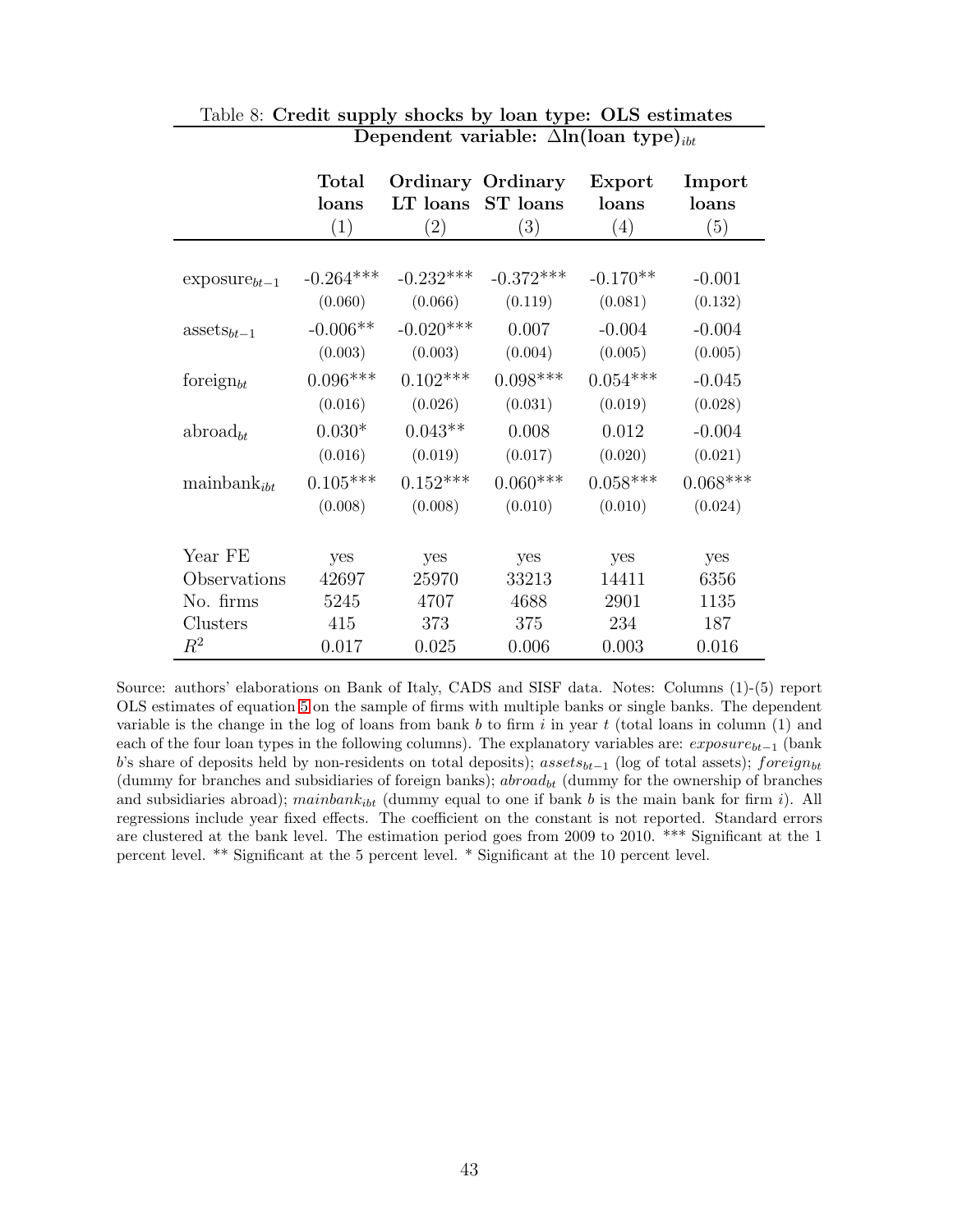Table 8: **Credit supply shocks by loan type: OLS estimates**

| | **Dependent variable: $\Delta$ln(loan type)$_{ibt}$** | | | | |
|---|---|---|---|---|---|
| | **Total loans** | **Ordinary LT loans** | **Ordinary ST loans** | **Export loans** | **Import loans** |
| | (1) | (2) | (3) | (4) | (5) |
| exposure$_{bt-1}$ | -0.264*** | -0.232*** | -0.372*** | -0.170** | -0.001 |
| | (0.060) | (0.066) | (0.119) | (0.081) | (0.132) |
| assets$_{bt-1}$ | -0.006** | -0.020*** | 0.007 | -0.004 | -0.004 |
| | (0.003) | (0.003) | (0.004) | (0.005) | (0.005) |
| foreign$_{bt}$ | 0.096*** | 0.102*** | 0.098*** | 0.054*** | -0.045 |
| | (0.016) | (0.026) | (0.031) | (0.019) | (0.028) |
| abroad$_{bt}$ | 0.030* | 0.043** | 0.008 | 0.012 | -0.004 |
| | (0.016) | (0.019) | (0.017) | (0.020) | (0.021) |
| mainbank$_{ibt}$ | 0.105*** | 0.152*** | 0.060*** | 0.058*** | 0.068*** |
| | (0.008) | (0.008) | (0.010) | (0.010) | (0.024) |
| Year FE | yes | yes | yes | yes | yes |
| Observations | 42697 | 25970 | 33213 | 14411 | 6356 |
| No. firms | 5245 | 4707 | 4688 | 2901 | 1135 |
| Clusters | 415 | 373 | 375 | 234 | 187 |
| $R^2$ | 0.017 | 0.025 | 0.006 | 0.003 | 0.016 |

Source: authors' elaborations on Bank of Italy, CADS and SISF data. Notes: Columns (1)-(5) report OLS estimates of equation 5 on the sample of firms with multiple banks or single banks. The dependent variable is the change in the log of loans from bank $b$ to firm $i$ in year $t$ (total loans in column (1) and each of the four loan types in the following columns). The explanatory variables are: $exposure_{bt-1}$ (bank $b$'s share of deposits held by non-residents on total deposits); $assets_{bt-1}$ (log of total assets); $foreign_{bt}$ (dummy for branches and subsidiaries of foreign banks); $abroad_{bt}$ (dummy for the ownership of branches and subsidiaries abroad); $mainbank_{ibt}$ (dummy equal to one if bank $b$ is the main bank for firm $i$). All regressions include year fixed effects. The coefficient on the constant is not reported. Standard errors are clustered at the bank level. The estimation period goes from 2009 to 2010. *** Significant at the 1 percent level. ** Significant at the 5 percent level. * Significant at the 10 percent level.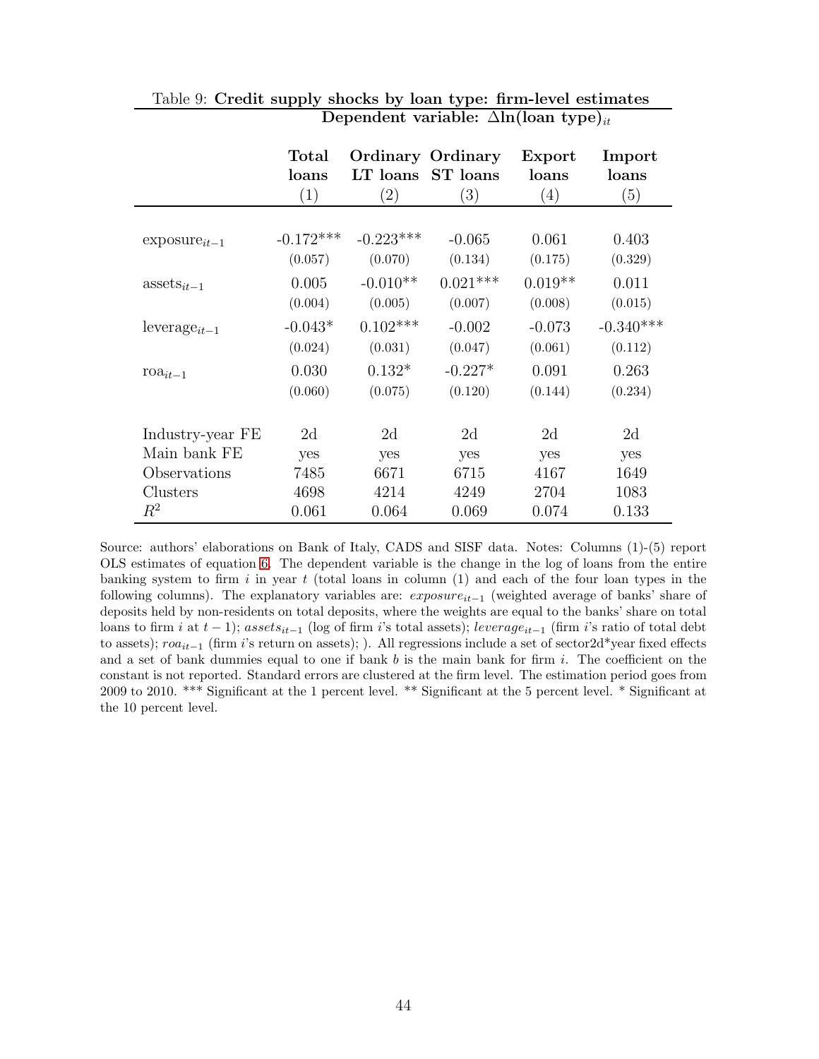Table 9: **Credit supply shocks by loan type: firm-level estimates**

| | **Dependent variable: $\Delta\ln(\text{loan type})_{it}$** | | | | |
|---|---|---|---|---|---|
| | **Total loans** (1) | **Ordinary LT loans** (2) | **Ordinary ST loans** (3) | **Export loans** (4) | **Import loans** (5) |
| $\text{exposure}_{it-1}$ | -0.172*** | -0.223*** | -0.065 | 0.061 | 0.403 |
| | (0.057) | (0.070) | (0.134) | (0.175) | (0.329) |
| $\text{assets}_{it-1}$ | 0.005 | -0.010** | 0.021*** | 0.019** | 0.011 |
| | (0.004) | (0.005) | (0.007) | (0.008) | (0.015) |
| $\text{leverage}_{it-1}$ | -0.043* | 0.102*** | -0.002 | -0.073 | -0.340*** |
| | (0.024) | (0.031) | (0.047) | (0.061) | (0.112) |
| $\text{roa}_{it-1}$ | 0.030 | 0.132* | -0.227* | 0.091 | 0.263 |
| | (0.060) | (0.075) | (0.120) | (0.144) | (0.234) |
| Industry-year FE | 2d | 2d | 2d | 2d | 2d |
| Main bank FE | yes | yes | yes | yes | yes |
| Observations | 7485 | 6671 | 6715 | 4167 | 1649 |
| Clusters | 4698 | 4214 | 4249 | 2704 | 1083 |
| $R^2$ | 0.061 | 0.064 | 0.069 | 0.074 | 0.133 |

Source: authors' elaborations on Bank of Italy, CADS and SISF data. Notes: Columns (1)-(5) report OLS estimates of equation 6. The dependent variable is the change in the log of loans from the entire banking system to firm $i$ in year $t$ (total loans in column (1) and each of the four loan types in the following columns). The explanatory variables are: $exposure_{it-1}$ (weighted average of banks' share of deposits held by non-residents on total deposits, where the weights are equal to the banks' share on total loans to firm $i$ at $t-1$); $assets_{it-1}$ (log of firm $i$'s total assets); $leverage_{it-1}$ (firm $i$'s ratio of total debt to assets); $roa_{it-1}$ (firm $i$'s return on assets); ). All regressions include a set of sector2d*year fixed effects and a set of bank dummies equal to one if bank $b$ is the main bank for firm $i$. The coefficient on the constant is not reported. Standard errors are clustered at the firm level. The estimation period goes from 2009 to 2010. *** Significant at the 1 percent level. ** Significant at the 5 percent level. * Significant at the 10 percent level.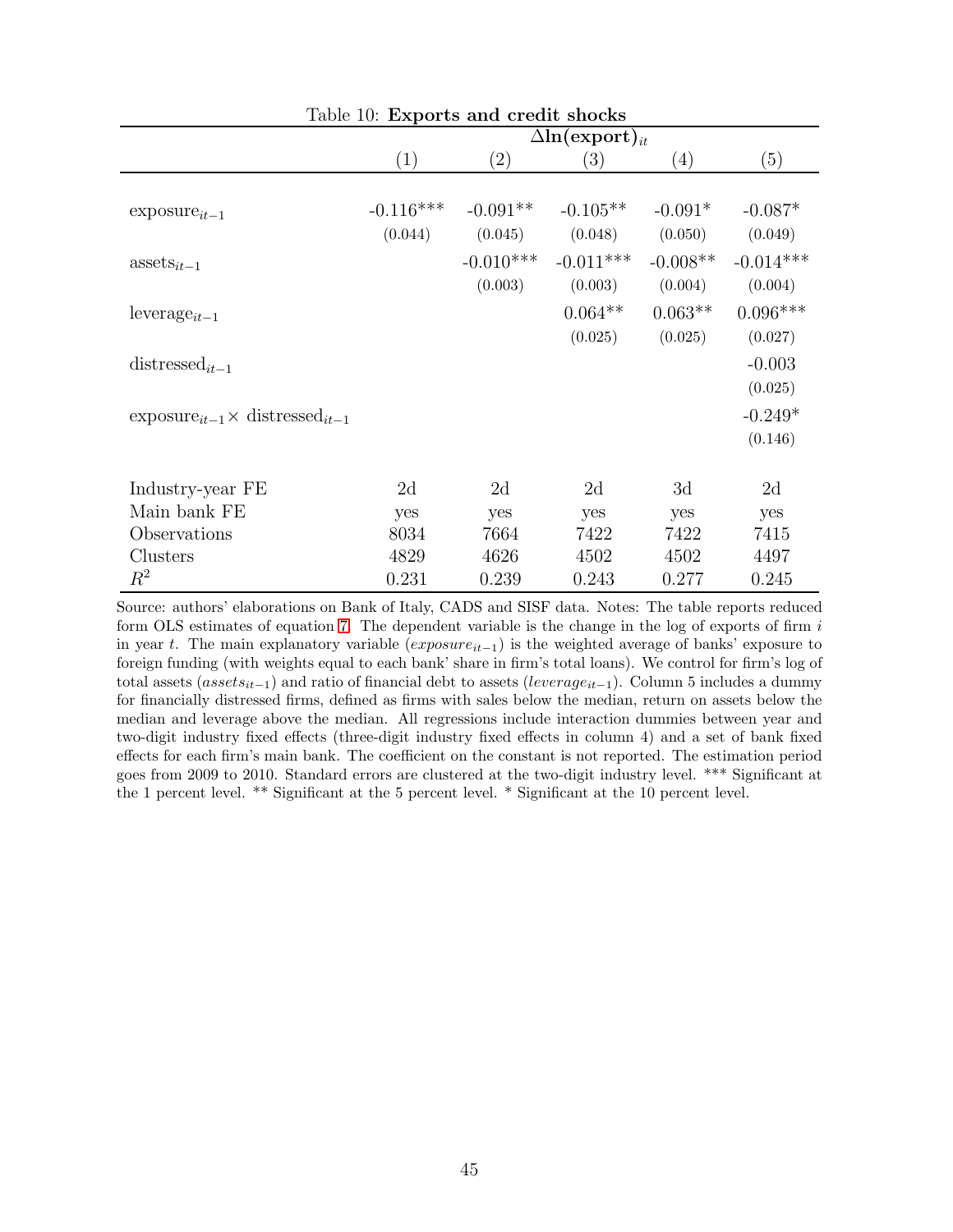Table 10: **Exports and credit shocks**

| | $\Delta\ln(\text{export})_{it}$ | | | | |
|---|---|---|---|---|---|
| | (1) | (2) | (3) | (4) | (5) |
| $\text{exposure}_{it-1}$ | -0.116*** | -0.091** | -0.105** | -0.091* | -0.087* |
| | (0.044) | (0.045) | (0.048) | (0.050) | (0.049) |
| $\text{assets}_{it-1}$ | | -0.010*** | -0.011*** | -0.008** | -0.014*** |
| | | (0.003) | (0.003) | (0.004) | (0.004) |
| $\text{leverage}_{it-1}$ | | | 0.064** | 0.063** | 0.096*** |
| | | | (0.025) | (0.025) | (0.027) |
| $\text{distressed}_{it-1}$ | | | | | -0.003 |
| | | | | | (0.025) |
| $\text{exposure}_{it-1} \times \text{distressed}_{it-1}$ | | | | | -0.249* |
| | | | | | (0.146) |
| Industry-year FE | 2d | 2d | 2d | 3d | 2d |
| Main bank FE | yes | yes | yes | yes | yes |
| Observations | 8034 | 7664 | 7422 | 7422 | 7415 |
| Clusters | 4829 | 4626 | 4502 | 4502 | 4497 |
| $R^2$ | 0.231 | 0.239 | 0.243 | 0.277 | 0.245 |

Source: authors' elaborations on Bank of Italy, CADS and SISF data. Notes: The table reports reduced form OLS estimates of equation 7. The dependent variable is the change in the log of exports of firm $i$ in year $t$. The main explanatory variable ($exposure_{it-1}$) is the weighted average of banks' exposure to foreign funding (with weights equal to each bank' share in firm's total loans). We control for firm's log of total assets ($assets_{it-1}$) and ratio of financial debt to assets ($leverage_{it-1}$). Column 5 includes a dummy for financially distressed firms, defined as firms with sales below the median, return on assets below the median and leverage above the median. All regressions include interaction dummies between year and two-digit industry fixed effects (three-digit industry fixed effects in column 4) and a set of bank fixed effects for each firm's main bank. The coefficient on the constant is not reported. The estimation period goes from 2009 to 2010. Standard errors are clustered at the two-digit industry level. *** Significant at the 1 percent level. ** Significant at the 5 percent level. * Significant at the 10 percent level.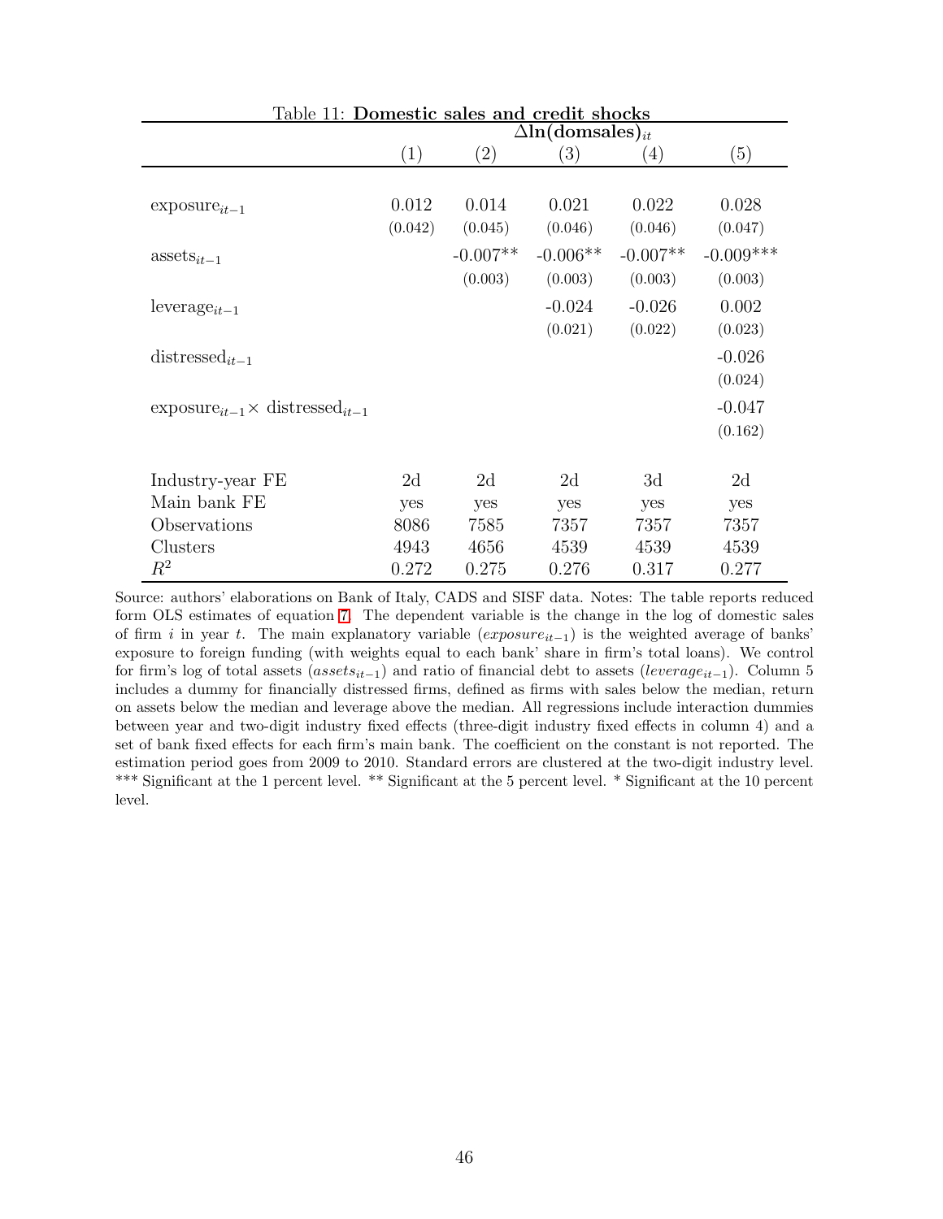Table 11: **Domestic sales and credit shocks**

| | $\Delta$**ln(domsales)**$_{it}$ | | | | |
|---|---|---|---|---|---|
| | (1) | (2) | (3) | (4) | (5) |
| exposure$_{it-1}$ | 0.012 | 0.014 | 0.021 | 0.022 | 0.028 |
| | (0.042) | (0.045) | (0.046) | (0.046) | (0.047) |
| assets$_{it-1}$ | | -0.007** | -0.006** | -0.007** | -0.009*** |
| | | (0.003) | (0.003) | (0.003) | (0.003) |
| leverage$_{it-1}$ | | | -0.024 | -0.026 | 0.002 |
| | | | (0.021) | (0.022) | (0.023) |
| distressed$_{it-1}$ | | | | | -0.026 |
| | | | | | (0.024) |
| exposure$_{it-1}\times$ distressed$_{it-1}$ | | | | | -0.047 |
| | | | | | (0.162) |
| Industry-year FE | 2d | 2d | 2d | 3d | 2d |
| Main bank FE | yes | yes | yes | yes | yes |
| Observations | 8086 | 7585 | 7357 | 7357 | 7357 |
| Clusters | 4943 | 4656 | 4539 | 4539 | 4539 |
| $R^2$ | 0.272 | 0.275 | 0.276 | 0.317 | 0.277 |

Source: authors' elaborations on Bank of Italy, CADS and SISF data. Notes: The table reports reduced form OLS estimates of equation 7. The dependent variable is the change in the log of domestic sales of firm $i$ in year $t$. The main explanatory variable ($exposure_{it-1}$) is the weighted average of banks' exposure to foreign funding (with weights equal to each bank' share in firm's total loans). We control for firm's log of total assets ($assets_{it-1}$) and ratio of financial debt to assets ($leverage_{it-1}$). Column 5 includes a dummy for financially distressed firms, defined as firms with sales below the median, return on assets below the median and leverage above the median. All regressions include interaction dummies between year and two-digit industry fixed effects (three-digit industry fixed effects in column 4) and a set of bank fixed effects for each firm's main bank. The coefficient on the constant is not reported. The estimation period goes from 2009 to 2010. Standard errors are clustered at the two-digit industry level. *** Significant at the 1 percent level. ** Significant at the 5 percent level. * Significant at the 10 percent level.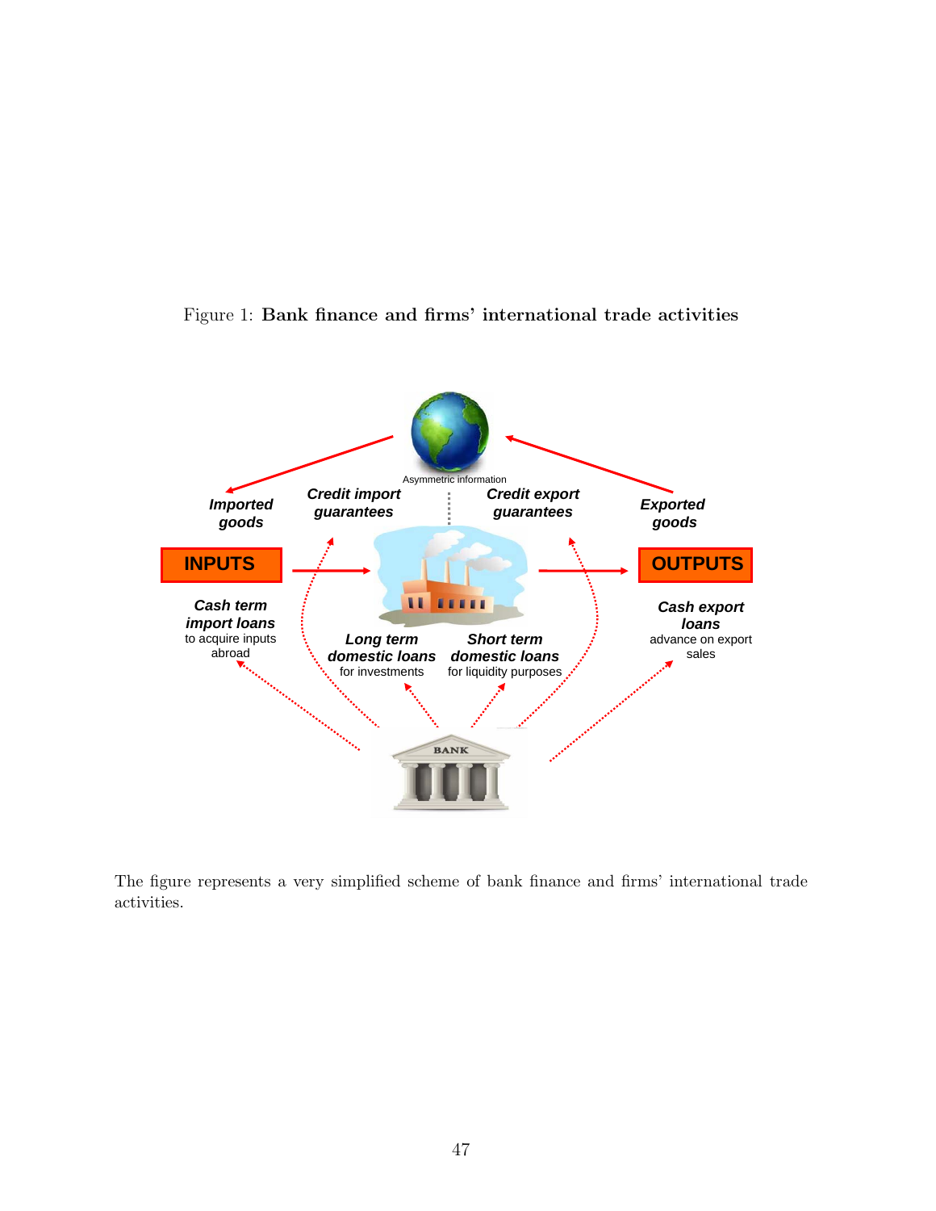Figure 1: **Bank finance and firms' international trade activities**

The figure represents a very simplified scheme of bank finance and firms' international trade activities.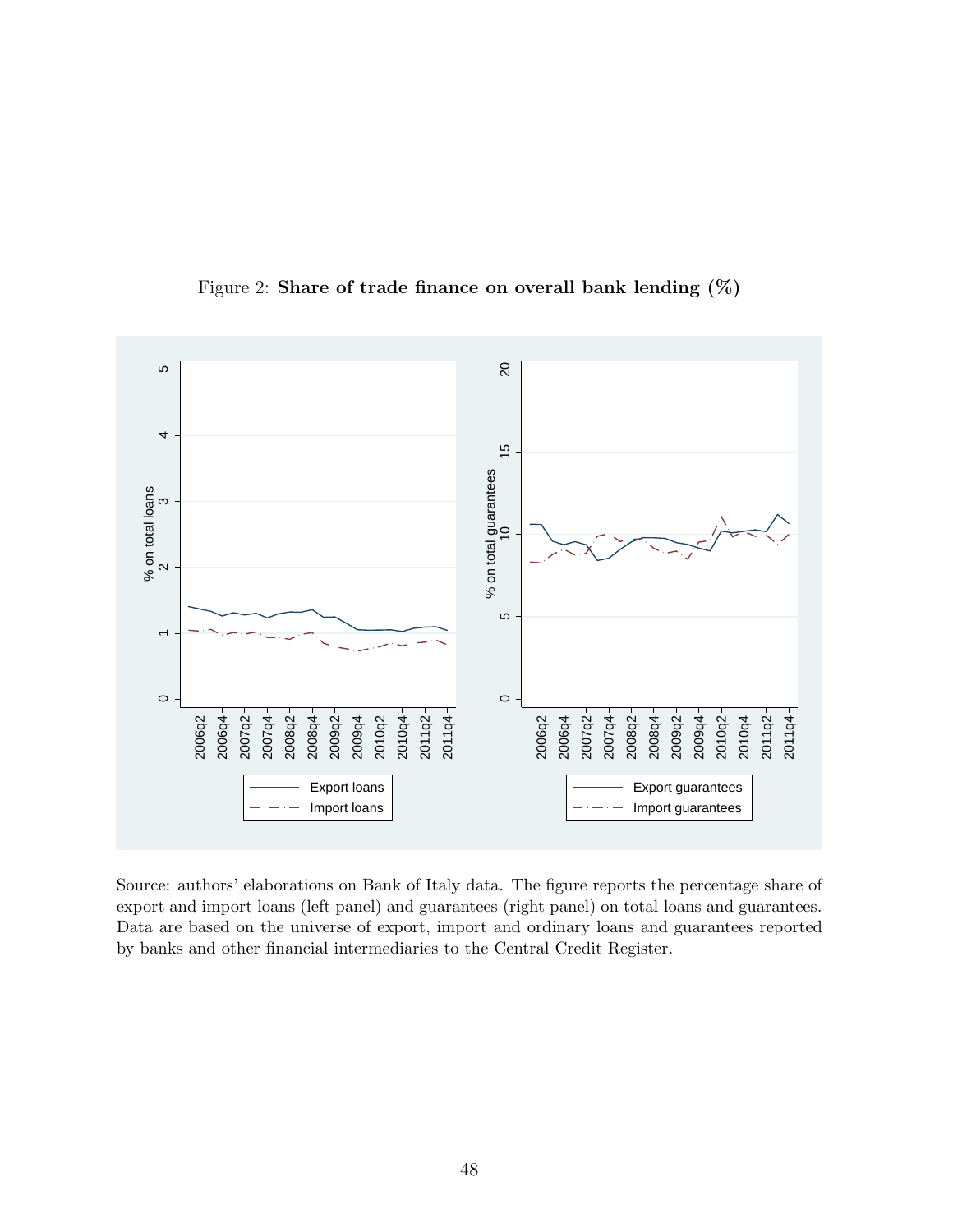Figure 2: **Share of trade finance on overall bank lending (%)**

Source: authors' elaborations on Bank of Italy data. The figure reports the percentage share of export and import loans (left panel) and guarantees (right panel) on total loans and guarantees. Data are based on the universe of export, import and ordinary loans and guarantees reported by banks and other financial intermediaries to the Central Credit Register.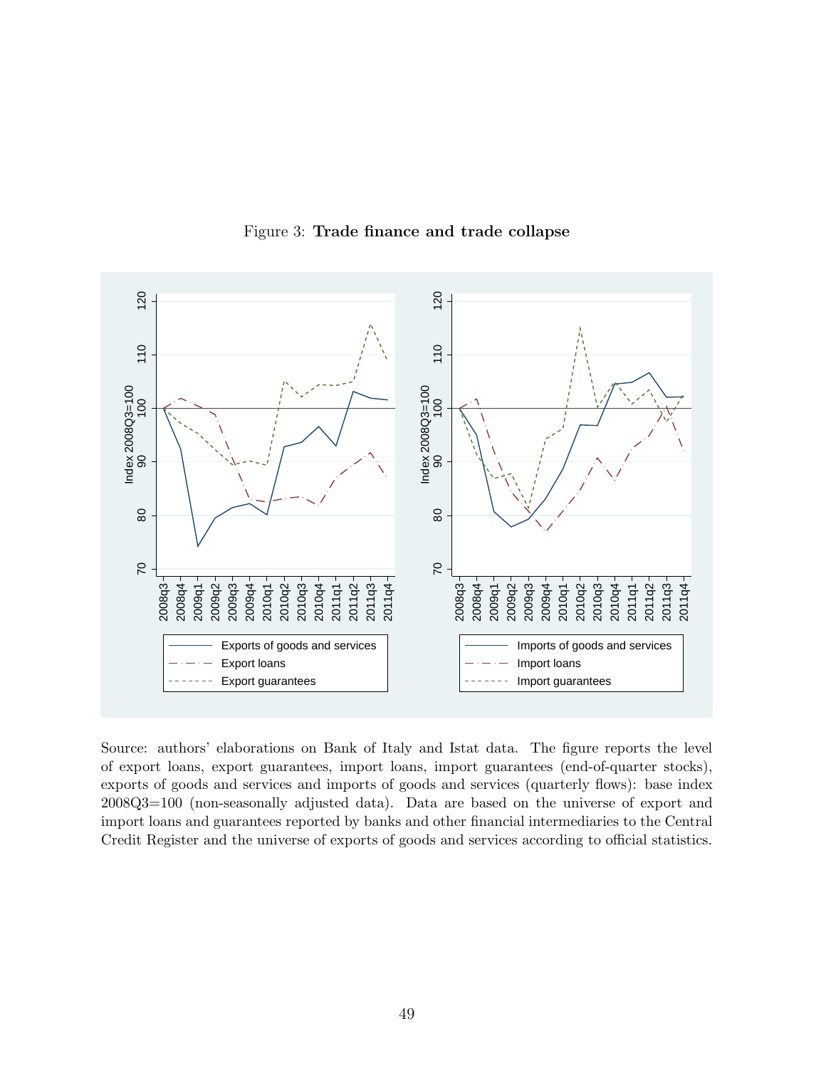Figure 3: **Trade finance and trade collapse**

Source: authors' elaborations on Bank of Italy and Istat data. The figure reports the level of export loans, export guarantees, import loans, import guarantees (end-of-quarter stocks), exports of goods and services and imports of goods and services (quarterly flows): base index 2008Q3=100 (non-seasonally adjusted data). Data are based on the universe of export and import loans and guarantees reported by banks and other financial intermediaries to the Central Credit Register and the universe of exports of goods and services according to official statistics.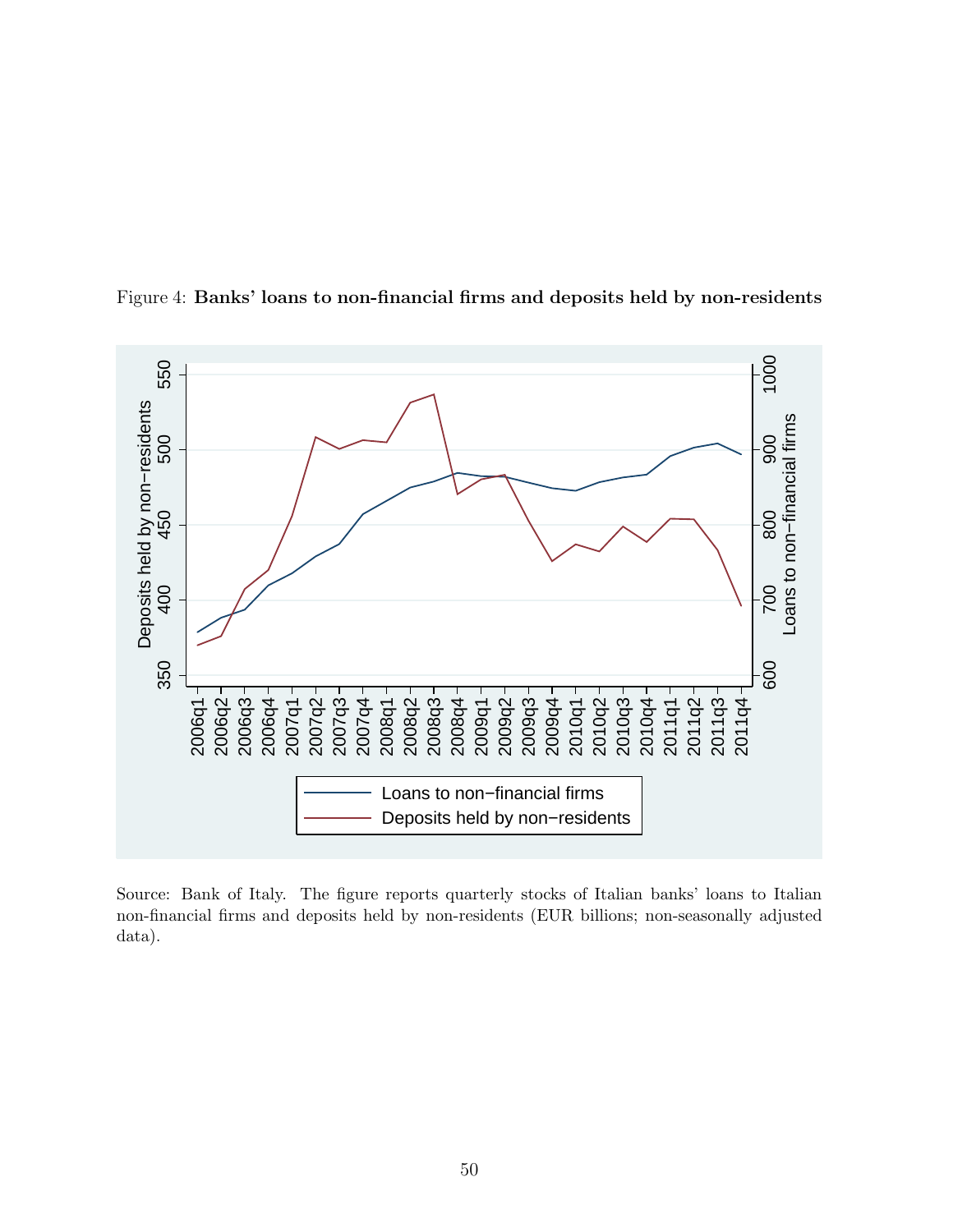Figure 4: **Banks' loans to non-financial firms and deposits held by non-residents**

Source: Bank of Italy. The figure reports quarterly stocks of Italian banks' loans to Italian non-financial firms and deposits held by non-residents (EUR billions; non-seasonally adjusted data).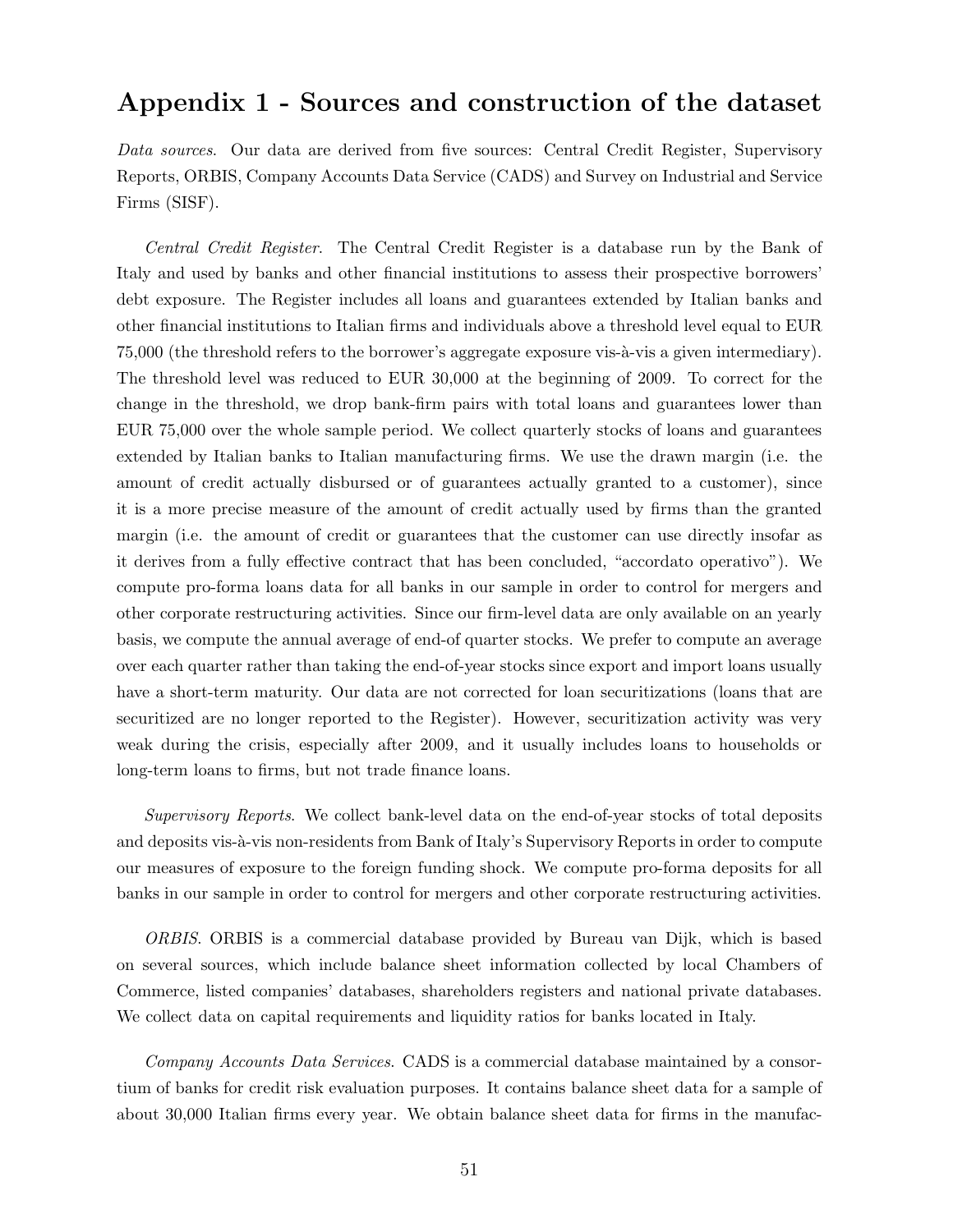# Appendix 1 - Sources and construction of the dataset

*Data sources.* Our data are derived from five sources: Central Credit Register, Supervisory Reports, ORBIS, Company Accounts Data Service (CADS) and Survey on Industrial and Service Firms (SISF).

*Central Credit Register.* The Central Credit Register is a database run by the Bank of Italy and used by banks and other financial institutions to assess their prospective borrowers' debt exposure. The Register includes all loans and guarantees extended by Italian banks and other financial institutions to Italian firms and individuals above a threshold level equal to EUR 75,000 (the threshold refers to the borrower's aggregate exposure vis-à-vis a given intermediary). The threshold level was reduced to EUR 30,000 at the beginning of 2009. To correct for the change in the threshold, we drop bank-firm pairs with total loans and guarantees lower than EUR 75,000 over the whole sample period. We collect quarterly stocks of loans and guarantees extended by Italian banks to Italian manufacturing firms. We use the drawn margin (i.e. the amount of credit actually disbursed or of guarantees actually granted to a customer), since it is a more precise measure of the amount of credit actually used by firms than the granted margin (i.e. the amount of credit or guarantees that the customer can use directly insofar as it derives from a fully effective contract that has been concluded, "accordato operativo"). We compute pro-forma loans data for all banks in our sample in order to control for mergers and other corporate restructuring activities. Since our firm-level data are only available on an yearly basis, we compute the annual average of end-of quarter stocks. We prefer to compute an average over each quarter rather than taking the end-of-year stocks since export and import loans usually have a short-term maturity. Our data are not corrected for loan securitizations (loans that are securitized are no longer reported to the Register). However, securitization activity was very weak during the crisis, especially after 2009, and it usually includes loans to households or long-term loans to firms, but not trade finance loans.

*Supervisory Reports.* We collect bank-level data on the end-of-year stocks of total deposits and deposits vis-à-vis non-residents from Bank of Italy's Supervisory Reports in order to compute our measures of exposure to the foreign funding shock. We compute pro-forma deposits for all banks in our sample in order to control for mergers and other corporate restructuring activities.

*ORBIS.* ORBIS is a commercial database provided by Bureau van Dijk, which is based on several sources, which include balance sheet information collected by local Chambers of Commerce, listed companies' databases, shareholders registers and national private databases. We collect data on capital requirements and liquidity ratios for banks located in Italy.

*Company Accounts Data Services.* CADS is a commercial database maintained by a consortium of banks for credit risk evaluation purposes. It contains balance sheet data for a sample of about 30,000 Italian firms every year. We obtain balance sheet data for firms in the manufac-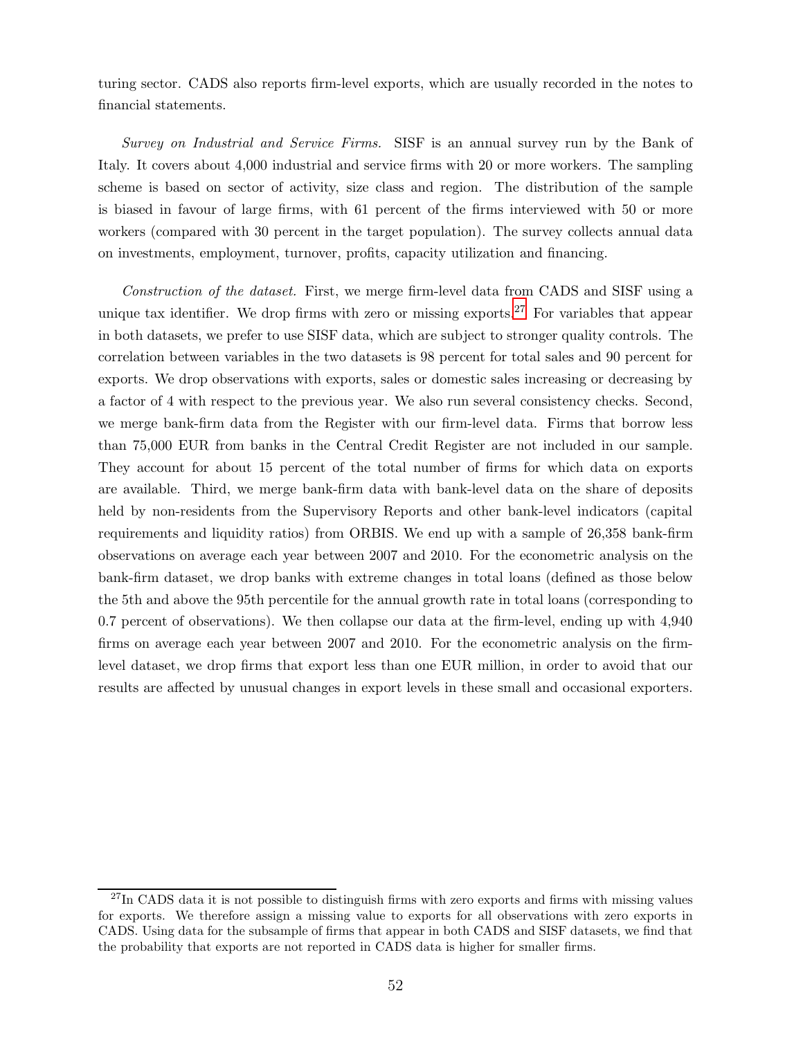turing sector. CADS also reports firm-level exports, which are usually recorded in the notes to financial statements.

*Survey on Industrial and Service Firms.* SISF is an annual survey run by the Bank of Italy. It covers about 4,000 industrial and service firms with 20 or more workers. The sampling scheme is based on sector of activity, size class and region. The distribution of the sample is biased in favour of large firms, with 61 percent of the firms interviewed with 50 or more workers (compared with 30 percent in the target population). The survey collects annual data on investments, employment, turnover, profits, capacity utilization and financing.

*Construction of the dataset.* First, we merge firm-level data from CADS and SISF using a unique tax identifier. We drop firms with zero or missing exports.[27] For variables that appear in both datasets, we prefer to use SISF data, which are subject to stronger quality controls. The correlation between variables in the two datasets is 98 percent for total sales and 90 percent for exports. We drop observations with exports, sales or domestic sales increasing or decreasing by a factor of 4 with respect to the previous year. We also run several consistency checks. Second, we merge bank-firm data from the Register with our firm-level data. Firms that borrow less than 75,000 EUR from banks in the Central Credit Register are not included in our sample. They account for about 15 percent of the total number of firms for which data on exports are available. Third, we merge bank-firm data with bank-level data on the share of deposits held by non-residents from the Supervisory Reports and other bank-level indicators (capital requirements and liquidity ratios) from ORBIS. We end up with a sample of 26,358 bank-firm observations on average each year between 2007 and 2010. For the econometric analysis on the bank-firm dataset, we drop banks with extreme changes in total loans (defined as those below the 5th and above the 95th percentile for the annual growth rate in total loans (corresponding to 0.7 percent of observations). We then collapse our data at the firm-level, ending up with 4,940 firms on average each year between 2007 and 2010. For the econometric analysis on the firm-level dataset, we drop firms that export less than one EUR million, in order to avoid that our results are affected by unusual changes in export levels in these small and occasional exporters.

[27] In CADS data it is not possible to distinguish firms with zero exports and firms with missing values for exports. We therefore assign a missing value to exports for all observations with zero exports in CADS. Using data for the subsample of firms that appear in both CADS and SISF datasets, we find that the probability that exports are not reported in CADS data is higher for smaller firms.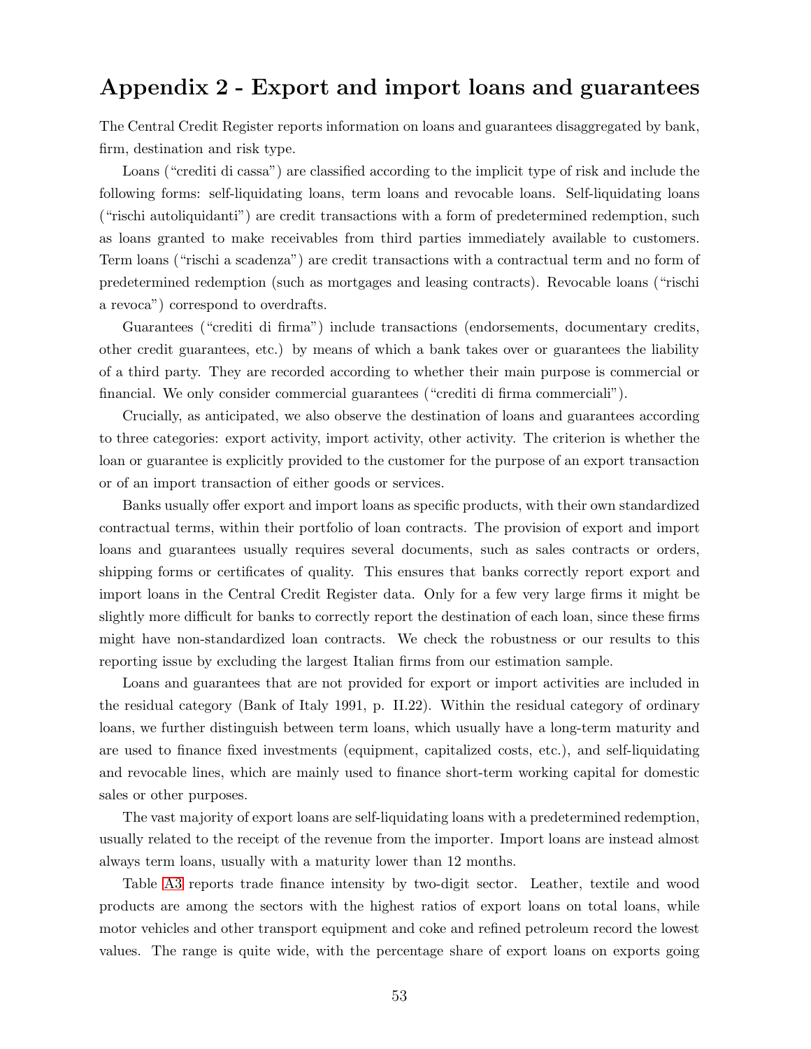## Appendix 2 - Export and import loans and guarantees

The Central Credit Register reports information on loans and guarantees disaggregated by bank, firm, destination and risk type.

Loans ("crediti di cassa") are classified according to the implicit type of risk and include the following forms: self-liquidating loans, term loans and revocable loans. Self-liquidating loans ("rischi autoliquidanti") are credit transactions with a form of predetermined redemption, such as loans granted to make receivables from third parties immediately available to customers. Term loans ("rischi a scadenza") are credit transactions with a contractual term and no form of predetermined redemption (such as mortgages and leasing contracts). Revocable loans ("rischi a revoca") correspond to overdrafts.

Guarantees ("crediti di firma") include transactions (endorsements, documentary credits, other credit guarantees, etc.) by means of which a bank takes over or guarantees the liability of a third party. They are recorded according to whether their main purpose is commercial or financial. We only consider commercial guarantees ("crediti di firma commerciali").

Crucially, as anticipated, we also observe the destination of loans and guarantees according to three categories: export activity, import activity, other activity. The criterion is whether the loan or guarantee is explicitly provided to the customer for the purpose of an export transaction or of an import transaction of either goods or services.

Banks usually offer export and import loans as specific products, with their own standardized contractual terms, within their portfolio of loan contracts. The provision of export and import loans and guarantees usually requires several documents, such as sales contracts or orders, shipping forms or certificates of quality. This ensures that banks correctly report export and import loans in the Central Credit Register data. Only for a few very large firms it might be slightly more difficult for banks to correctly report the destination of each loan, since these firms might have non-standardized loan contracts. We check the robustness or our results to this reporting issue by excluding the largest Italian firms from our estimation sample.

Loans and guarantees that are not provided for export or import activities are included in the residual category (Bank of Italy 1991, p. II.22). Within the residual category of ordinary loans, we further distinguish between term loans, which usually have a long-term maturity and are used to finance fixed investments (equipment, capitalized costs, etc.), and self-liquidating and revocable lines, which are mainly used to finance short-term working capital for domestic sales or other purposes.

The vast majority of export loans are self-liquidating loans with a predetermined redemption, usually related to the receipt of the revenue from the importer. Import loans are instead almost always term loans, usually with a maturity lower than 12 months.

Table A3 reports trade finance intensity by two-digit sector. Leather, textile and wood products are among the sectors with the highest ratios of export loans on total loans, while motor vehicles and other transport equipment and coke and refined petroleum record the lowest values. The range is quite wide, with the percentage share of export loans on exports going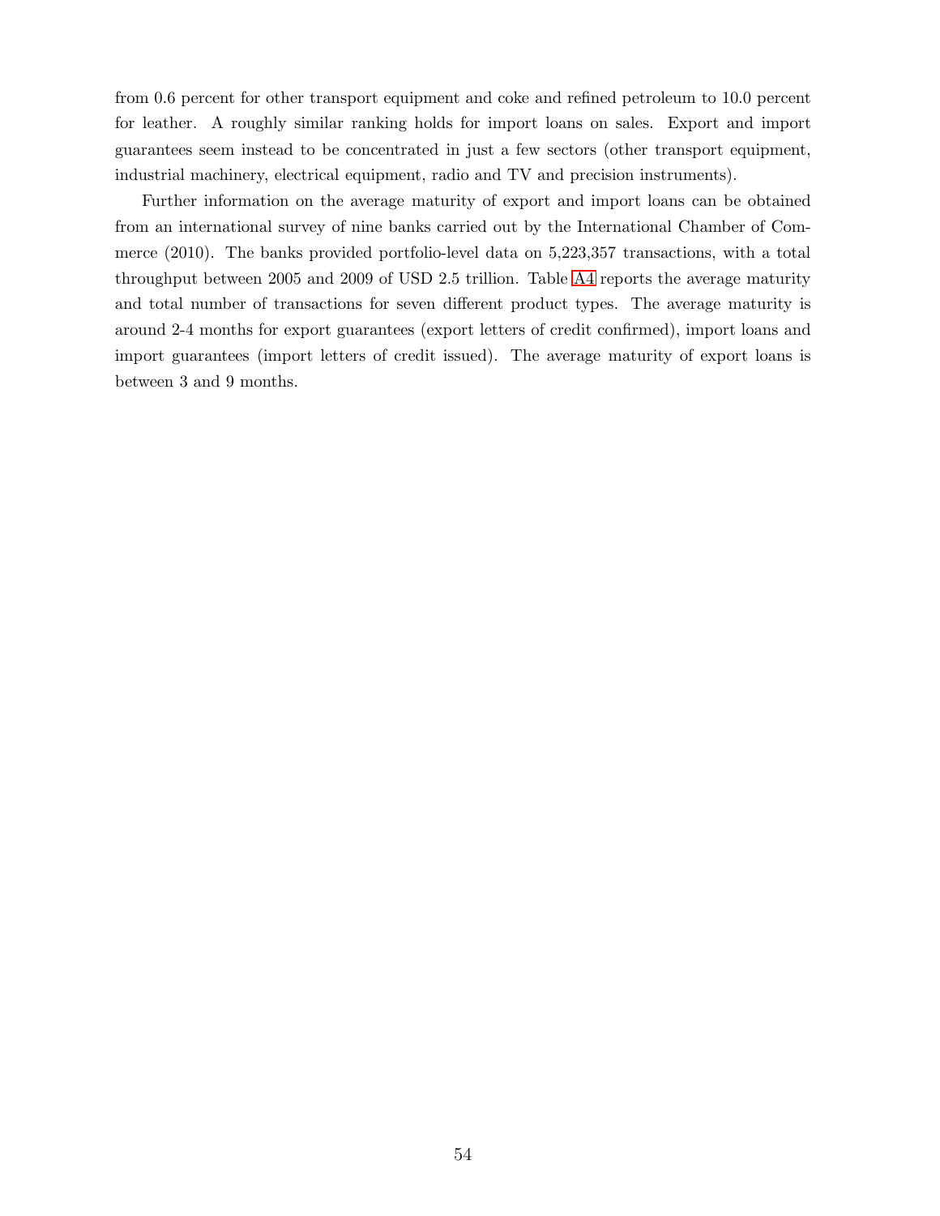from 0.6 percent for other transport equipment and coke and refined petroleum to 10.0 percent for leather. A roughly similar ranking holds for import loans on sales. Export and import guarantees seem instead to be concentrated in just a few sectors (other transport equipment, industrial machinery, electrical equipment, radio and TV and precision instruments).

Further information on the average maturity of export and import loans can be obtained from an international survey of nine banks carried out by the International Chamber of Commerce (2010). The banks provided portfolio-level data on 5,223,357 transactions, with a total throughput between 2005 and 2009 of USD 2.5 trillion. Table A4 reports the average maturity and total number of transactions for seven different product types. The average maturity is around 2-4 months for export guarantees (export letters of credit confirmed), import loans and import guarantees (import letters of credit issued). The average maturity of export loans is between 3 and 9 months.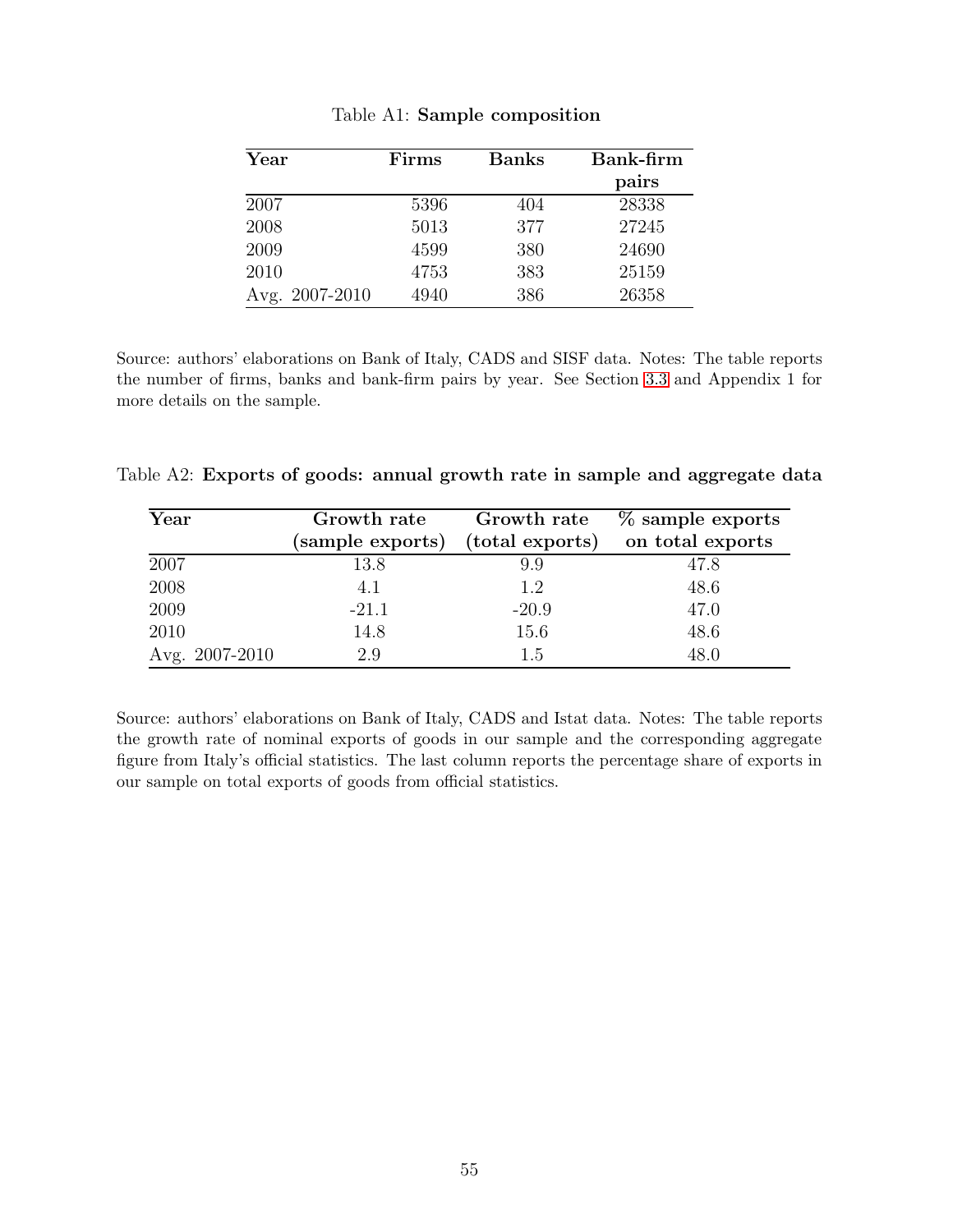Table A1: **Sample composition**

| Year | Firms | Banks | Bank-firm pairs |
|---|---|---|---|
| 2007 | 5396 | 404 | 28338 |
| 2008 | 5013 | 377 | 27245 |
| 2009 | 4599 | 380 | 24690 |
| 2010 | 4753 | 383 | 25159 |
| Avg. 2007-2010 | 4940 | 386 | 26358 |

Source: authors' elaborations on Bank of Italy, CADS and SISF data. Notes: The table reports the number of firms, banks and bank-firm pairs by year. See Section 3.3 and Appendix 1 for more details on the sample.

Table A2: **Exports of goods: annual growth rate in sample and aggregate data**

| Year | Growth rate (sample exports) | Growth rate (total exports) | % sample exports on total exports |
|---|---|---|---|
| 2007 | 13.8 | 9.9 | 47.8 |
| 2008 | 4.1 | 1.2 | 48.6 |
| 2009 | -21.1 | -20.9 | 47.0 |
| 2010 | 14.8 | 15.6 | 48.6 |
| Avg. 2007-2010 | 2.9 | 1.5 | 48.0 |

Source: authors' elaborations on Bank of Italy, CADS and Istat data. Notes: The table reports the growth rate of nominal exports of goods in our sample and the corresponding aggregate figure from Italy's official statistics. The last column reports the percentage share of exports in our sample on total exports of goods from official statistics.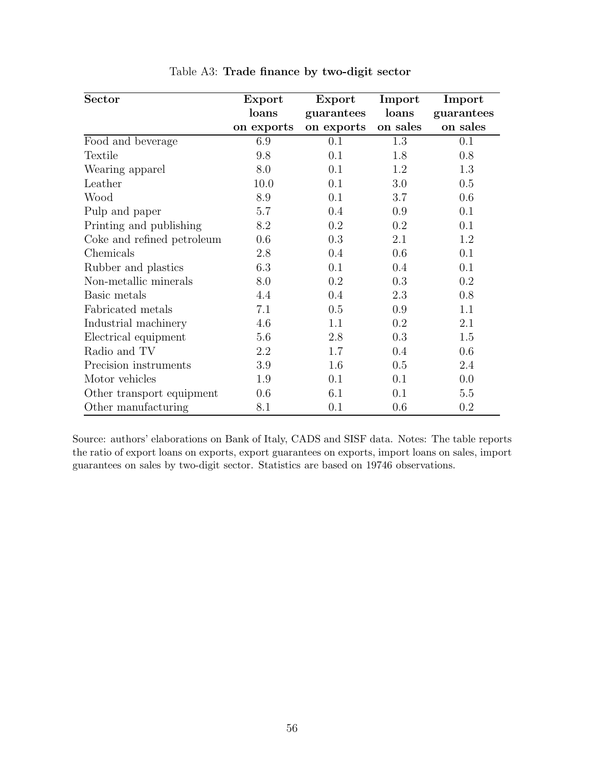Table A3: **Trade finance by two-digit sector**

| Sector | Export loans on exports | Export guarantees on exports | Import loans on sales | Import guarantees on sales |
|---|---|---|---|---|
| Food and beverage | 6.9 | 0.1 | 1.3 | 0.1 |
| Textile | 9.8 | 0.1 | 1.8 | 0.8 |
| Wearing apparel | 8.0 | 0.1 | 1.2 | 1.3 |
| Leather | 10.0 | 0.1 | 3.0 | 0.5 |
| Wood | 8.9 | 0.1 | 3.7 | 0.6 |
| Pulp and paper | 5.7 | 0.4 | 0.9 | 0.1 |
| Printing and publishing | 8.2 | 0.2 | 0.2 | 0.1 |
| Coke and refined petroleum | 0.6 | 0.3 | 2.1 | 1.2 |
| Chemicals | 2.8 | 0.4 | 0.6 | 0.1 |
| Rubber and plastics | 6.3 | 0.1 | 0.4 | 0.1 |
| Non-metallic minerals | 8.0 | 0.2 | 0.3 | 0.2 |
| Basic metals | 4.4 | 0.4 | 2.3 | 0.8 |
| Fabricated metals | 7.1 | 0.5 | 0.9 | 1.1 |
| Industrial machinery | 4.6 | 1.1 | 0.2 | 2.1 |
| Electrical equipment | 5.6 | 2.8 | 0.3 | 1.5 |
| Radio and TV | 2.2 | 1.7 | 0.4 | 0.6 |
| Precision instruments | 3.9 | 1.6 | 0.5 | 2.4 |
| Motor vehicles | 1.9 | 0.1 | 0.1 | 0.0 |
| Other transport equipment | 0.6 | 6.1 | 0.1 | 5.5 |
| Other manufacturing | 8.1 | 0.1 | 0.6 | 0.2 |

Source: authors' elaborations on Bank of Italy, CADS and SISF data. Notes: The table reports the ratio of export loans on exports, export guarantees on exports, import loans on sales, import guarantees on sales by two-digit sector. Statistics are based on 19746 observations.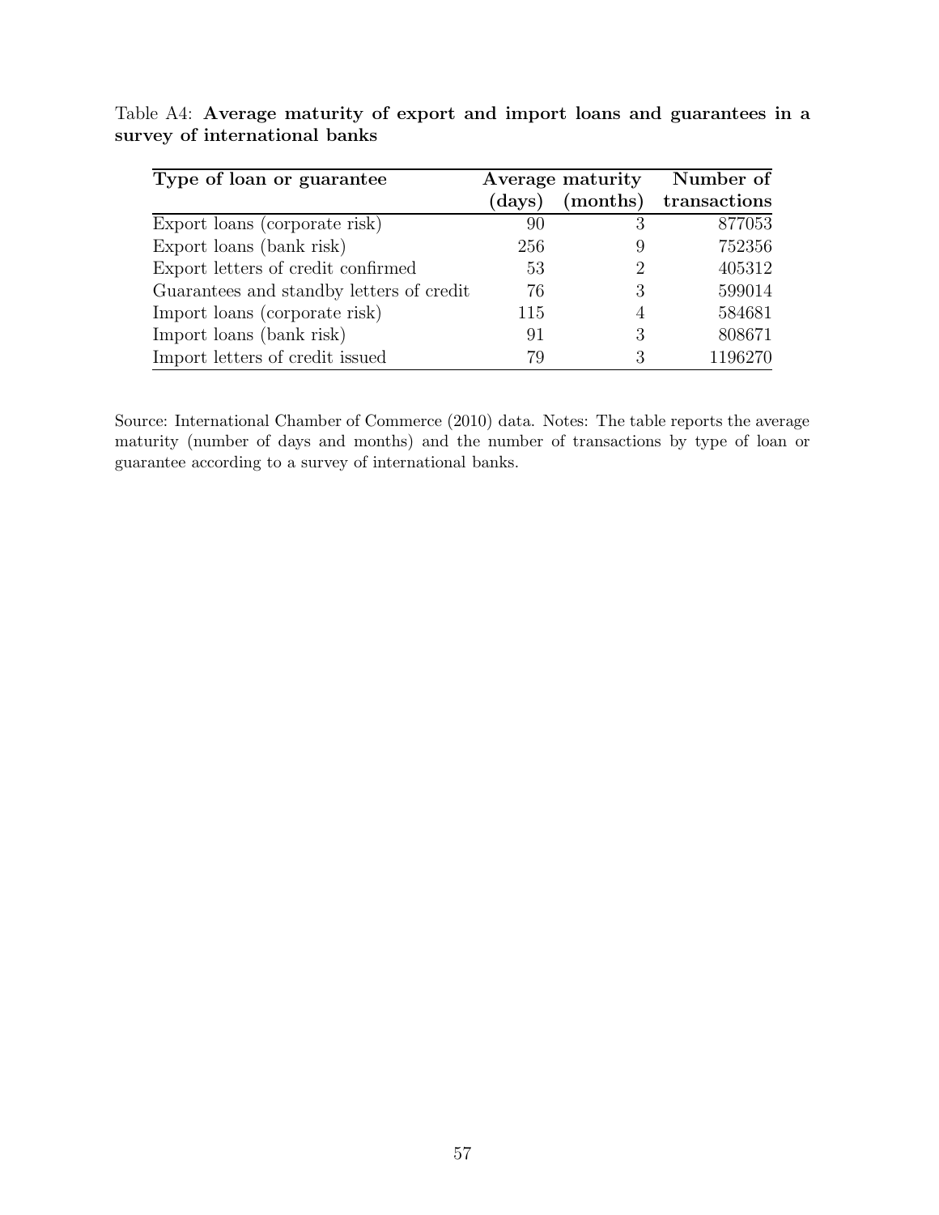Table A4: **Average maturity of export and import loans and guarantees in a survey of international banks**

| **Type of loan or guarantee** | **Average maturity** | | **Number of** |
|---|---|---|---|
| | **(days)** | **(months)** | **transactions** |
| Export loans (corporate risk) | 90 | 3 | 877053 |
| Export loans (bank risk) | 256 | 9 | 752356 |
| Export letters of credit confirmed | 53 | 2 | 405312 |
| Guarantees and standby letters of credit | 76 | 3 | 599014 |
| Import loans (corporate risk) | 115 | 4 | 584681 |
| Import loans (bank risk) | 91 | 3 | 808671 |
| Import letters of credit issued | 79 | 3 | 1196270 |

Source: International Chamber of Commerce (2010) data. Notes: The table reports the average maturity (number of days and months) and the number of transactions by type of loan or guarantee according to a survey of international banks.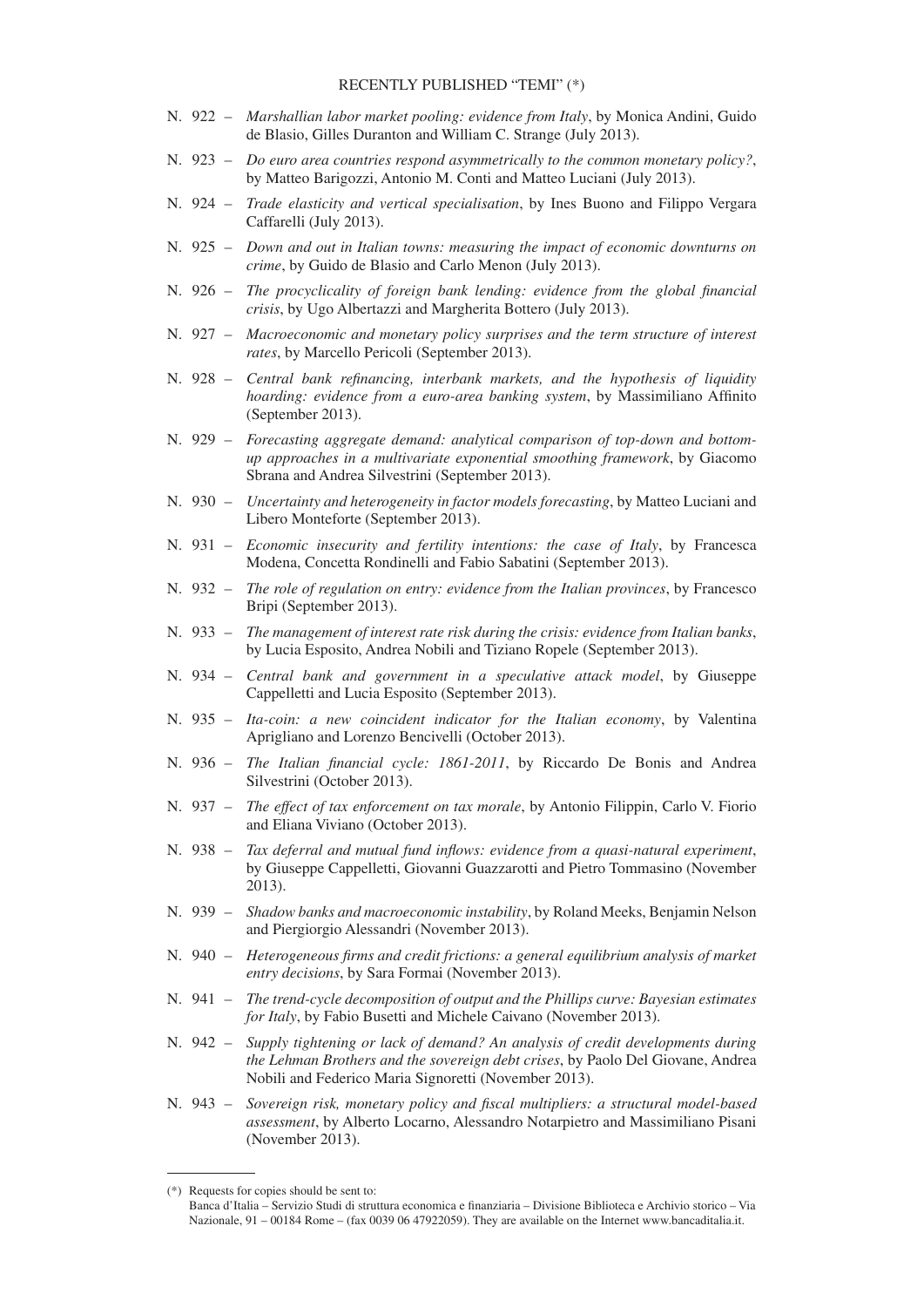RECENTLY PUBLISHED "TEMI" (*)

N. 922 – *Marshallian labor market pooling: evidence from Italy*, by Monica Andini, Guido de Blasio, Gilles Duranton and William C. Strange (July 2013).

N. 923 – *Do euro area countries respond asymmetrically to the common monetary policy?*, by Matteo Barigozzi, Antonio M. Conti and Matteo Luciani (July 2013).

N. 924 – *Trade elasticity and vertical specialisation*, by Ines Buono and Filippo Vergara Caffarelli (July 2013).

N. 925 – *Down and out in Italian towns: measuring the impact of economic downturns on crime*, by Guido de Blasio and Carlo Menon (July 2013).

N. 926 – *The procyclicality of foreign bank lending: evidence from the global financial crisis*, by Ugo Albertazzi and Margherita Bottero (July 2013).

N. 927 – *Macroeconomic and monetary policy surprises and the term structure of interest rates*, by Marcello Pericoli (September 2013).

N. 928 – *Central bank refinancing, interbank markets, and the hypothesis of liquidity hoarding: evidence from a euro-area banking system*, by Massimiliano Affinito (September 2013).

N. 929 – *Forecasting aggregate demand: analytical comparison of top-down and bottom-up approaches in a multivariate exponential smoothing framework*, by Giacomo Sbrana and Andrea Silvestrini (September 2013).

N. 930 – *Uncertainty and heterogeneity in factor models forecasting*, by Matteo Luciani and Libero Monteforte (September 2013).

N. 931 – *Economic insecurity and fertility intentions: the case of Italy*, by Francesca Modena, Concetta Rondinelli and Fabio Sabatini (September 2013).

N. 932 – *The role of regulation on entry: evidence from the Italian provinces*, by Francesco Bripi (September 2013).

N. 933 – *The management of interest rate risk during the crisis: evidence from Italian banks*, by Lucia Esposito, Andrea Nobili and Tiziano Ropele (September 2013).

N. 934 – *Central bank and government in a speculative attack model*, by Giuseppe Cappelletti and Lucia Esposito (September 2013).

N. 935 – *Ita-coin: a new coincident indicator for the Italian economy*, by Valentina Aprigliano and Lorenzo Bencivelli (October 2013).

N. 936 – *The Italian financial cycle: 1861-2011*, by Riccardo De Bonis and Andrea Silvestrini (October 2013).

N. 937 – *The effect of tax enforcement on tax morale*, by Antonio Filippin, Carlo V. Fiorio and Eliana Viviano (October 2013).

N. 938 – *Tax deferral and mutual fund inflows: evidence from a quasi-natural experiment*, by Giuseppe Cappelletti, Giovanni Guazzarotti and Pietro Tommasino (November 2013).

N. 939 – *Shadow banks and macroeconomic instability*, by Roland Meeks, Benjamin Nelson and Piergiorgio Alessandri (November 2013).

N. 940 – *Heterogeneous firms and credit frictions: a general equilibrium analysis of market entry decisions*, by Sara Formai (November 2013).

N. 941 – *The trend-cycle decomposition of output and the Phillips curve: Bayesian estimates for Italy*, by Fabio Busetti and Michele Caivano (November 2013).

N. 942 – *Supply tightening or lack of demand? An analysis of credit developments during the Lehman Brothers and the sovereign debt crises*, by Paolo Del Giovane, Andrea Nobili and Federico Maria Signoretti (November 2013).

N. 943 – *Sovereign risk, monetary policy and fiscal multipliers: a structural model-based assessment*, by Alberto Locarno, Alessandro Notarpietro and Massimiliano Pisani (November 2013).

(*) Requests for copies should be sent to:
Banca d'Italia – Servizio Studi di struttura economica e finanziaria – Divisione Biblioteca e Archivio storico – Via Nazionale, 91 – 00184 Rome – (fax 0039 06 47922059). They are available on the Internet www.bancaditalia.it.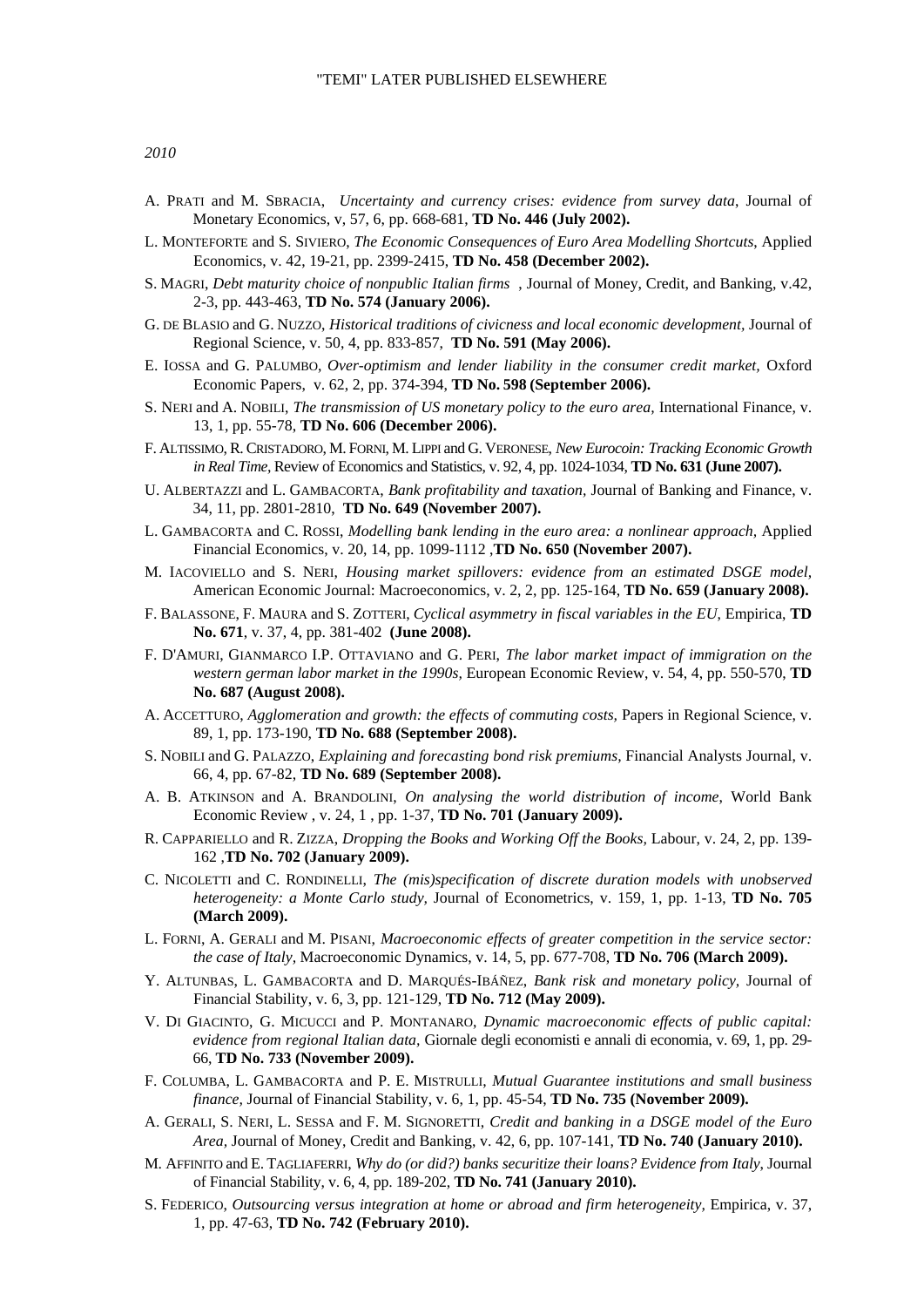# "TEMI" LATER PUBLISHED ELSEWHERE

*2010*

A. PRATI and M. SBRACIA, *Uncertainty and currency crises: evidence from survey data*, Journal of Monetary Economics, v, 57, 6, pp. 668-681, **TD No. 446 (July 2002).**

L. MONTEFORTE and S. SIVIERO, *The Economic Consequences of Euro Area Modelling Shortcuts*, Applied Economics, v. 42, 19-21, pp. 2399-2415, **TD No. 458 (December 2002).**

S. MAGRI, *Debt maturity choice of nonpublic Italian firms* , Journal of Money, Credit, and Banking, v.42, 2-3, pp. 443-463, **TD No. 574 (January 2006).**

G. DE BLASIO and G. NUZZO, *Historical traditions of civicness and local economic development*, Journal of Regional Science, v. 50, 4, pp. 833-857, **TD No. 591 (May 2006).**

E. IOSSA and G. PALUMBO, *Over-optimism and lender liability in the consumer credit market,* Oxford Economic Papers, v. 62, 2, pp. 374-394, **TD No. 598 (September 2006).**

S. NERI and A. NOBILI, *The transmission of US monetary policy to the euro area,* International Finance, v. 13, 1, pp. 55-78, **TD No. 606 (December 2006).**

F. ALTISSIMO, R. CRISTADORO, M. FORNI, M. LIPPI and G. VERONESE, *New Eurocoin: Tracking Economic Growth in Real Time*, Review of Economics and Statistics, v. 92, 4, pp. 1024-1034, **TD No. 631 (June 2007).**

U. ALBERTAZZI and L. GAMBACORTA, *Bank profitability and taxation*, Journal of Banking and Finance, v. 34, 11, pp. 2801-2810, **TD No. 649 (November 2007).**

L. GAMBACORTA and C. ROSSI, *Modelling bank lending in the euro area: a nonlinear approach*, Applied Financial Economics, v. 20, 14, pp. 1099-1112 ,**TD No. 650 (November 2007).**

M. IACOVIELLO and S. NERI, *Housing market spillovers: evidence from an estimated DSGE model,* American Economic Journal: Macroeconomics, v. 2, 2, pp. 125-164, **TD No. 659 (January 2008).**

F. BALASSONE, F. MAURA and S. ZOTTERI, *Cyclical asymmetry in fiscal variables in the EU*, Empirica, **TD No. 671**, v. 37, 4, pp. 381-402 **(June 2008).**

F. D'AMURI, GIANMARCO I.P. OTTAVIANO and G. PERI, *The labor market impact of immigration on the western german labor market in the 1990s,* European Economic Review, v. 54, 4, pp. 550-570, **TD No. 687 (August 2008).**

A. ACCETTURO, *Agglomeration and growth: the effects of commuting costs,* Papers in Regional Science, v. 89, 1, pp. 173-190, **TD No. 688 (September 2008).**

S. NOBILI and G. PALAZZO, *Explaining and forecasting bond risk premiums,* Financial Analysts Journal, v. 66, 4, pp. 67-82, **TD No. 689 (September 2008).**

A. B. ATKINSON and A. BRANDOLINI, *On analysing the world distribution of income,* World Bank Economic Review , v. 24, 1 , pp. 1-37, **TD No. 701 (January 2009).**

R. CAPPARIELLO and R. ZIZZA, *Dropping the Books and Working Off the Books,* Labour, v. 24, 2, pp. 139-162 ,**TD No. 702 (January 2009).**

C. NICOLETTI and C. RONDINELLI, *The (mis)specification of discrete duration models with unobserved heterogeneity: a Monte Carlo study,* Journal of Econometrics, v. 159, 1, pp. 1-13, **TD No. 705 (March 2009).**

L. FORNI, A. GERALI and M. PISANI, *Macroeconomic effects of greater competition in the service sector: the case of Italy*, Macroeconomic Dynamics, v. 14, 5, pp. 677-708, **TD No. 706 (March 2009).**

Y. ALTUNBAS, L. GAMBACORTA and D. MARQUÉS-IBÁÑEZ, *Bank risk and monetary policy,* Journal of Financial Stability, v. 6, 3, pp. 121-129, **TD No. 712 (May 2009).**

V. DI GIACINTO, G. MICUCCI and P. MONTANARO, *Dynamic macroeconomic effects of public capital: evidence from regional Italian data,* Giornale degli economisti e annali di economia, v. 69, 1, pp. 29-66, **TD No. 733 (November 2009).**

F. COLUMBA, L. GAMBACORTA and P. E. MISTRULLI, *Mutual Guarantee institutions and small business finance,* Journal of Financial Stability, v. 6, 1, pp. 45-54, **TD No. 735 (November 2009).**

A. GERALI, S. NERI, L. SESSA and F. M. SIGNORETTI, *Credit and banking in a DSGE model of the Euro Area,* Journal of Money, Credit and Banking, v. 42, 6, pp. 107-141, **TD No. 740 (January 2010).**

M. AFFINITO and E. TAGLIAFERRI, *Why do (or did?) banks securitize their loans? Evidence from Italy,* Journal of Financial Stability, v. 6, 4, pp. 189-202, **TD No. 741 (January 2010).**

S. FEDERICO, *Outsourcing versus integration at home or abroad and firm heterogeneity,* Empirica, v. 37, 1, pp. 47-63, **TD No. 742 (February 2010).**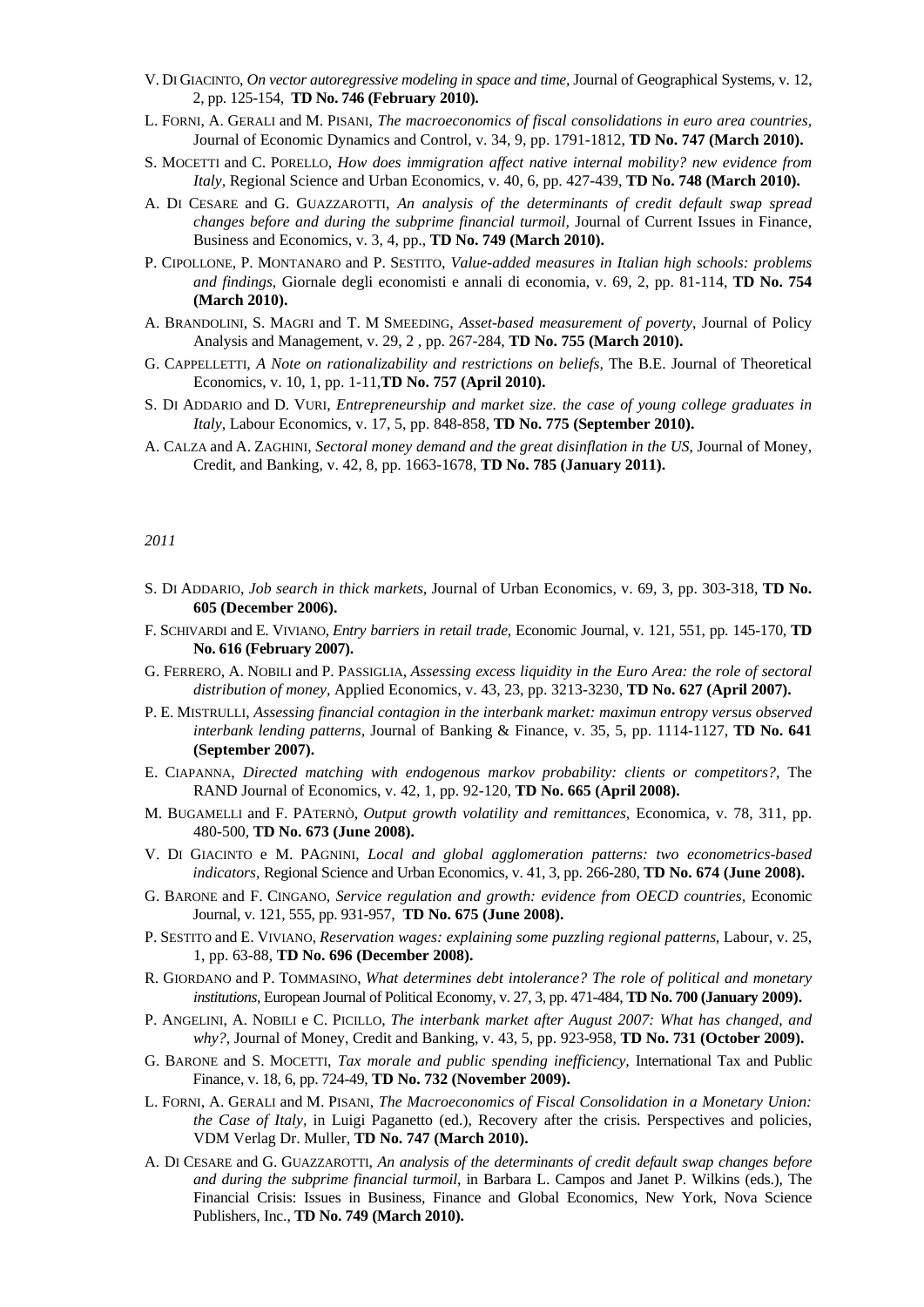V. DI GIACINTO, *On vector autoregressive modeling in space and time*, Journal of Geographical Systems, v. 12, 2, pp. 125-154, **TD No. 746 (February 2010).**

L. FORNI, A. GERALI and M. PISANI, *The macroeconomics of fiscal consolidations in euro area countries,* Journal of Economic Dynamics and Control, v. 34, 9, pp. 1791-1812, **TD No. 747 (March 2010).**

S. MOCETTI and C. PORELLO, *How does immigration affect native internal mobility? new evidence from Italy,* Regional Science and Urban Economics, v. 40, 6, pp. 427-439, **TD No. 748 (March 2010).**

A. DI CESARE and G. GUAZZAROTTI, *An analysis of the determinants of credit default swap spread changes before and during the subprime financial turmoil,* Journal of Current Issues in Finance, Business and Economics, v. 3, 4, pp., **TD No. 749 (March 2010).**

P. CIPOLLONE, P. MONTANARO and P. SESTITO, *Value-added measures in Italian high schools: problems and findings*, Giornale degli economisti e annali di economia, v. 69, 2, pp. 81-114, **TD No. 754 (March 2010).**

A. BRANDOLINI, S. MAGRI and T. M SMEEDING, *Asset-based measurement of poverty*, Journal of Policy Analysis and Management, v. 29, 2 , pp. 267-284, **TD No. 755 (March 2010).**

G. CAPPELLETTI, *A Note on rationalizability and restrictions on beliefs,* The B.E. Journal of Theoretical Economics, v. 10, 1, pp. 1-11,**TD No. 757 (April 2010).**

S. DI ADDARIO and D. VURI, *Entrepreneurship and market size. the case of young college graduates in Italy*, Labour Economics, v. 17, 5, pp. 848-858, **TD No. 775 (September 2010).**

A. CALZA and A. ZAGHINI, *Sectoral money demand and the great disinflation in the US*, Journal of Money, Credit, and Banking, v. 42, 8, pp. 1663-1678, **TD No. 785 (January 2011).**

*2011*

S. DI ADDARIO, *Job search in thick markets*, Journal of Urban Economics, v. 69, 3, pp. 303-318, **TD No. 605 (December 2006).**

F. SCHIVARDI and E. VIVIANO, *Entry barriers in retail trade*, Economic Journal, v. 121, 551, pp. 145-170, **TD No. 616 (February 2007).**

G. FERRERO, A. NOBILI and P. PASSIGLIA, *Assessing excess liquidity in the Euro Area: the role of sectoral distribution of money,* Applied Economics, v. 43, 23, pp. 3213-3230, **TD No. 627 (April 2007).**

P. E. MISTRULLI, *Assessing financial contagion in the interbank market: maximun entropy versus observed interbank lending patterns,* Journal of Banking & Finance, v. 35, 5, pp. 1114-1127, **TD No. 641 (September 2007).**

E. CIAPANNA, *Directed matching with endogenous markov probability: clients or competitors?*, The RAND Journal of Economics, v. 42, 1, pp. 92-120, **TD No. 665 (April 2008).**

M. BUGAMELLI and F. PATERNÒ, *Output growth volatility and remittances*, Economica, v. 78, 311, pp. 480-500, **TD No. 673 (June 2008).**

V. DI GIACINTO e M. PAGNINI, *Local and global agglomeration patterns: two econometrics-based indicators*, Regional Science and Urban Economics, v. 41, 3, pp. 266-280, **TD No. 674 (June 2008).**

G. BARONE and F. CINGANO, *Service regulation and growth: evidence from OECD countries,* Economic Journal, v. 121, 555, pp. 931-957, **TD No. 675 (June 2008).**

P. SESTITO and E. VIVIANO, *Reservation wages: explaining some puzzling regional patterns*, Labour, v. 25, 1, pp. 63-88, **TD No. 696 (December 2008).**

R. GIORDANO and P. TOMMASINO, *What determines debt intolerance? The role of political and monetary institutions*, European Journal of Political Economy, v. 27, 3, pp. 471-484, **TD No. 700 (January 2009).**

P. ANGELINI, A. NOBILI e C. PICILLO, *The interbank market after August 2007: What has changed, and why?*, Journal of Money, Credit and Banking, v. 43, 5, pp. 923-958, **TD No. 731 (October 2009).**

G. BARONE and S. MOCETTI, *Tax morale and public spending inefficiency,* International Tax and Public Finance, v. 18, 6, pp. 724-49, **TD No. 732 (November 2009).**

L. FORNI, A. GERALI and M. PISANI, *The Macroeconomics of Fiscal Consolidation in a Monetary Union: the Case of Italy*, in Luigi Paganetto (ed.), Recovery after the crisis. Perspectives and policies, VDM Verlag Dr. Muller, **TD No. 747 (March 2010).**

A. DI CESARE and G. GUAZZAROTTI, *An analysis of the determinants of credit default swap changes before and during the subprime financial turmoil*, in Barbara L. Campos and Janet P. Wilkins (eds.), The Financial Crisis: Issues in Business, Finance and Global Economics, New York, Nova Science Publishers, Inc., **TD No. 749 (March 2010).**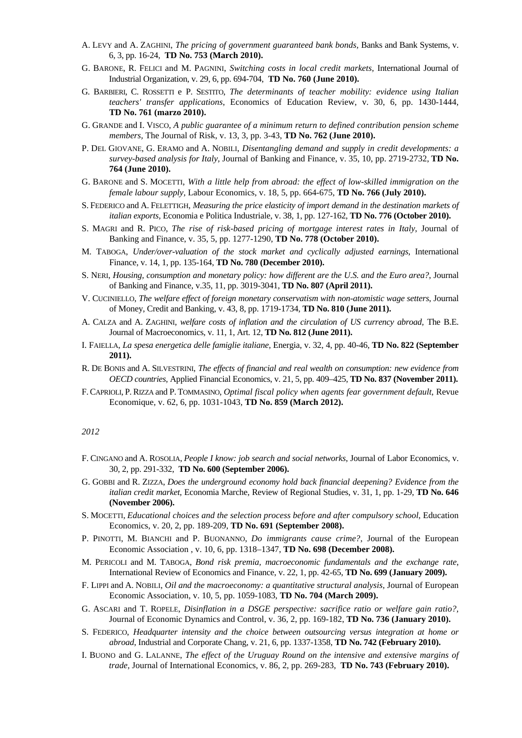A. LEVY and A. ZAGHINI, *The pricing of government guaranteed bank bonds*, Banks and Bank Systems, v. 6, 3, pp. 16-24, **TD No. 753 (March 2010).**

G. BARONE, R. FELICI and M. PAGNINI, *Switching costs in local credit markets*, International Journal of Industrial Organization, v. 29, 6, pp. 694-704, **TD No. 760 (June 2010).**

G. BARBIERI, C. ROSSETTI e P. SESTITO, *The determinants of teacher mobility: evidence using Italian teachers' transfer applications*, Economics of Education Review, v. 30, 6, pp. 1430-1444, **TD No. 761 (marzo 2010).**

G. GRANDE and I. VISCO, *A public guarantee of a minimum return to defined contribution pension scheme members*, The Journal of Risk, v. 13, 3, pp. 3-43, **TD No. 762 (June 2010).**

P. DEL GIOVANE, G. ERAMO and A. NOBILI, *Disentangling demand and supply in credit developments: a survey-based analysis for Italy*, Journal of Banking and Finance, v. 35, 10, pp. 2719-2732, **TD No. 764 (June 2010).**

G. BARONE and S. MOCETTI, *With a little help from abroad: the effect of low-skilled immigration on the female labour supply*, Labour Economics, v. 18, 5, pp. 664-675, **TD No. 766 (July 2010).**

S. FEDERICO and A. FELETTIGH, *Measuring the price elasticity of import demand in the destination markets of italian exports*, Economia e Politica Industriale, v. 38, 1, pp. 127-162, **TD No. 776 (October 2010).**

S. MAGRI and R. PICO, *The rise of risk-based pricing of mortgage interest rates in Italy*, Journal of Banking and Finance, v. 35, 5, pp. 1277-1290, **TD No. 778 (October 2010).**

M. TABOGA, *Under/over-valuation of the stock market and cyclically adjusted earnings*, International Finance, v. 14, 1, pp. 135-164, **TD No. 780 (December 2010).**

S. NERI, *Housing, consumption and monetary policy: how different are the U.S. and the Euro area?*, Journal of Banking and Finance, v.35, 11, pp. 3019-3041, **TD No. 807 (April 2011).**

V. CUCINIELLO, *The welfare effect of foreign monetary conservatism with non-atomistic wage setters*, Journal of Money, Credit and Banking, v. 43, 8, pp. 1719-1734, **TD No. 810 (June 2011).**

A. CALZA and A. ZAGHINI, *welfare costs of inflation and the circulation of US currency abroad*, The B.E. Journal of Macroeconomics, v. 11, 1, Art. 12, **TD No. 812 (June 2011).**

I. FAIELLA, *La spesa energetica delle famiglie italiane*, Energia, v. 32, 4, pp. 40-46, **TD No. 822 (September 2011).**

R. DE BONIS and A. SILVESTRINI, *The effects of financial and real wealth on consumption: new evidence from OECD countries*, Applied Financial Economics, v. 21, 5, pp. 409–425, **TD No. 837 (November 2011).**

F. CAPRIOLI, P. RIZZA and P. TOMMASINO, *Optimal fiscal policy when agents fear government default*, Revue Economique, v. 62, 6, pp. 1031-1043, **TD No. 859 (March 2012).**

*2012*

F. CINGANO and A. ROSOLIA, *People I know: job search and social networks*, Journal of Labor Economics, v. 30, 2, pp. 291-332, **TD No. 600 (September 2006).**

G. GOBBI and R. ZIZZA, *Does the underground economy hold back financial deepening? Evidence from the italian credit market*, Economia Marche, Review of Regional Studies, v. 31, 1, pp. 1-29, **TD No. 646 (November 2006).**

S. MOCETTI, *Educational choices and the selection process before and after compulsory school*, Education Economics, v. 20, 2, pp. 189-209, **TD No. 691 (September 2008).**

P. PINOTTI, M. BIANCHI and P. BUONANNO, *Do immigrants cause crime?*, Journal of the European Economic Association , v. 10, 6, pp. 1318–1347, **TD No. 698 (December 2008).**

M. PERICOLI and M. TABOGA, *Bond risk premia, macroeconomic fundamentals and the exchange rate*, International Review of Economics and Finance, v. 22, 1, pp. 42-65, **TD No. 699 (January 2009).**

F. LIPPI and A. NOBILI, *Oil and the macroeconomy: a quantitative structural analysis*, Journal of European Economic Association, v. 10, 5, pp. 1059-1083, **TD No. 704 (March 2009).**

G. ASCARI and T. ROPELE, *Disinflation in a DSGE perspective: sacrifice ratio or welfare gain ratio?*, Journal of Economic Dynamics and Control, v. 36, 2, pp. 169-182, **TD No. 736 (January 2010).**

S. FEDERICO, *Headquarter intensity and the choice between outsourcing versus integration at home or abroad*, Industrial and Corporate Chang, v. 21, 6, pp. 1337-1358, **TD No. 742 (February 2010).**

I. BUONO and G. LALANNE, *The effect of the Uruguay Round on the intensive and extensive margins of trade*, Journal of International Economics, v. 86, 2, pp. 269-283, **TD No. 743 (February 2010).**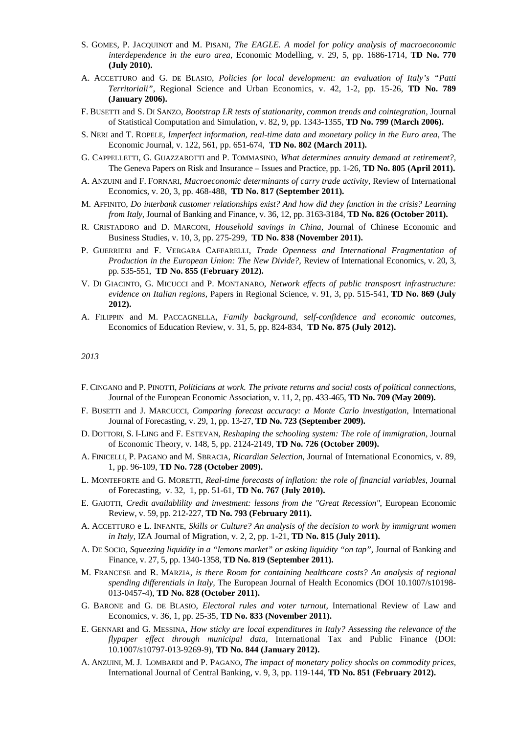S. GOMES, P. JACQUINOT and M. PISANI, *The EAGLE. A model for policy analysis of macroeconomic interdependence in the euro area*, Economic Modelling, v. 29, 5, pp. 1686-1714, **TD No. 770 (July 2010).**

A. ACCETTURO and G. DE BLASIO, *Policies for local development: an evaluation of Italy's "Patti Territoriali"*, Regional Science and Urban Economics, v. 42, 1-2, pp. 15-26, **TD No. 789 (January 2006).**

F. BUSETTI and S. DI SANZO, *Bootstrap LR tests of stationarity, common trends and cointegration*, Journal of Statistical Computation and Simulation, v. 82, 9, pp. 1343-1355, **TD No. 799 (March 2006).**

S. NERI and T. ROPELE, *Imperfect information, real-time data and monetary policy in the Euro area,* The Economic Journal, v. 122, 561, pp. 651-674, **TD No. 802 (March 2011).**

G. CAPPELLETTI, G. GUAZZAROTTI and P. TOMMASINO, *What determines annuity demand at retirement?*, The Geneva Papers on Risk and Insurance – Issues and Practice, pp. 1-26, **TD No. 805 (April 2011).**

A. ANZUINI and F. FORNARI, *Macroeconomic determinants of carry trade activity,* Review of International Economics, v. 20, 3, pp. 468-488, **TD No. 817 (September 2011).**

M. AFFINITO, *Do interbank customer relationships exist? And how did they function in the crisis? Learning from Italy*, Journal of Banking and Finance, v. 36, 12, pp. 3163-3184, **TD No. 826 (October 2011).**

R. CRISTADORO and D. MARCONI, *Household savings in China,* Journal of Chinese Economic and Business Studies, v. 10, 3, pp. 275-299, **TD No. 838 (November 2011).**

P. GUERRIERI and F. VERGARA CAFFARELLI, *Trade Openness and International Fragmentation of Production in the European Union: The New Divide?*, Review of International Economics, v. 20, 3, pp. 535-551, **TD No. 855 (February 2012).**

V. DI GIACINTO, G. MICUCCI and P. MONTANARO, *Network effects of public transposrt infrastructure: evidence on Italian regions*, Papers in Regional Science, v. 91, 3, pp. 515-541, **TD No. 869 (July 2012).**

A. FILIPPIN and M. PACCAGNELLA, *Family background, self-confidence and economic outcomes*, Economics of Education Review, v. 31, 5, pp. 824-834, **TD No. 875 (July 2012).**

*2013*

F. CINGANO and P. PINOTTI, *Politicians at work. The private returns and social costs of political connections*, Journal of the European Economic Association, v. 11, 2, pp. 433-465, **TD No. 709 (May 2009).**

F. BUSETTI and J. MARCUCCI, *Comparing forecast accuracy: a Monte Carlo investigation*, International Journal of Forecasting, v. 29, 1, pp. 13-27, **TD No. 723 (September 2009).**

D. DOTTORI, S. I-LING and F. ESTEVAN, *Reshaping the schooling system: The role of immigration*, Journal of Economic Theory, v. 148, 5, pp. 2124-2149, **TD No. 726 (October 2009).**

A. FINICELLI, P. PAGANO and M. SBRACIA, *Ricardian Selection*, Journal of International Economics, v. 89, 1, pp. 96-109, **TD No. 728 (October 2009).**

L. MONTEFORTE and G. MORETTI, *Real-time forecasts of inflation: the role of financial variables*, Journal of Forecasting, v. 32, 1, pp. 51-61, **TD No. 767 (July 2010).**

E. GAIOTTI, *Credit availablility and investment: lessons from the "Great Recession"*, European Economic Review, v. 59, pp. 212-227, **TD No. 793 (February 2011).**

A. ACCETTURO e L. INFANTE, *Skills or Culture? An analysis of the decision to work by immigrant women in Italy*, IZA Journal of Migration, v. 2, 2, pp. 1-21, **TD No. 815 (July 2011).**

A. DE SOCIO, *Squeezing liquidity in a "lemons market" or asking liquidity "on tap"*, Journal of Banking and Finance, v. 27, 5, pp. 1340-1358, **TD No. 819 (September 2011).**

M. FRANCESE and R. MARZIA, *is there Room for containing healthcare costs? An analysis of regional spending differentials in Italy*, The European Journal of Health Economics (DOI 10.1007/s10198-013-0457-4), **TD No. 828 (October 2011).**

G. BARONE and G. DE BLASIO, *Electoral rules and voter turnout*, International Review of Law and Economics, v. 36, 1, pp. 25-35, **TD No. 833 (November 2011).**

E. GENNARI and G. MESSINA, *How sticky are local expenditures in Italy? Assessing the relevance of the flypaper effect through municipal data*, International Tax and Public Finance (DOI: 10.1007/s10797-013-9269-9), **TD No. 844 (January 2012).**

A. ANZUINI, M. J. LOMBARDI and P. PAGANO, *The impact of monetary policy shocks on commodity prices*, International Journal of Central Banking, v. 9, 3, pp. 119-144, **TD No. 851 (February 2012).**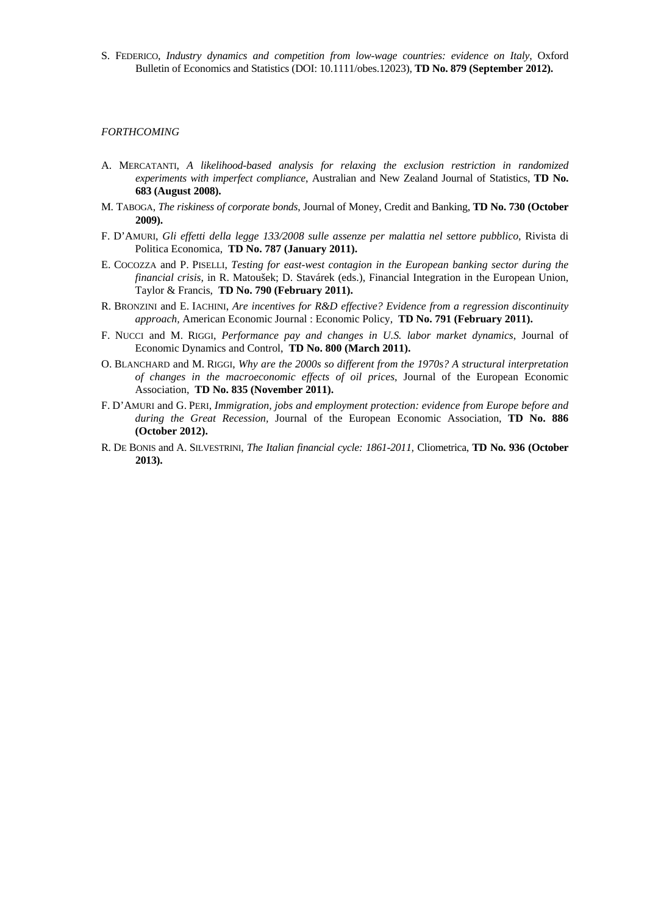S. FEDERICO, *Industry dynamics and competition from low-wage countries: evidence on Italy*, Oxford Bulletin of Economics and Statistics (DOI: 10.1111/obes.12023), **TD No. 879 (September 2012).**

*FORTHCOMING*

A. MERCATANTI, *A likelihood-based analysis for relaxing the exclusion restriction in randomized experiments with imperfect compliance*, Australian and New Zealand Journal of Statistics, **TD No. 683 (August 2008).**

M. TABOGA, *The riskiness of corporate bonds*, Journal of Money, Credit and Banking, **TD No. 730 (October 2009).**

F. D'AMURI, *Gli effetti della legge 133/2008 sulle assenze per malattia nel settore pubblico*, Rivista di Politica Economica, **TD No. 787 (January 2011).**

E. COCOZZA and P. PISELLI, *Testing for east-west contagion in the European banking sector during the financial crisis*, in R. Matoušek; D. Stavárek (eds.), Financial Integration in the European Union, Taylor & Francis, **TD No. 790 (February 2011).**

R. BRONZINI and E. IACHINI, *Are incentives for R&D effective? Evidence from a regression discontinuity approach*, American Economic Journal : Economic Policy, **TD No. 791 (February 2011).**

F. NUCCI and M. RIGGI, *Performance pay and changes in U.S. labor market dynamics*, Journal of Economic Dynamics and Control, **TD No. 800 (March 2011).**

O. BLANCHARD and M. RIGGI, *Why are the 2000s so different from the 1970s? A structural interpretation of changes in the macroeconomic effects of oil prices*, Journal of the European Economic Association, **TD No. 835 (November 2011).**

F. D'AMURI and G. PERI, *Immigration, jobs and employment protection: evidence from Europe before and during the Great Recession*, Journal of the European Economic Association, **TD No. 886 (October 2012).**

R. DE BONIS and A. SILVESTRINI, *The Italian financial cycle: 1861-2011*, Cliometrica, **TD No. 936 (October 2013).**